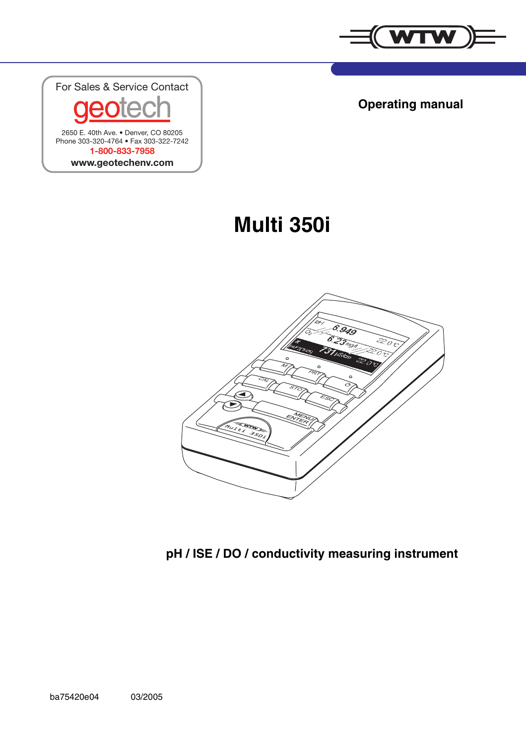For Sales & Service Contact

geotech

2650 E. 40th Ave. • Denver, CO 80205
Phone 303-320-4764 • Fax 303-322-7242
1-800-833-7958
www.geotechenv.com

**Operating manual**

# Multi 350i

**pH / ISE / DO / conductivity measuring instrument**

ba75420e04 03/2005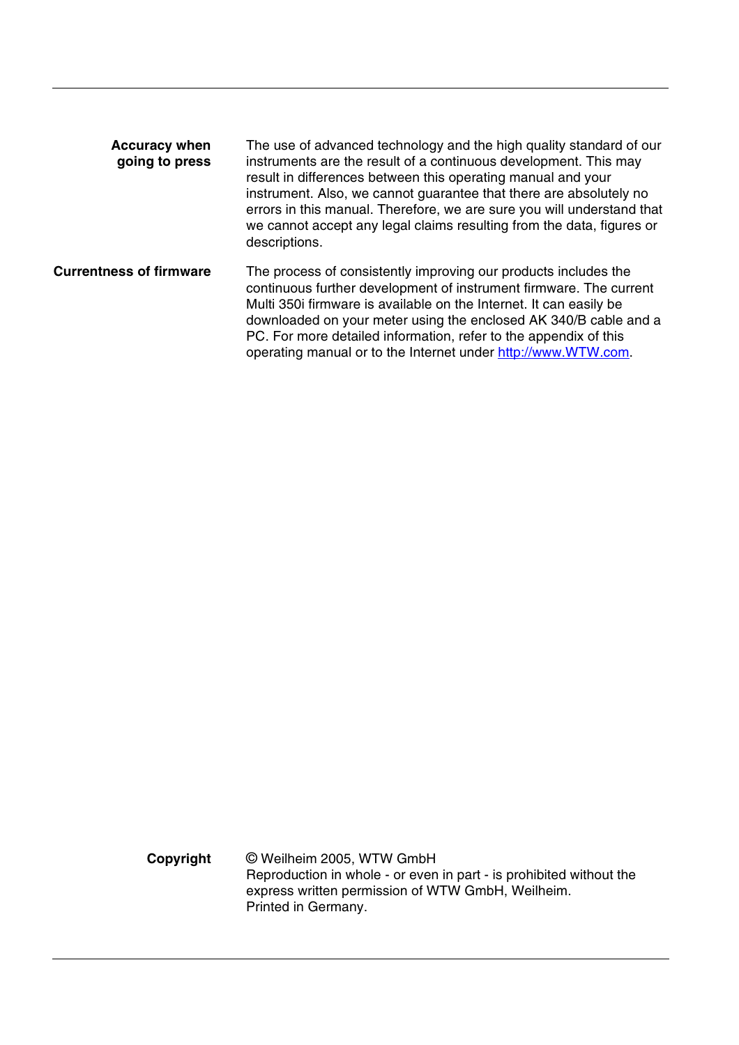**Accuracy when going to press**

The use of advanced technology and the high quality standard of our instruments are the result of a continuous development. This may result in differences between this operating manual and your instrument. Also, we cannot guarantee that there are absolutely no errors in this manual. Therefore, we are sure you will understand that we cannot accept any legal claims resulting from the data, figures or descriptions.

**Currentness of firmware**

The process of consistently improving our products includes the continuous further development of instrument firmware. The current Multi 350i firmware is available on the Internet. It can easily be downloaded on your meter using the enclosed AK 340/B cable and a PC. For more detailed information, refer to the appendix of this operating manual or to the Internet under http://www.WTW.com.

**Copyright**

© Weilheim 2005, WTW GmbH
Reproduction in whole - or even in part - is prohibited without the express written permission of WTW GmbH, Weilheim.
Printed in Germany.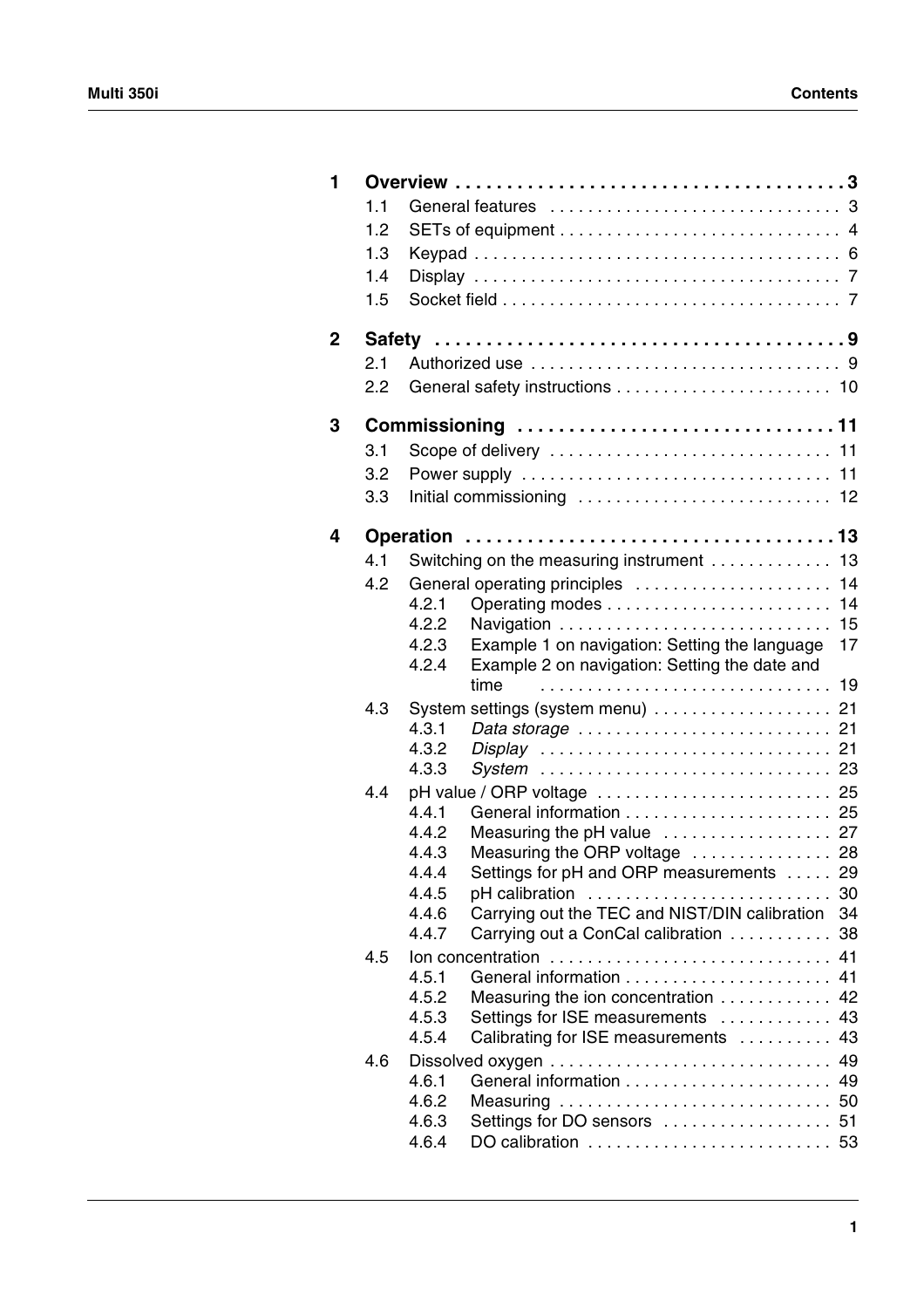| | | | |
|---|---|---|---|
| **1** | **Overview** | | **3** |
| | 1.1 | General features | 3 |
| | 1.2 | SETs of equipment | 4 |
| | 1.3 | Keypad | 6 |
| | 1.4 | Display | 7 |
| | 1.5 | Socket field | 7 |
| **2** | **Safety** | | **9** |
| | 2.1 | Authorized use | 9 |
| | 2.2 | General safety instructions | 10 |
| **3** | **Commissioning** | | **11** |
| | 3.1 | Scope of delivery | 11 |
| | 3.2 | Power supply | 11 |
| | 3.3 | Initial commissioning | 12 |
| **4** | **Operation** | | **13** |
| | 4.1 | Switching on the measuring instrument | 13 |
| | 4.2 | General operating principles | 14 |
| | 4.2.1 | Operating modes | 14 |
| | 4.2.2 | Navigation | 15 |
| | 4.2.3 | Example 1 on navigation: Setting the language | 17 |
| | 4.2.4 | Example 2 on navigation: Setting the date and time | 19 |
| | 4.3 | System settings (system menu) | 21 |
| | 4.3.1 | *Data storage* | 21 |
| | 4.3.2 | *Display* | 21 |
| | 4.3.3 | *System* | 23 |
| | 4.4 | pH value / ORP voltage | 25 |
| | 4.4.1 | General information | 25 |
| | 4.4.2 | Measuring the pH value | 27 |
| | 4.4.3 | Measuring the ORP voltage | 28 |
| | 4.4.4 | Settings for pH and ORP measurements | 29 |
| | 4.4.5 | pH calibration | 30 |
| | 4.4.6 | Carrying out the TEC and NIST/DIN calibration | 34 |
| | 4.4.7 | Carrying out a ConCal calibration | 38 |
| | 4.5 | Ion concentration | 41 |
| | 4.5.1 | General information | 41 |
| | 4.5.2 | Measuring the ion concentration | 42 |
| | 4.5.3 | Settings for ISE measurements | 43 |
| | 4.5.4 | Calibrating for ISE measurements | 43 |
| | 4.6 | Dissolved oxygen | 49 |
| | 4.6.1 | General information | 49 |
| | 4.6.2 | Measuring | 50 |
| | 4.6.3 | Settings for DO sensors | 51 |
| | 4.6.4 | DO calibration | 53 |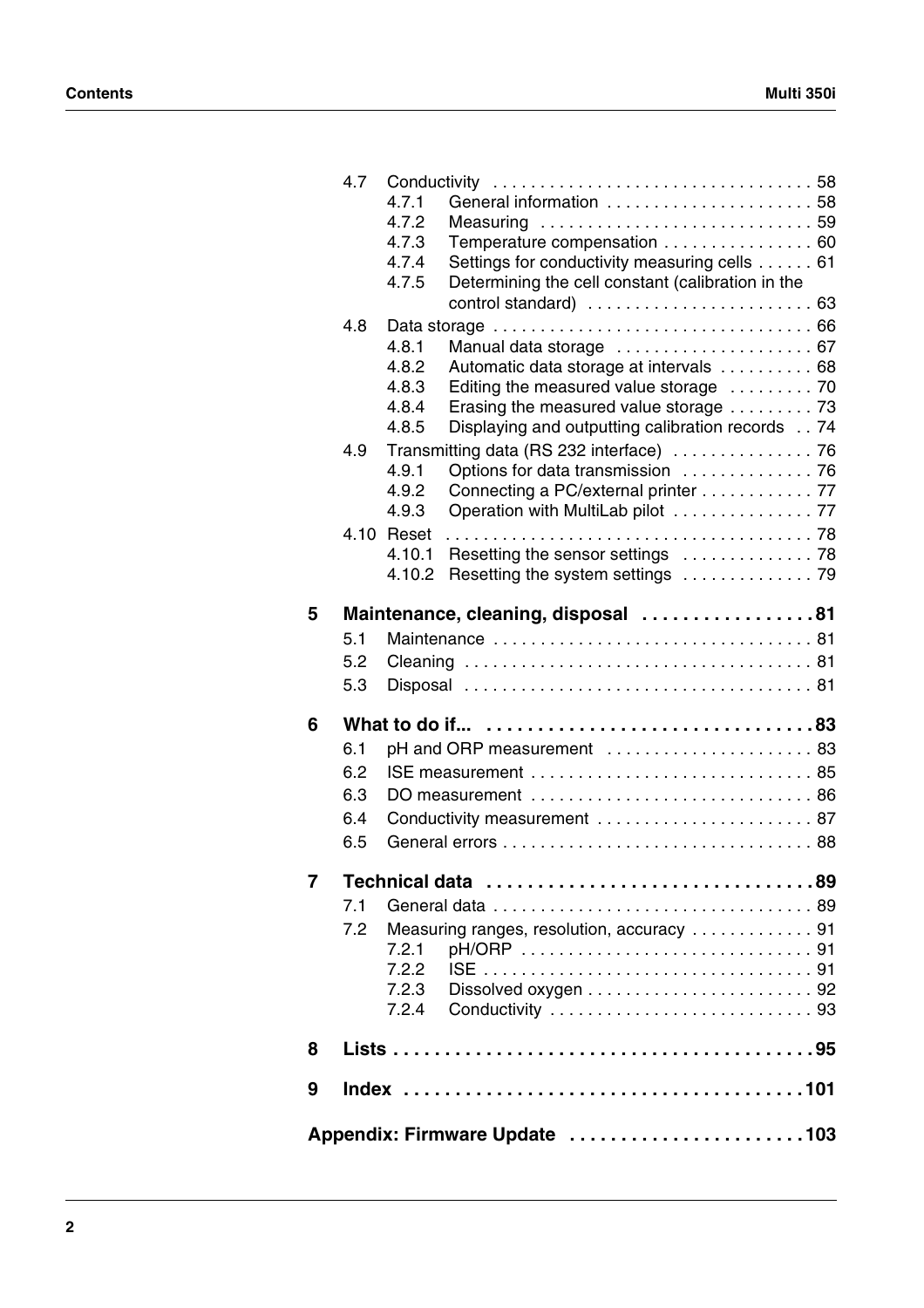4.7 Conductivity . . . . . . . . . . 58
- 4.7.1 General information . . . . . . . . . . 58
- 4.7.2 Measuring . . . . . . . . . . 59
- 4.7.3 Temperature compensation . . . . . . . . . . 60
- 4.7.4 Settings for conductivity measuring cells . . . . . . 61
- 4.7.5 Determining the cell constant (calibration in the control standard) . . . . . . . . . . 63

4.8 Data storage . . . . . . . . . . 66
- 4.8.1 Manual data storage . . . . . . . . . . 67
- 4.8.2 Automatic data storage at intervals . . . . . . . . . . 68
- 4.8.3 Editing the measured value storage . . . . . . . . . 70
- 4.8.4 Erasing the measured value storage . . . . . . . . . 73
- 4.8.5 Displaying and outputting calibration records . . 74

4.9 Transmitting data (RS 232 interface) . . . . . . . . . . 76
- 4.9.1 Options for data transmission . . . . . . . . . . 76
- 4.9.2 Connecting a PC/external printer . . . . . . . . . . 77
- 4.9.3 Operation with MultiLab pilot . . . . . . . . . . 77

4.10 Reset . . . . . . . . . . 78
- 4.10.1 Resetting the sensor settings . . . . . . . . . . 78
- 4.10.2 Resetting the system settings . . . . . . . . . . 79

**5 Maintenance, cleaning, disposal . . . . . . . . . . 81**
- 5.1 Maintenance . . . . . . . . . . 81
- 5.2 Cleaning . . . . . . . . . . 81
- 5.3 Disposal . . . . . . . . . . 81

**6 What to do if... . . . . . . . . . . 83**
- 6.1 pH and ORP measurement . . . . . . . . . . 83
- 6.2 ISE measurement . . . . . . . . . . 85
- 6.3 DO measurement . . . . . . . . . . 86
- 6.4 Conductivity measurement . . . . . . . . . . 87
- 6.5 General errors . . . . . . . . . . 88

**7 Technical data . . . . . . . . . . 89**
- 7.1 General data . . . . . . . . . . 89
- 7.2 Measuring ranges, resolution, accuracy . . . . . . . . . . 91
  - 7.2.1 pH/ORP . . . . . . . . . . 91
  - 7.2.2 ISE . . . . . . . . . . 91
  - 7.2.3 Dissolved oxygen . . . . . . . . . . 92
  - 7.2.4 Conductivity . . . . . . . . . . 93

**8 Lists . . . . . . . . . . 95**

**9 Index . . . . . . . . . . 101**

**Appendix: Firmware Update . . . . . . . . . . 103**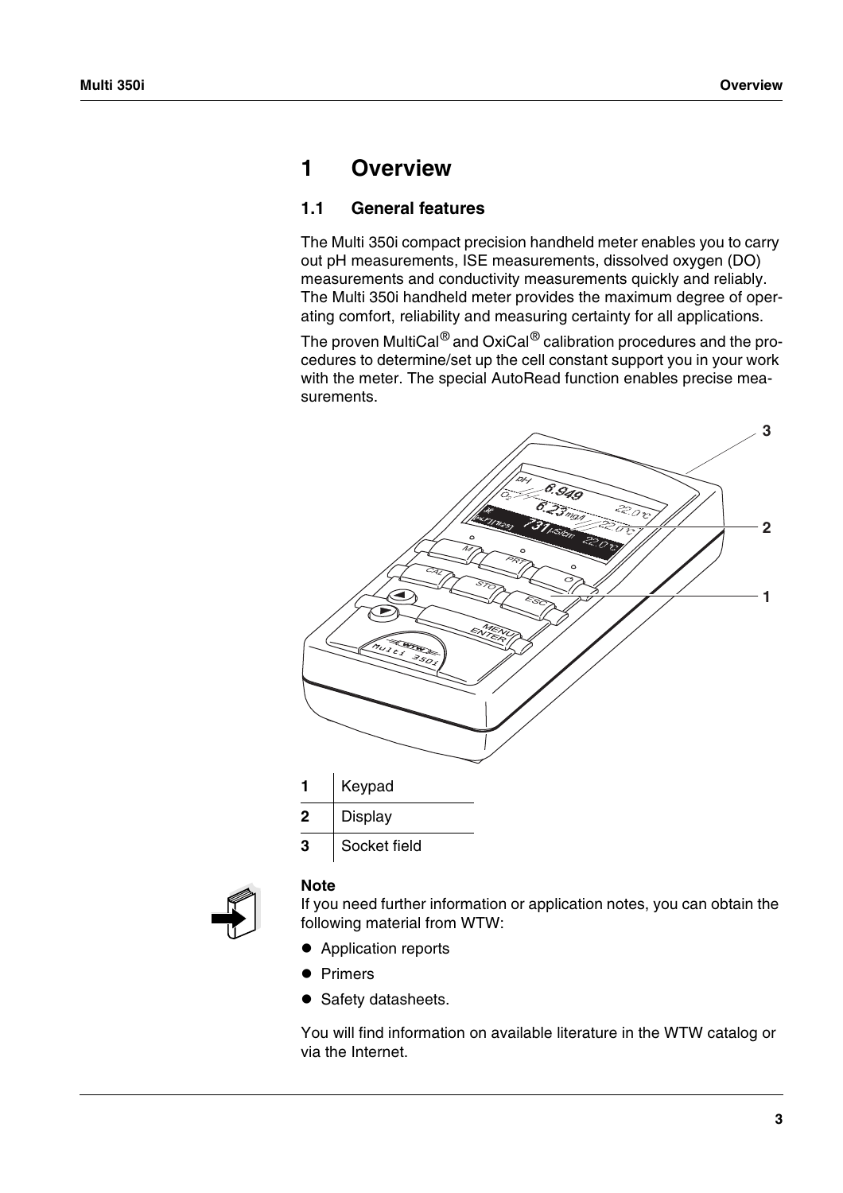# 1 Overview

## 1.1 General features

The Multi 350i compact precision handheld meter enables you to carry out pH measurements, ISE measurements, dissolved oxygen (DO) measurements and conductivity measurements quickly and reliably. The Multi 350i handheld meter provides the maximum degree of operating comfort, reliability and measuring certainty for all applications.

The proven MultiCal® and OxiCal® calibration procedures and the procedures to determine/set up the cell constant support you in your work with the meter. The special AutoRead function enables precise measurements.

| | |
|---|---|
| **1** | Keypad |
| **2** | Display |
| **3** | Socket field |

**Note**
If you need further information or application notes, you can obtain the following material from WTW:

- Application reports
- Primers
- Safety datasheets.

You will find information on available literature in the WTW catalog or via the Internet.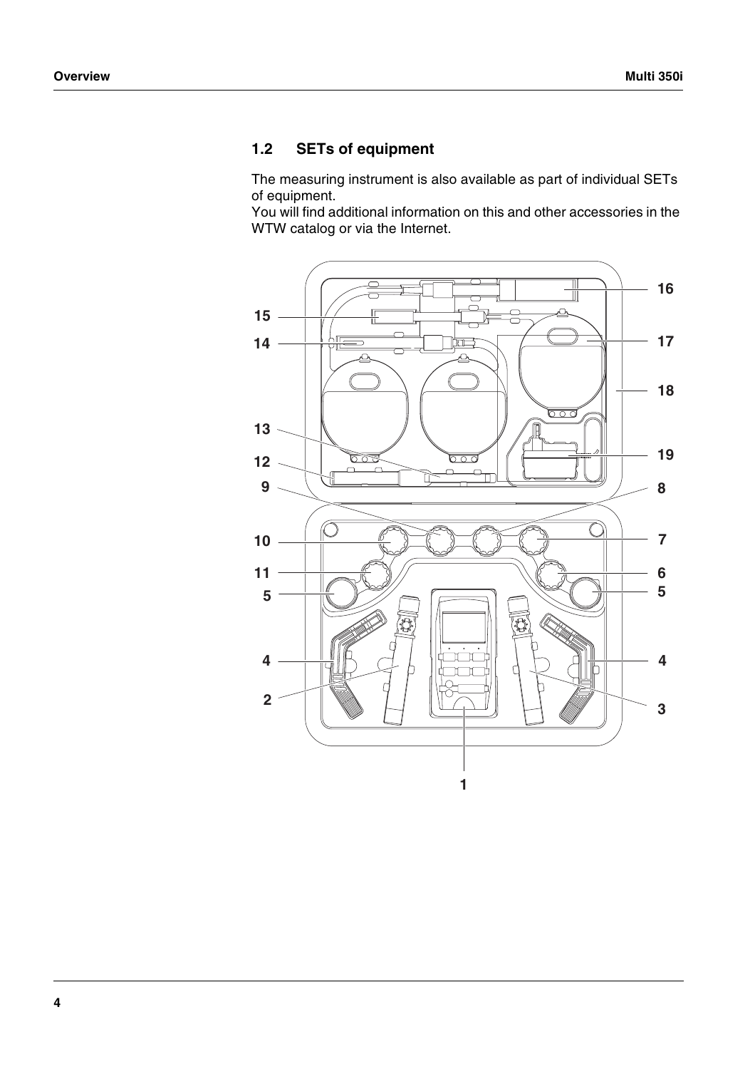## 1.2 SETs of equipment

The measuring instrument is also available as part of individual SETs of equipment.
You will find additional information on this and other accessories in the WTW catalog or via the Internet.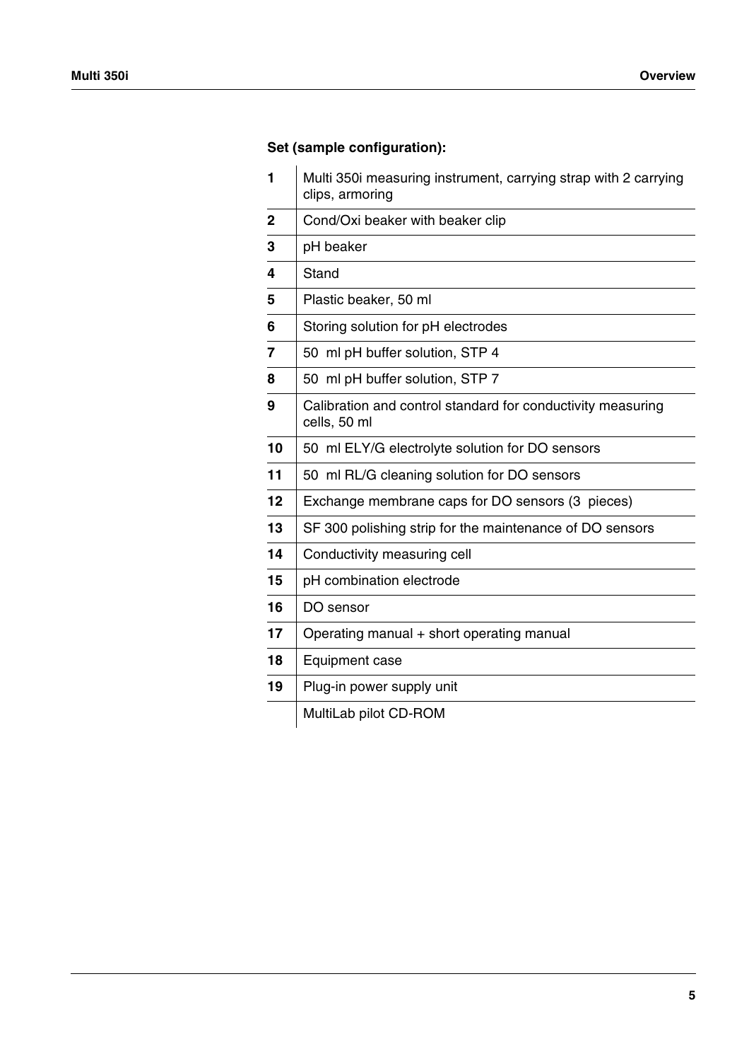**Set (sample configuration):**

| | |
|---|---|
| **1** | Multi 350i measuring instrument, carrying strap with 2 carrying clips, armoring |
| **2** | Cond/Oxi beaker with beaker clip |
| **3** | pH beaker |
| **4** | Stand |
| **5** | Plastic beaker, 50 ml |
| **6** | Storing solution for pH electrodes |
| **7** | 50 ml pH buffer solution, STP 4 |
| **8** | 50 ml pH buffer solution, STP 7 |
| **9** | Calibration and control standard for conductivity measuring cells, 50 ml |
| **10** | 50 ml ELY/G electrolyte solution for DO sensors |
| **11** | 50 ml RL/G cleaning solution for DO sensors |
| **12** | Exchange membrane caps for DO sensors (3 pieces) |
| **13** | SF 300 polishing strip for the maintenance of DO sensors |
| **14** | Conductivity measuring cell |
| **15** | pH combination electrode |
| **16** | DO sensor |
| **17** | Operating manual + short operating manual |
| **18** | Equipment case |
| **19** | Plug-in power supply unit |
| | MultiLab pilot CD-ROM |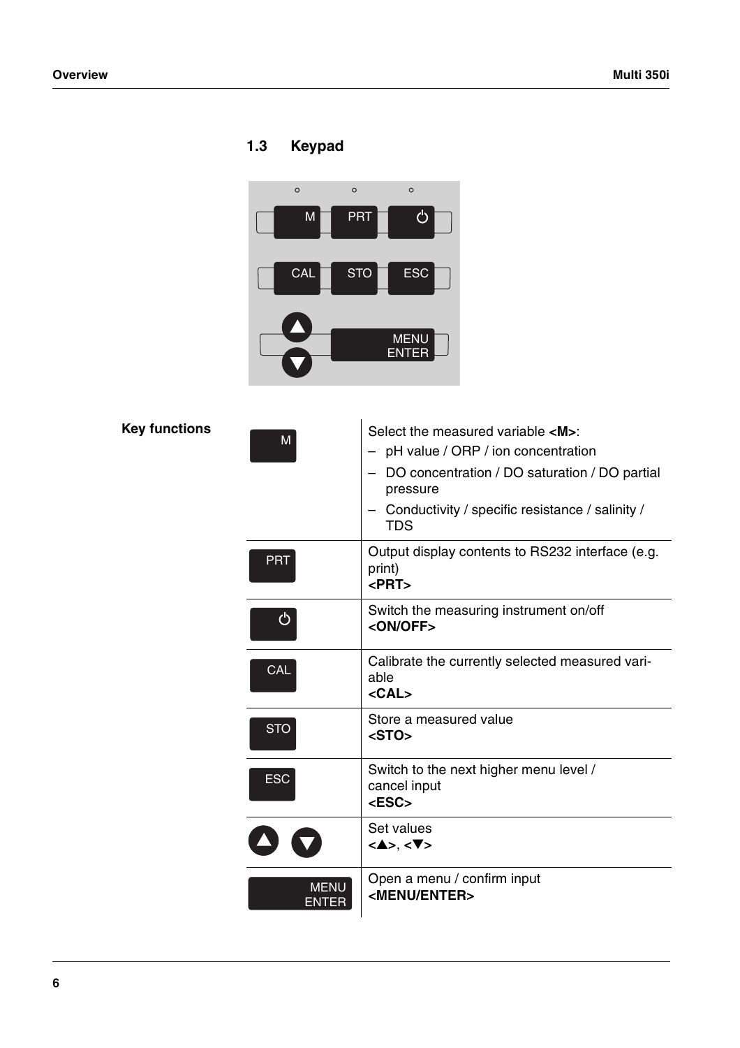## 1.3 Keypad

**Key functions**

| Key | Function |
|---|---|
| M | Select the measured variable **<M>**:<br>– pH value / ORP / ion concentration<br>– DO concentration / DO saturation / DO partial pressure<br>– Conductivity / specific resistance / salinity / TDS |
| PRT | Output display contents to RS232 interface (e.g. print)<br>**<PRT>** |
| ⏻ | Switch the measuring instrument on/off<br>**<ON/OFF>** |
| CAL | Calibrate the currently selected measured variable<br>**<CAL>** |
| STO | Store a measured value<br>**<STO>** |
| ESC | Switch to the next higher menu level / cancel input<br>**<ESC>** |
| ▲ ▼ | Set values<br>**<▲>, <▼>** |
| MENU ENTER | Open a menu / confirm input<br>**<MENU/ENTER>** |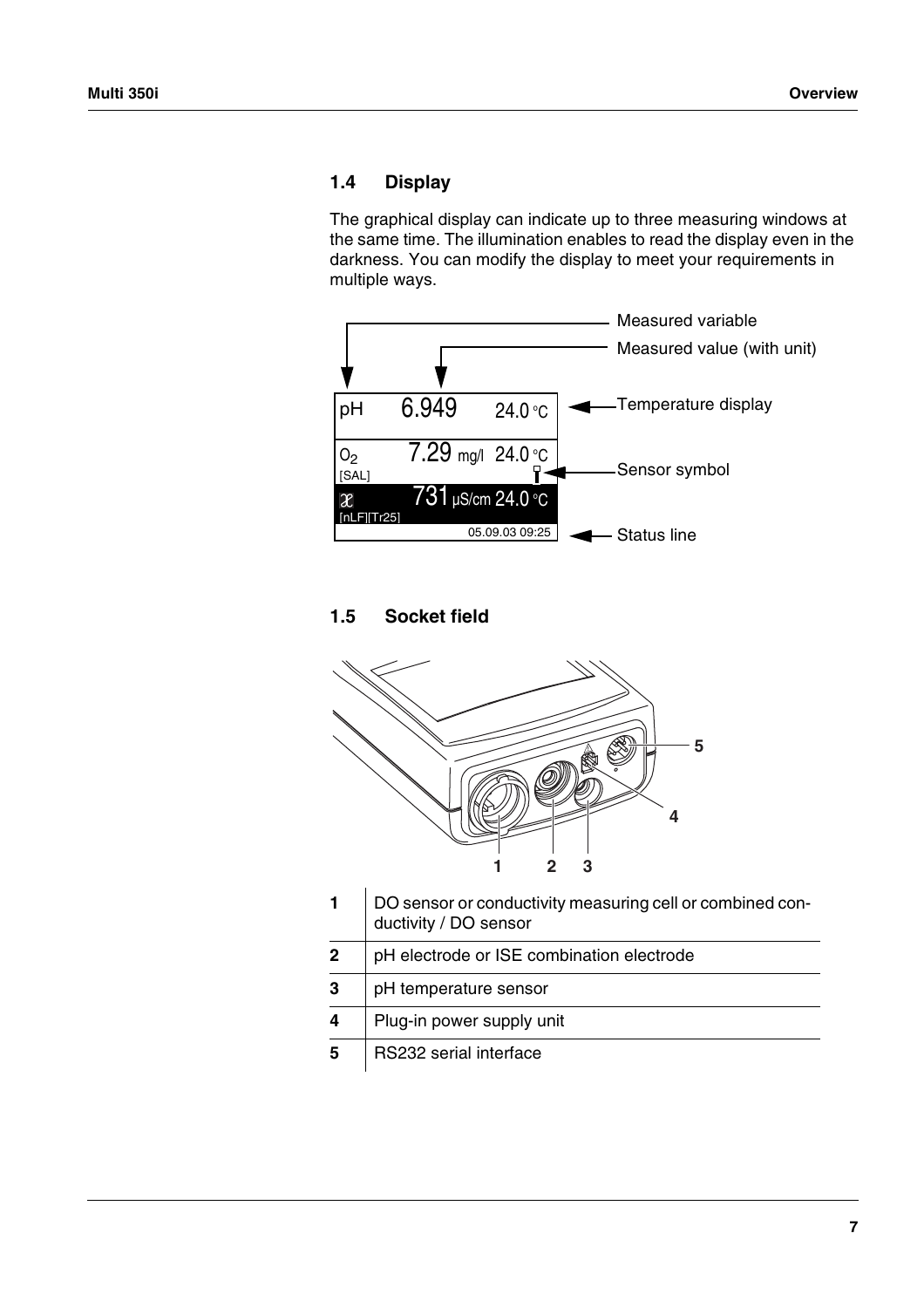## 1.4 Display

The graphical display can indicate up to three measuring windows at the same time. The illumination enables to read the display even in the darkness. You can modify the display to meet your requirements in multiple ways.

Measured variable

Measured value (with unit)

| | | |
|---|---|---|
| pH | 6.949 | 24.0 °C |
| $O_2$ [SAL] | 7.29 mg/l | 24.0 °C |
| ϰ [nLF][Tr25] | 731 µS/cm | 24.0 °C |
| | | 05.09.03 09:25 |

Temperature display

Sensor symbol

Status line

## 1.5 Socket field

| | |
|---|---|
| **1** | DO sensor or conductivity measuring cell or combined conductivity / DO sensor |
| **2** | pH electrode or ISE combination electrode |
| **3** | pH temperature sensor |
| **4** | Plug-in power supply unit |
| **5** | RS232 serial interface |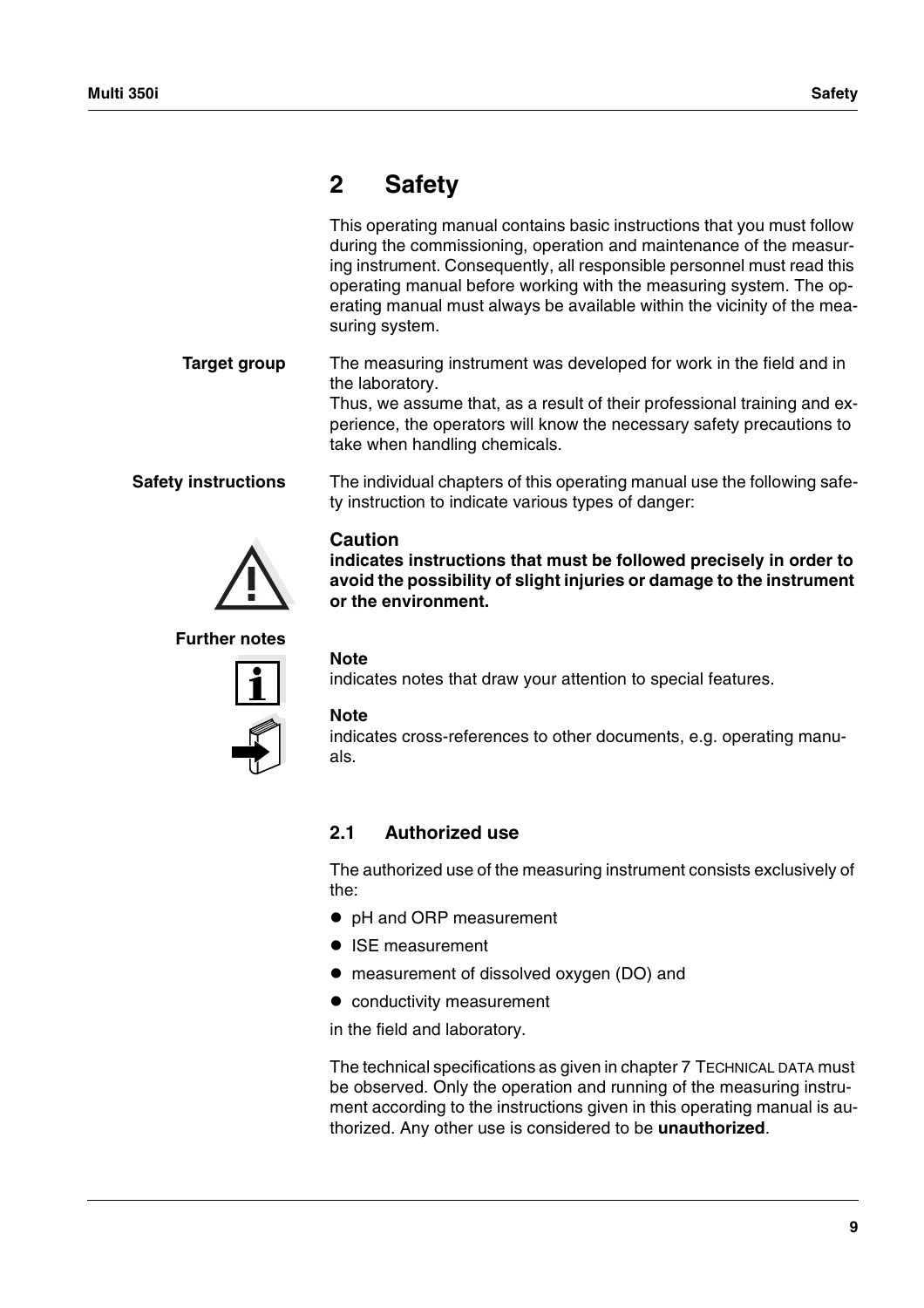# 2 Safety

This operating manual contains basic instructions that you must follow during the commissioning, operation and maintenance of the measuring instrument. Consequently, all responsible personnel must read this operating manual before working with the measuring system. The operating manual must always be available within the vicinity of the measuring system.

**Target group**

The measuring instrument was developed for work in the field and in the laboratory.
Thus, we assume that, as a result of their professional training and experience, the operators will know the necessary safety precautions to take when handling chemicals.

**Safety instructions**

The individual chapters of this operating manual use the following safety instruction to indicate various types of danger:

**Caution**
**indicates instructions that must be followed precisely in order to avoid the possibility of slight injuries or damage to the instrument or the environment.**

**Further notes**

**Note**
indicates notes that draw your attention to special features.

**Note**
indicates cross-references to other documents, e.g. operating manuals.

## 2.1 Authorized use

The authorized use of the measuring instrument consists exclusively of the:

- pH and ORP measurement
- ISE measurement
- measurement of dissolved oxygen (DO) and
- conductivity measurement

in the field and laboratory.

The technical specifications as given in chapter 7 TECHNICAL DATA must be observed. Only the operation and running of the measuring instrument according to the instructions given in this operating manual is authorized. Any other use is considered to be **unauthorized**.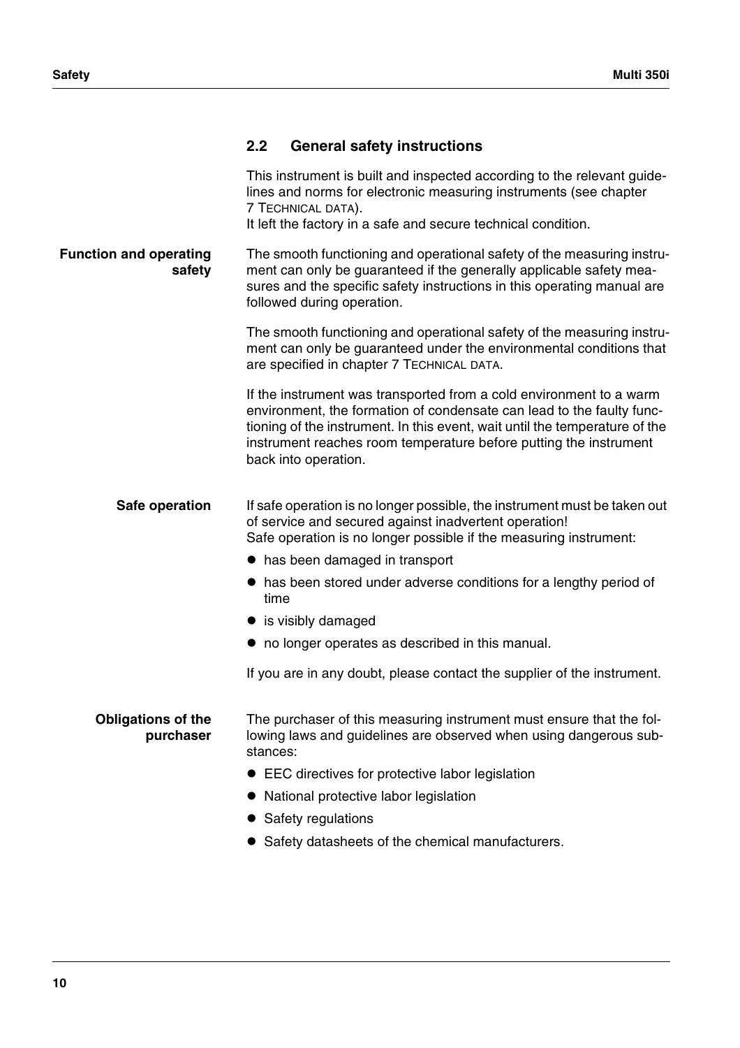## 2.2 General safety instructions

This instrument is built and inspected according to the relevant guidelines and norms for electronic measuring instruments (see chapter 7 TECHNICAL DATA).
It left the factory in a safe and secure technical condition.

**Function and operating safety**

The smooth functioning and operational safety of the measuring instrument can only be guaranteed if the generally applicable safety measures and the specific safety instructions in this operating manual are followed during operation.

The smooth functioning and operational safety of the measuring instrument can only be guaranteed under the environmental conditions that are specified in chapter 7 TECHNICAL DATA.

If the instrument was transported from a cold environment to a warm environment, the formation of condensate can lead to the faulty functioning of the instrument. In this event, wait until the temperature of the instrument reaches room temperature before putting the instrument back into operation.

**Safe operation**

If safe operation is no longer possible, the instrument must be taken out of service and secured against inadvertent operation!
Safe operation is no longer possible if the measuring instrument:

- has been damaged in transport
- has been stored under adverse conditions for a lengthy period of time
- is visibly damaged
- no longer operates as described in this manual.

If you are in any doubt, please contact the supplier of the instrument.

**Obligations of the purchaser**

The purchaser of this measuring instrument must ensure that the following laws and guidelines are observed when using dangerous substances:

- EEC directives for protective labor legislation
- National protective labor legislation
- Safety regulations
- Safety datasheets of the chemical manufacturers.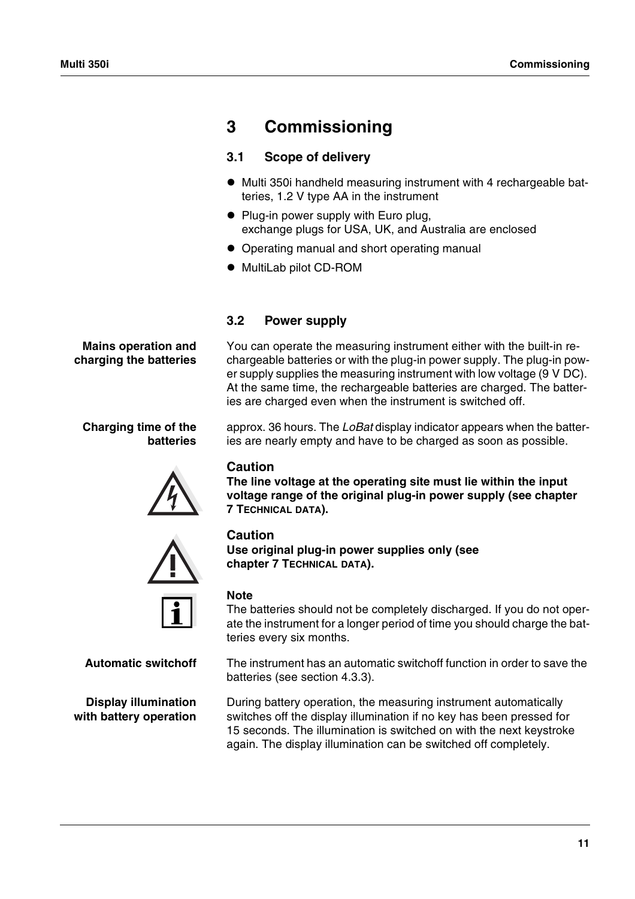# 3 Commissioning

## 3.1 Scope of delivery

- Multi 350i handheld measuring instrument with 4 rechargeable batteries, 1.2 V type AA in the instrument
- Plug-in power supply with Euro plug, exchange plugs for USA, UK, and Australia are enclosed
- Operating manual and short operating manual
- MultiLab pilot CD-ROM

## 3.2 Power supply

**Mains operation and charging the batteries**

You can operate the measuring instrument either with the built-in rechargeable batteries or with the plug-in power supply. The plug-in power supply supplies the measuring instrument with low voltage (9 V DC). At the same time, the rechargeable batteries are charged. The batteries are charged even when the instrument is switched off.

**Charging time of the batteries**

approx. 36 hours. The *LoBat* display indicator appears when the batteries are nearly empty and have to be charged as soon as possible.

**Caution**
**The line voltage at the operating site must lie within the input voltage range of the original plug-in power supply (see chapter 7 TECHNICAL DATA).**

**Caution**
**Use original plug-in power supplies only (see chapter 7 TECHNICAL DATA).**

**Note**
The batteries should not be completely discharged. If you do not operate the instrument for a longer period of time you should charge the batteries every six months.

**Automatic switchoff**

The instrument has an automatic switchoff function in order to save the batteries (see section 4.3.3).

**Display illumination with battery operation**

During battery operation, the measuring instrument automatically switches off the display illumination if no key has been pressed for 15 seconds. The illumination is switched on with the next keystroke again. The display illumination can be switched off completely.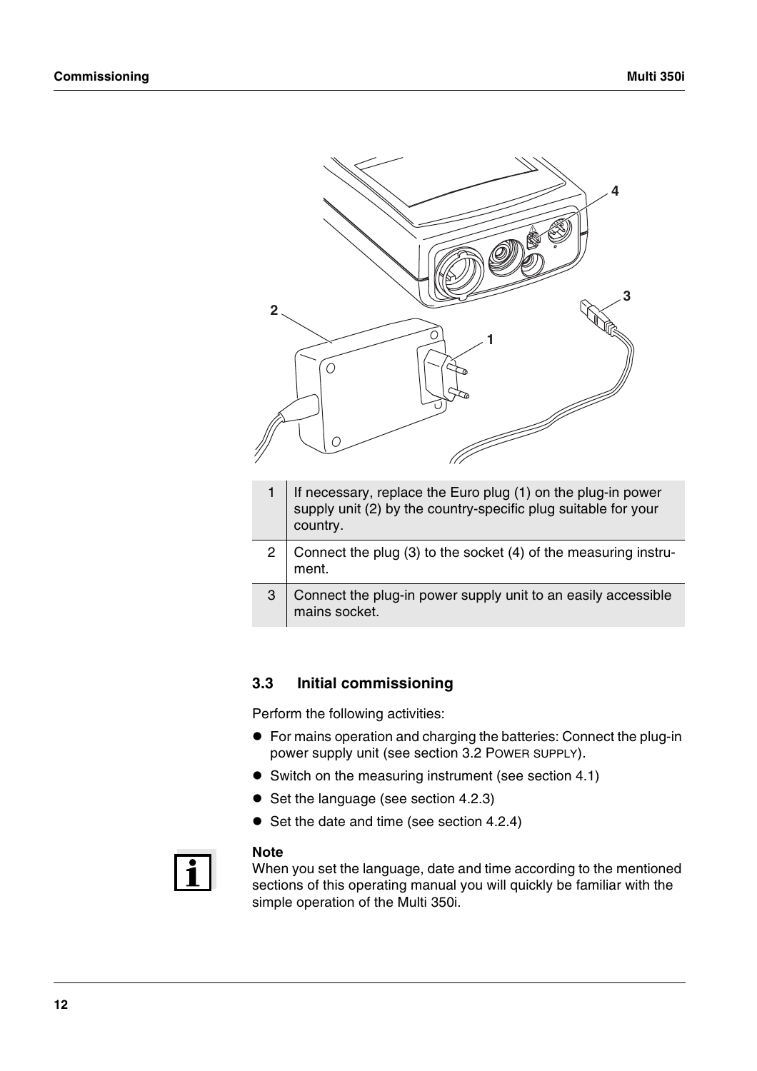| | |
|---|---|
| 1 | If necessary, replace the Euro plug (1) on the plug-in power supply unit (2) by the country-specific plug suitable for your country. |
| 2 | Connect the plug (3) to the socket (4) of the measuring instrument. |
| 3 | Connect the plug-in power supply unit to an easily accessible mains socket. |

### 3.3 Initial commissioning

Perform the following activities:

- For mains operation and charging the batteries: Connect the plug-in power supply unit (see section 3.2 POWER SUPPLY).
- Switch on the measuring instrument (see section 4.1)
- Set the language (see section 4.2.3)
- Set the date and time (see section 4.2.4)

**Note**
When you set the language, date and time according to the mentioned sections of this operating manual you will quickly be familiar with the simple operation of the Multi 350i.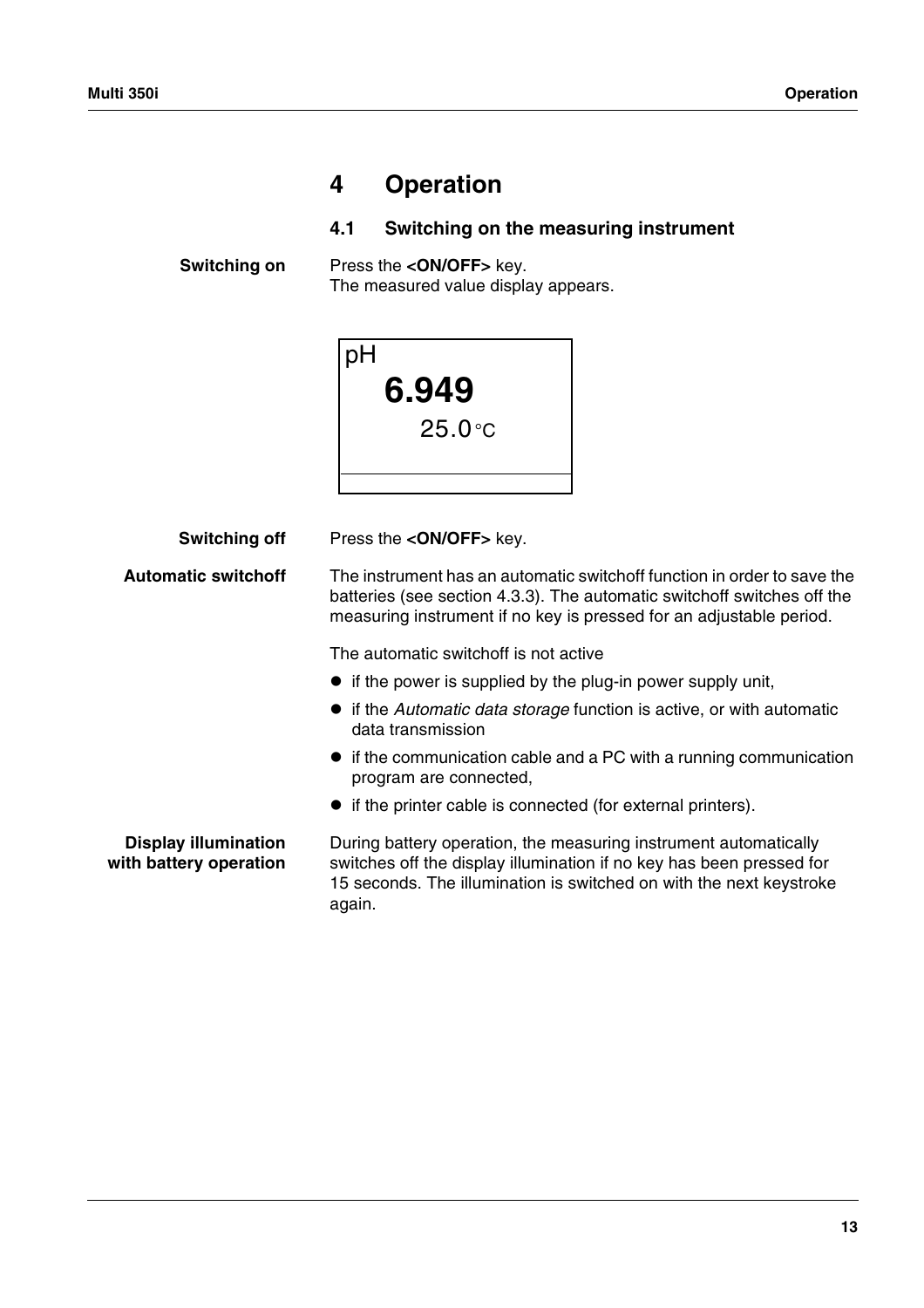# 4 Operation

## 4.1 Switching on the measuring instrument

**Switching on**

Press the **<ON/OFF>** key.
The measured value display appears.

```
pH
  6.949
     25.0°C
```

**Switching off**

Press the **<ON/OFF>** key.

**Automatic switchoff**

The instrument has an automatic switchoff function in order to save the batteries (see section 4.3.3). The automatic switchoff switches off the measuring instrument if no key is pressed for an adjustable period.

The automatic switchoff is not active

- if the power is supplied by the plug-in power supply unit,
- if the *Automatic data storage* function is active, or with automatic data transmission
- if the communication cable and a PC with a running communication program are connected,
- if the printer cable is connected (for external printers).

**Display illumination with battery operation**

During battery operation, the measuring instrument automatically switches off the display illumination if no key has been pressed for 15 seconds. The illumination is switched on with the next keystroke again.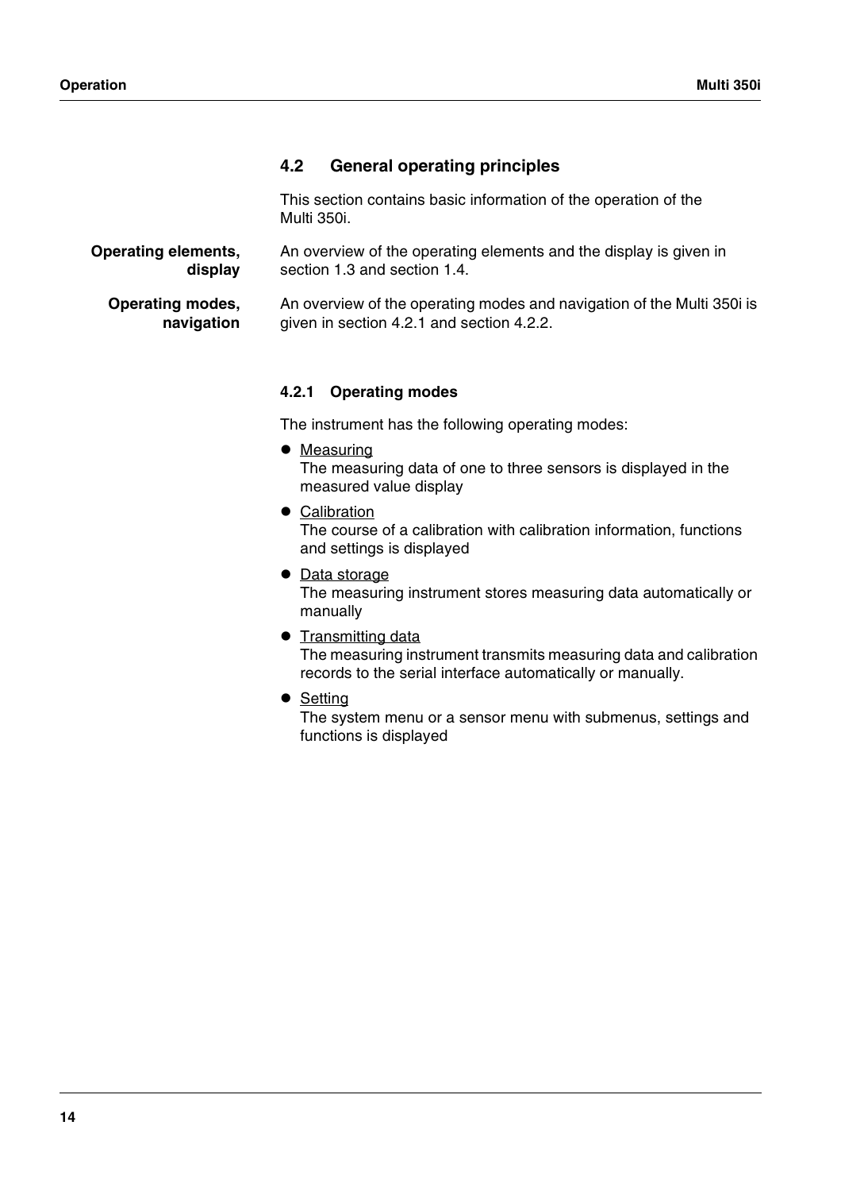## 4.2 General operating principles

This section contains basic information of the operation of the Multi 350i.

**Operating elements, display**

An overview of the operating elements and the display is given in section 1.3 and section 1.4.

**Operating modes, navigation**

An overview of the operating modes and navigation of the Multi 350i is given in section 4.2.1 and section 4.2.2.

### 4.2.1 Operating modes

The instrument has the following operating modes:

- <u>Measuring</u>
  The measuring data of one to three sensors is displayed in the measured value display
- <u>Calibration</u>
  The course of a calibration with calibration information, functions and settings is displayed
- <u>Data storage</u>
  The measuring instrument stores measuring data automatically or manually
- <u>Transmitting data</u>
  The measuring instrument transmits measuring data and calibration records to the serial interface automatically or manually.
- <u>Setting</u>
  The system menu or a sensor menu with submenus, settings and functions is displayed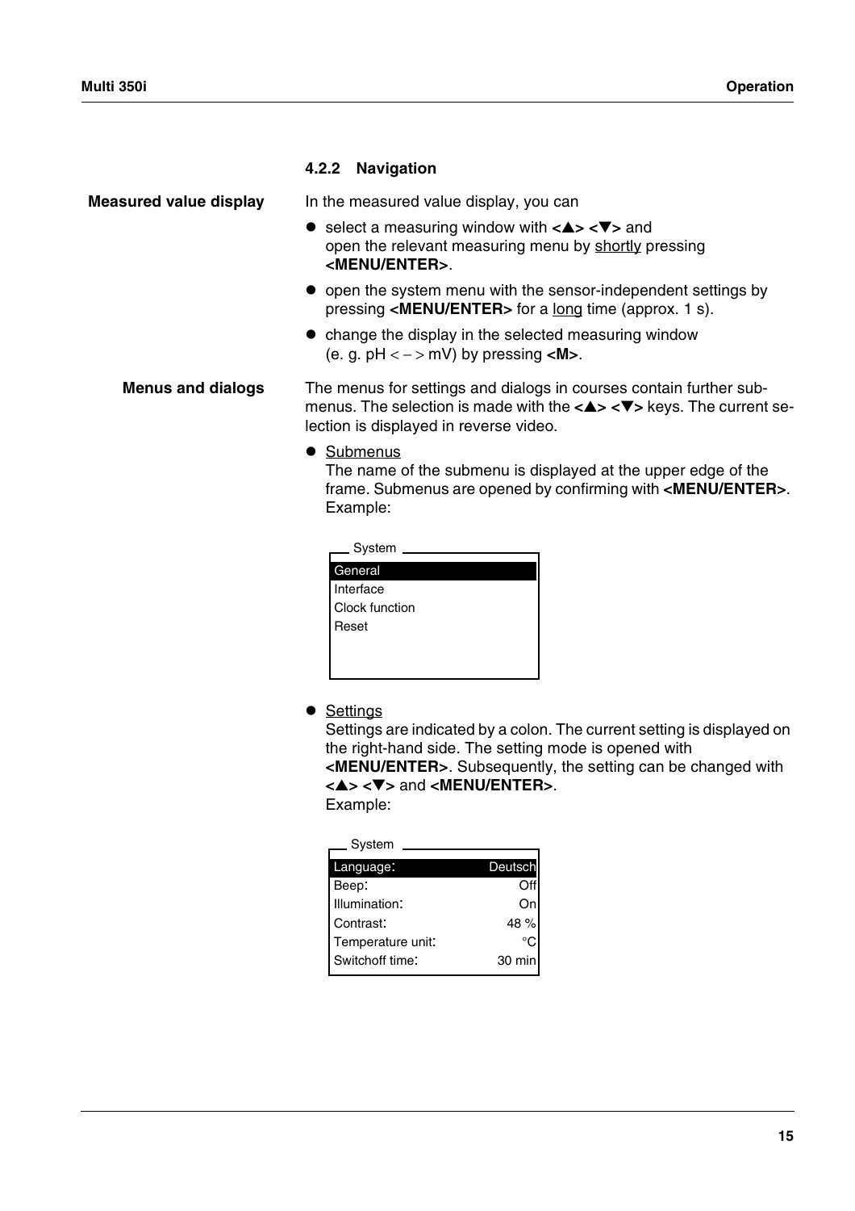### 4.2.2 Navigation

**Measured value display**

In the measured value display, you can

- select a measuring window with **<▲> <▼>** and open the relevant measuring menu by shortly pressing **<MENU/ENTER>**.
- open the system menu with the sensor-independent settings by pressing **<MENU/ENTER>** for a long time (approx. 1 s).
- change the display in the selected measuring window (e. g. pH < – > mV) by pressing **<M>**.

**Menus and dialogs**

The menus for settings and dialogs in courses contain further submenus. The selection is made with the **<▲> <▼>** keys. The current selection is displayed in reverse video.

- Submenus
  The name of the submenu is displayed at the upper edge of the frame. Submenus are opened by confirming with **<MENU/ENTER>**. Example:

```
System
General
Interface
Clock function
Reset
```

- Settings
  Settings are indicated by a colon. The current setting is displayed on the right-hand side. The setting mode is opened with **<MENU/ENTER>**. Subsequently, the setting can be changed with **<▲> <▼>** and **<MENU/ENTER>**.
  Example:

| System | |
|---|---|
| Language: | Deutsch |
| Beep: | Off |
| Illumination: | On |
| Contrast: | 48 % |
| Temperature unit: | °C |
| Switchoff time: | 30 min |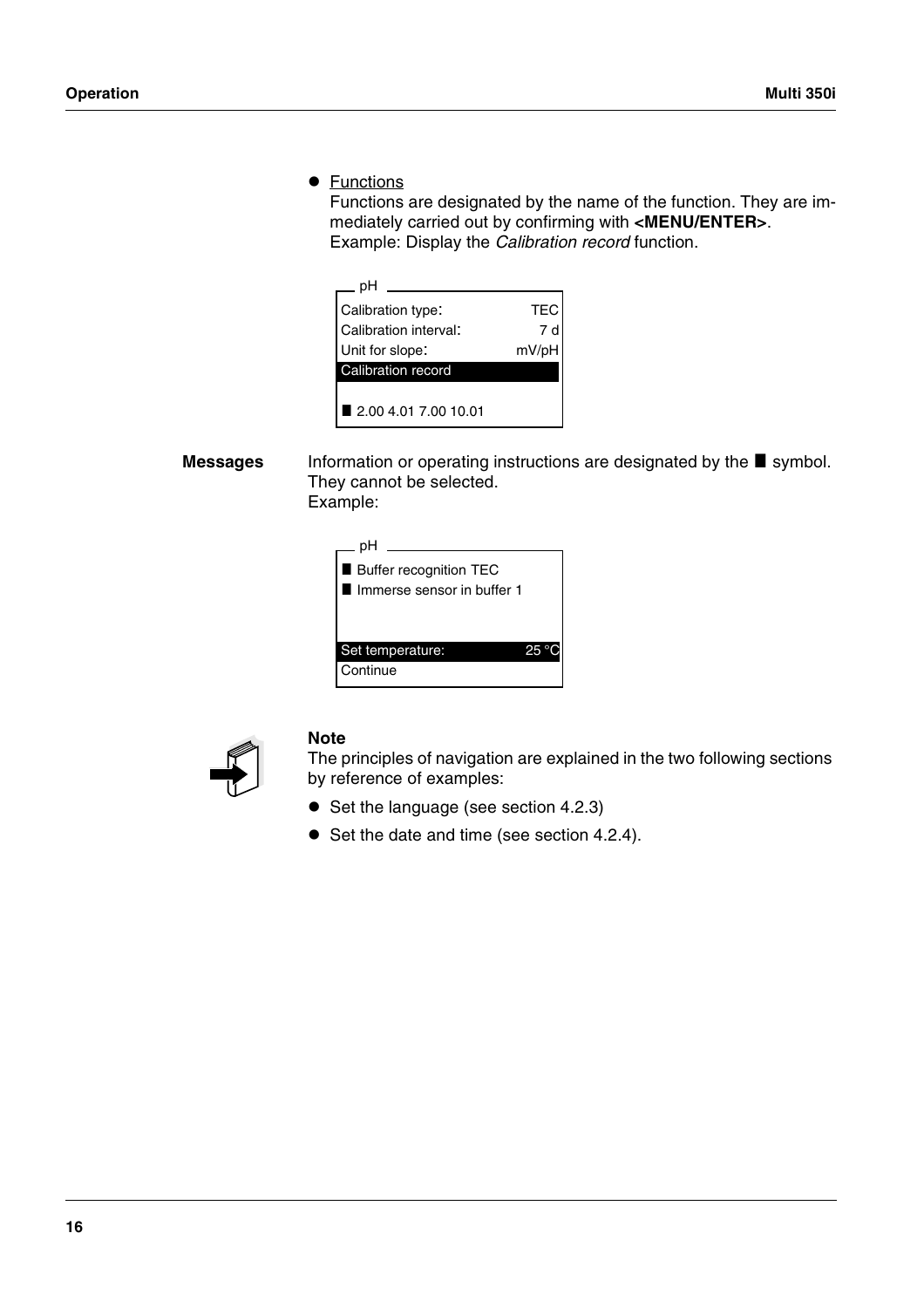- <u>Functions</u>
  Functions are designated by the name of the function. They are immediately carried out by confirming with **<MENU/ENTER>**.
  Example: Display the *Calibration record* function.

```
pH
Calibration type:          TEC
Calibration interval:      7 d
Unit for slope:          mV/pH
Calibration record

■ 2.00 4.01 7.00 10.01
```

**Messages**

Information or operating instructions are designated by the ■ symbol. They cannot be selected.
Example:

```
pH
■ Buffer recognition TEC
■ Immerse sensor in buffer 1


Set temperature:          25 °C
Continue
```

**Note**

The principles of navigation are explained in the two following sections by reference of examples:

- Set the language (see section 4.2.3)
- Set the date and time (see section 4.2.4).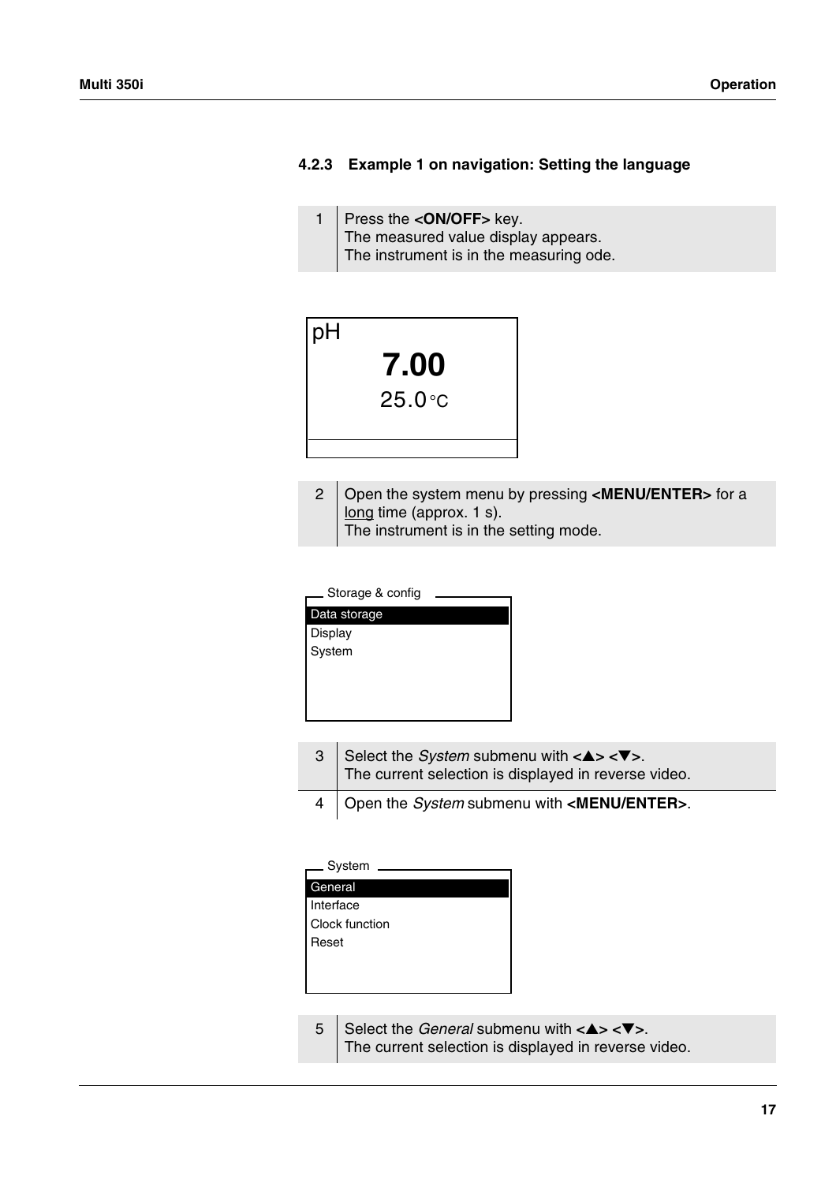### 4.2.3 Example 1 on navigation: Setting the language

| | |
|---|---|
| 1 | Press the **<ON/OFF>** key.<br>The measured value display appears.<br>The instrument is in the measuring ode. |

```
pH
      7.00
      25.0 °C
```

| | |
|---|---|
| 2 | Open the system menu by pressing **<MENU/ENTER>** for a long time (approx. 1 s).<br>The instrument is in the setting mode. |

```
Storage & config
Data storage
Display
System
```

| | |
|---|---|
| 3 | Select the *System* submenu with **<▲> <▼>**.<br>The current selection is displayed in reverse video. |
| 4 | Open the *System* submenu with **<MENU/ENTER>**. |

```
System
General
Interface
Clock function
Reset
```

| | |
|---|---|
| 5 | Select the *General* submenu with **<▲> <▼>**.<br>The current selection is displayed in reverse video. |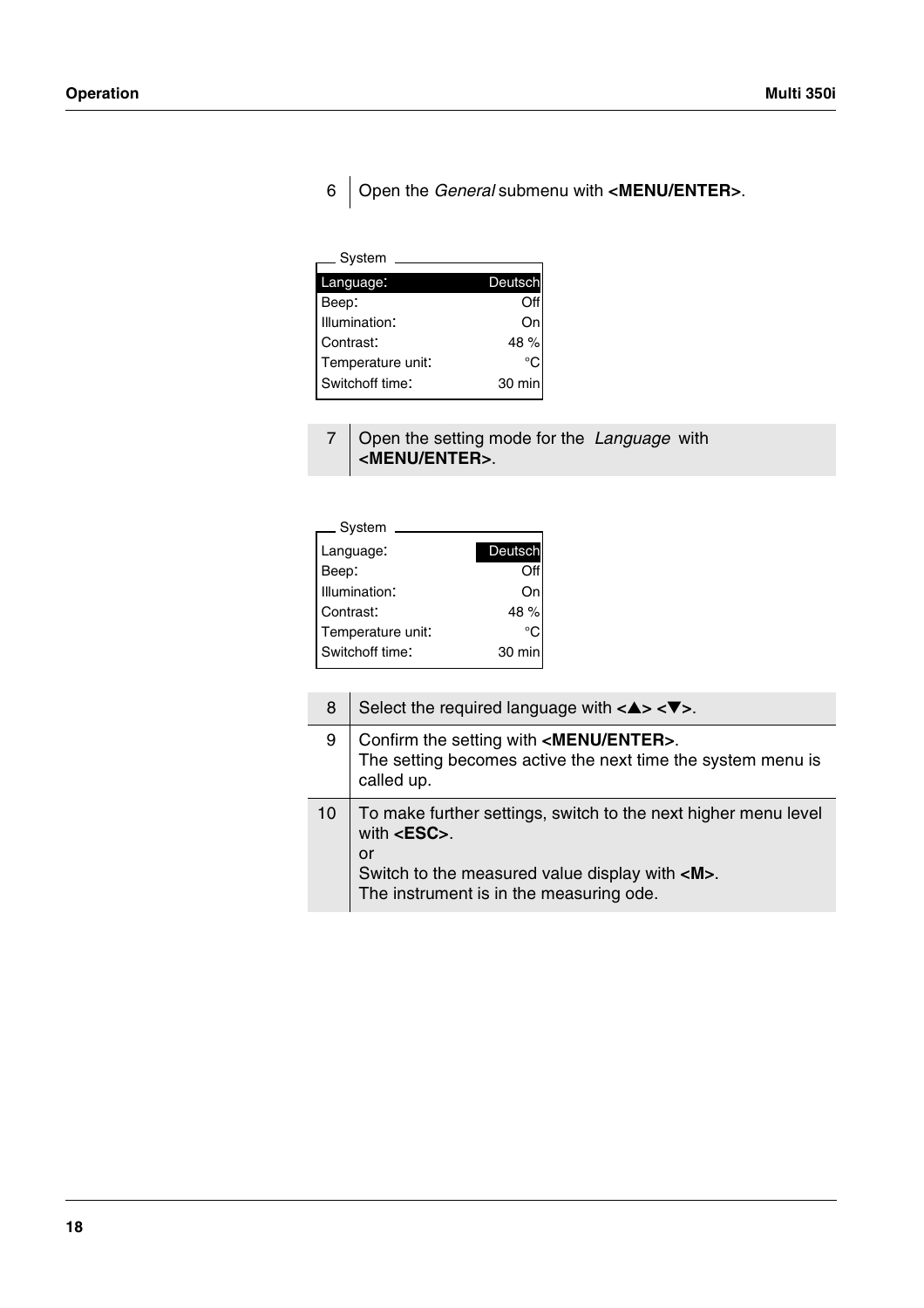| | |
|---|---|
| 6 | Open the *General* submenu with **<MENU/ENTER>**. |

| System | |
|---|---|
| Language: | Deutsch |
| Beep: | Off |
| Illumination: | On |
| Contrast: | 48 % |
| Temperature unit: | °C |
| Switchoff time: | 30 min |

| | |
|---|---|
| 7 | Open the setting mode for the *Language* with **<MENU/ENTER>**. |

| System | |
|---|---|
| Language: | Deutsch |
| Beep: | Off |
| Illumination: | On |
| Contrast: | 48 % |
| Temperature unit: | °C |
| Switchoff time: | 30 min |

| | |
|---|---|
| 8 | Select the required language with **<▲> <▼>**. |
| 9 | Confirm the setting with **<MENU/ENTER>**.<br>The setting becomes active the next time the system menu is called up. |
| 10 | To make further settings, switch to the next higher menu level with **<ESC>**.<br>or<br>Switch to the measured value display with **<M>**.<br>The instrument is in the measuring ode. |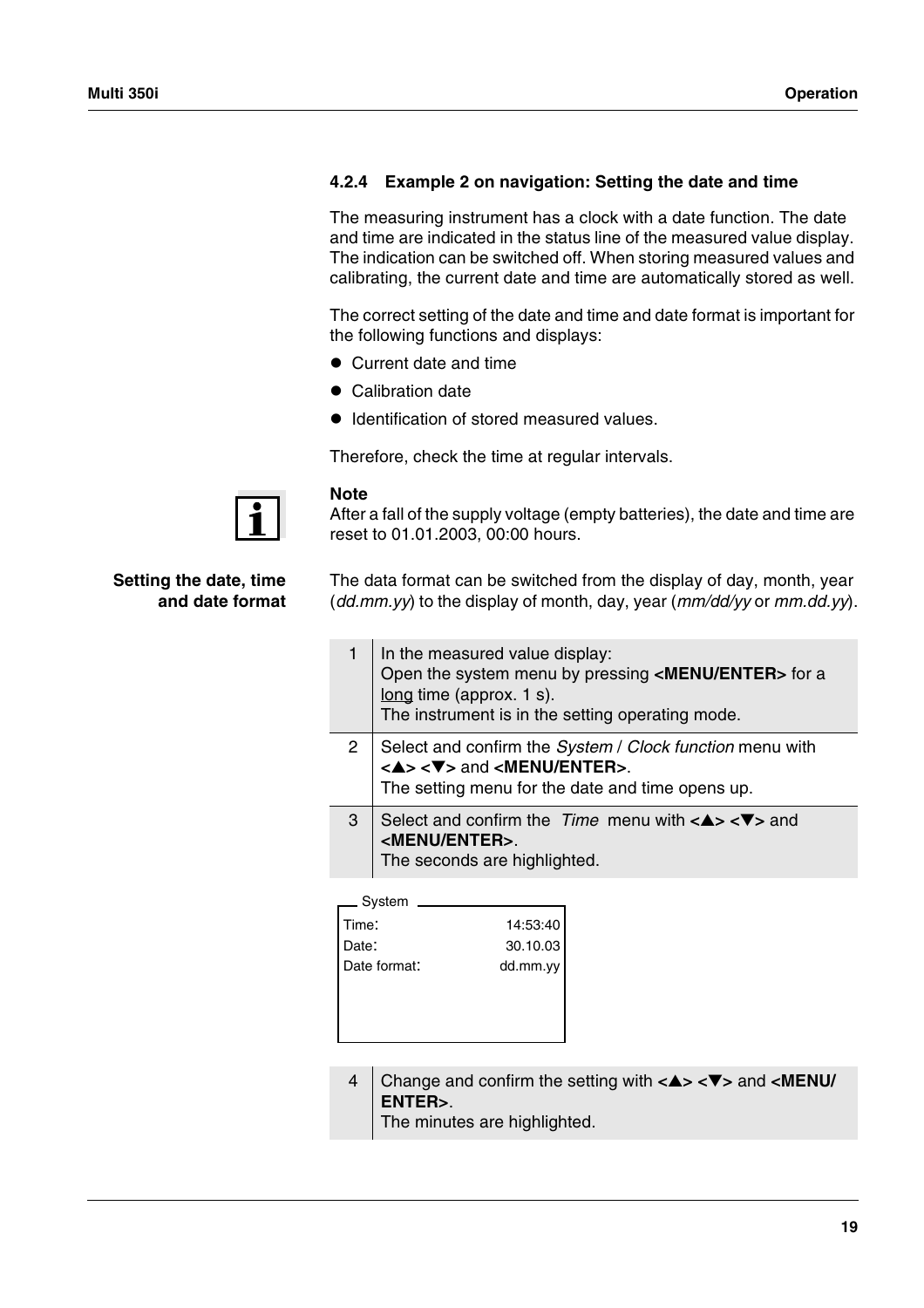### 4.2.4 Example 2 on navigation: Setting the date and time

The measuring instrument has a clock with a date function. The date and time are indicated in the status line of the measured value display. The indication can be switched off. When storing measured values and calibrating, the current date and time are automatically stored as well.

The correct setting of the date and time and date format is important for the following functions and displays:

- Current date and time
- Calibration date
- Identification of stored measured values.

Therefore, check the time at regular intervals.

**Note**
After a fall of the supply voltage (empty batteries), the date and time are reset to 01.01.2003, 00:00 hours.

**Setting the date, time and date format**

The data format can be switched from the display of day, month, year (*dd.mm.yy*) to the display of month, day, year (*mm/dd/yy* or *mm.dd.yy*).

| | |
|---|---|
| 1 | In the measured value display:<br>Open the system menu by pressing **<MENU/ENTER>** for a long time (approx. 1 s).<br>The instrument is in the setting operating mode. |
| 2 | Select and confirm the *System* / *Clock function* menu with **<▲> <▼>** and **<MENU/ENTER>**.<br>The setting menu for the date and time opens up. |
| 3 | Select and confirm the *Time* menu with **<▲> <▼>** and **<MENU/ENTER>**.<br>The seconds are highlighted. |

```
System
Time:              14:53:40
Date:              30.10.03
Date format:       dd.mm.yy
```

| | |
|---|---|
| 4 | Change and confirm the setting with **<▲> <▼>** and **<MENU/ENTER>**.<br>The minutes are highlighted. |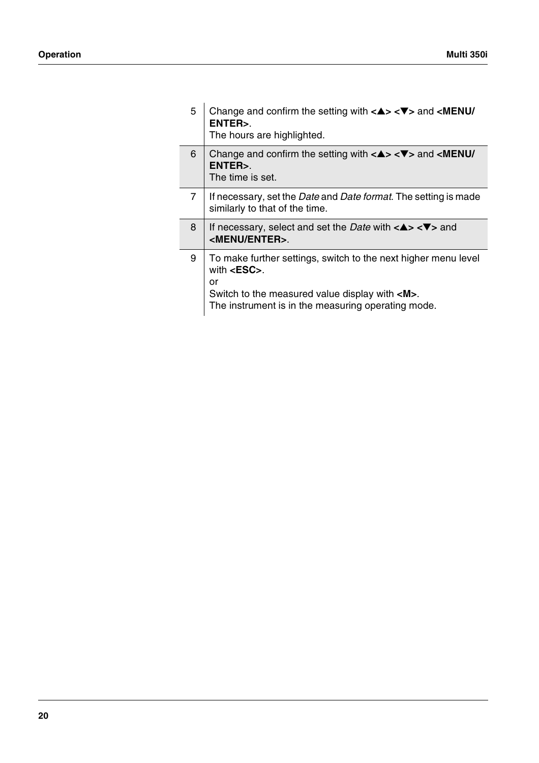| | |
|---|---|
| 5 | Change and confirm the setting with **<▲> <▼>** and **<MENU/ ENTER>**.<br>The hours are highlighted. |
| 6 | Change and confirm the setting with **<▲> <▼>** and **<MENU/ ENTER>**.<br>The time is set. |
| 7 | If necessary, set the *Date* and *Date format*. The setting is made similarly to that of the time. |
| 8 | If necessary, select and set the *Date* with **<▲> <▼>** and **<MENU/ENTER>**. |
| 9 | To make further settings, switch to the next higher menu level with **<ESC>**.<br>or<br>Switch to the measured value display with **<M>**.<br>The instrument is in the measuring operating mode. |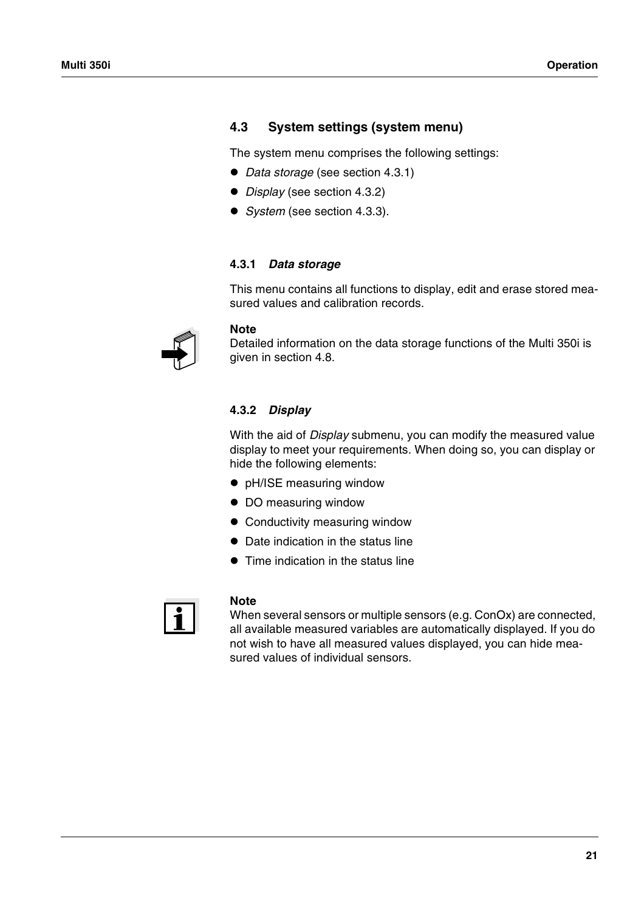## 4.3 System settings (system menu)

The system menu comprises the following settings:

- *Data storage* (see section 4.3.1)
- *Display* (see section 4.3.2)
- *System* (see section 4.3.3).

### 4.3.1 *Data storage*

This menu contains all functions to display, edit and erase stored measured values and calibration records.

**Note**
Detailed information on the data storage functions of the Multi 350i is given in section 4.8.

### 4.3.2 *Display*

With the aid of *Display* submenu, you can modify the measured value display to meet your requirements. When doing so, you can display or hide the following elements:

- pH/ISE measuring window
- DO measuring window
- Conductivity measuring window
- Date indication in the status line
- Time indication in the status line

**Note**
When several sensors or multiple sensors (e.g. ConOx) are connected, all available measured variables are automatically displayed. If you do not wish to have all measured values displayed, you can hide measured values of individual sensors.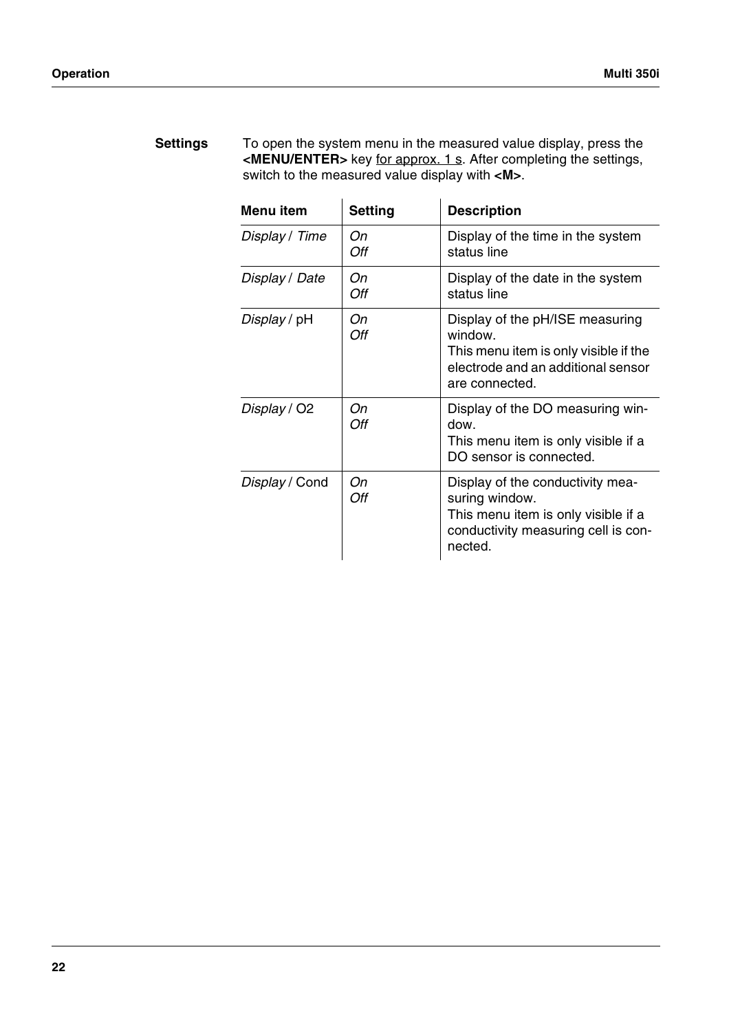**Settings**

To open the system menu in the measured value display, press the **<MENU/ENTER>** key for approx. 1 s. After completing the settings, switch to the measured value display with **<M>**.

| Menu item | Setting | Description |
|---|---|---|
| *Display* / *Time* | *On*<br>*Off* | Display of the time in the system status line |
| *Display* / *Date* | *On*<br>*Off* | Display of the date in the system status line |
| *Display* / pH | *On*<br>*Off* | Display of the pH/ISE measuring window.<br>This menu item is only visible if the electrode and an additional sensor are connected. |
| *Display* / O2 | *On*<br>*Off* | Display of the DO measuring window.<br>This menu item is only visible if a DO sensor is connected. |
| *Display* / Cond | *On*<br>*Off* | Display of the conductivity measuring window.<br>This menu item is only visible if a conductivity measuring cell is connected. |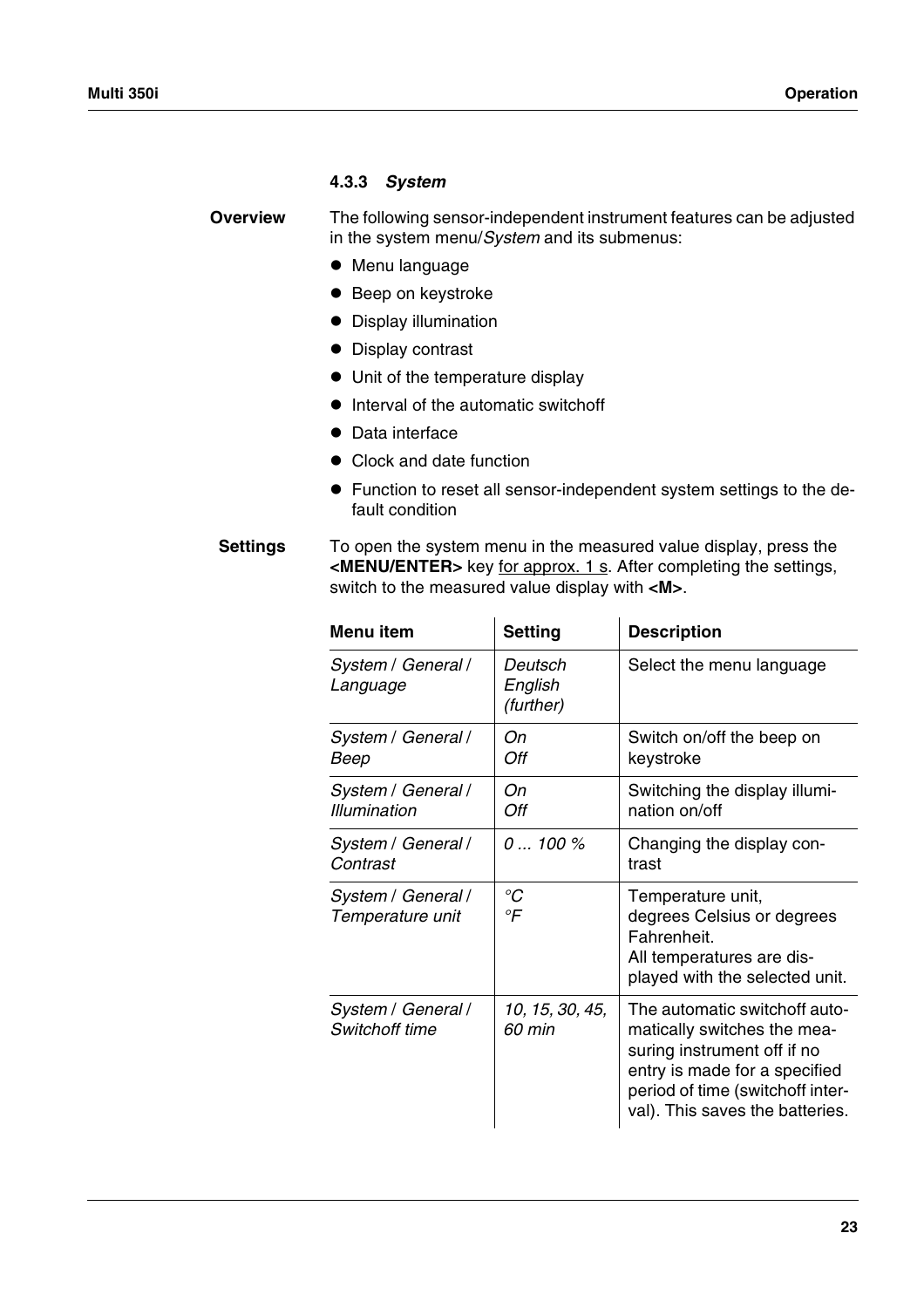### 4.3.3 *System*

**Overview**

The following sensor-independent instrument features can be adjusted in the system menu/*System* and its submenus:

- Menu language
- Beep on keystroke
- Display illumination
- Display contrast
- Unit of the temperature display
- Interval of the automatic switchoff
- Data interface
- Clock and date function
- Function to reset all sensor-independent system settings to the default condition

**Settings**

To open the system menu in the measured value display, press the **<MENU/ENTER>** key for approx. 1 s. After completing the settings, switch to the measured value display with **<M>**.

| Menu item | Setting | Description |
|---|---|---|
| *System* / *General* / *Language* | *Deutsch* *English* *(further)* | Select the menu language |
| *System* / *General* / *Beep* | *On* *Off* | Switch on/off the beep on keystroke |
| *System* / *General* / *Illumination* | *On* *Off* | Switching the display illumination on/off |
| *System* / *General* / *Contrast* | *0 ... 100 %* | Changing the display contrast |
| *System* / *General* / *Temperature unit* | *°C* *°F* | Temperature unit, degrees Celsius or degrees Fahrenheit. All temperatures are displayed with the selected unit. |
| *System* / *General* / *Switchoff time* | *10, 15, 30, 45, 60 min* | The automatic switchoff automatically switches the measuring instrument off if no entry is made for a specified period of time (switchoff interval). This saves the batteries. |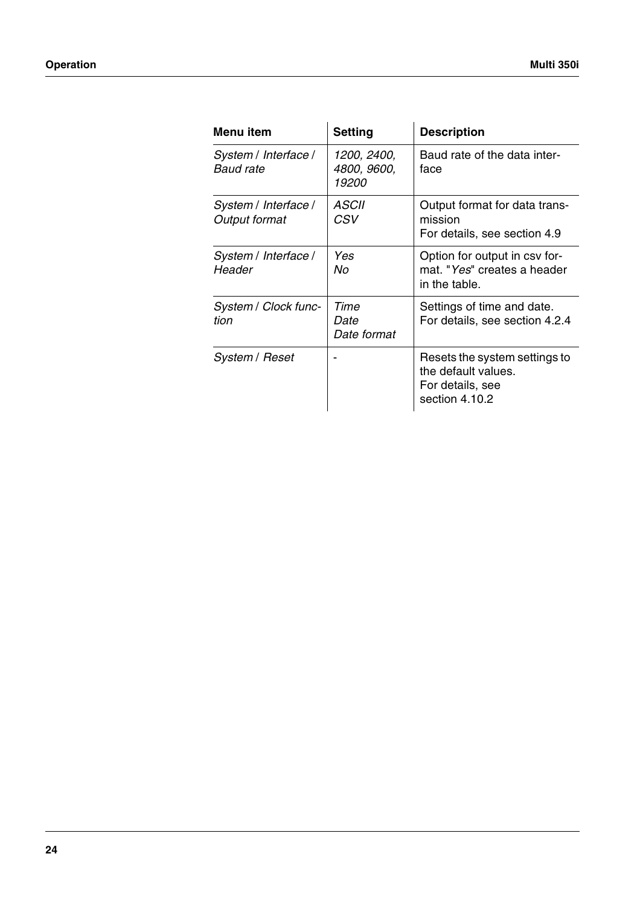| Menu item | Setting | Description |
|---|---|---|
| *System* / *Interface* / *Baud rate* | *1200, 2400, 4800, 9600, 19200* | Baud rate of the data interface |
| *System* / *Interface* / *Output format* | *ASCII*<br>*CSV* | Output format for data transmission<br>For details, see section 4.9 |
| *System* / *Interface* / *Header* | *Yes*<br>*No* | Option for output in csv format. "*Yes*" creates a header in the table. |
| *System* / *Clock function* | *Time*<br>*Date*<br>*Date format* | Settings of time and date. For details, see section 4.2.4 |
| *System* / *Reset* | - | Resets the system settings to the default values.<br>For details, see section 4.10.2 |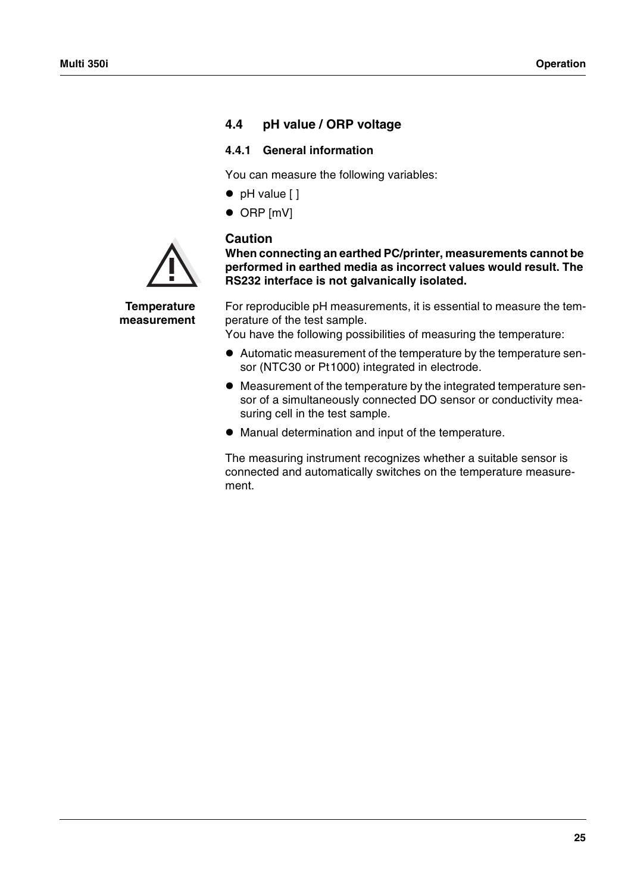## 4.4 pH value / ORP voltage

### 4.4.1 General information

You can measure the following variables:

- pH value [ ]
- ORP [mV]

**Caution**
**When connecting an earthed PC/printer, measurements cannot be performed in earthed media as incorrect values would result. The RS232 interface is not galvanically isolated.**

**Temperature measurement**

For reproducible pH measurements, it is essential to measure the temperature of the test sample.
You have the following possibilities of measuring the temperature:

- Automatic measurement of the temperature by the temperature sensor (NTC30 or Pt1000) integrated in electrode.
- Measurement of the temperature by the integrated temperature sensor of a simultaneously connected DO sensor or conductivity measuring cell in the test sample.
- Manual determination and input of the temperature.

The measuring instrument recognizes whether a suitable sensor is connected and automatically switches on the temperature measurement.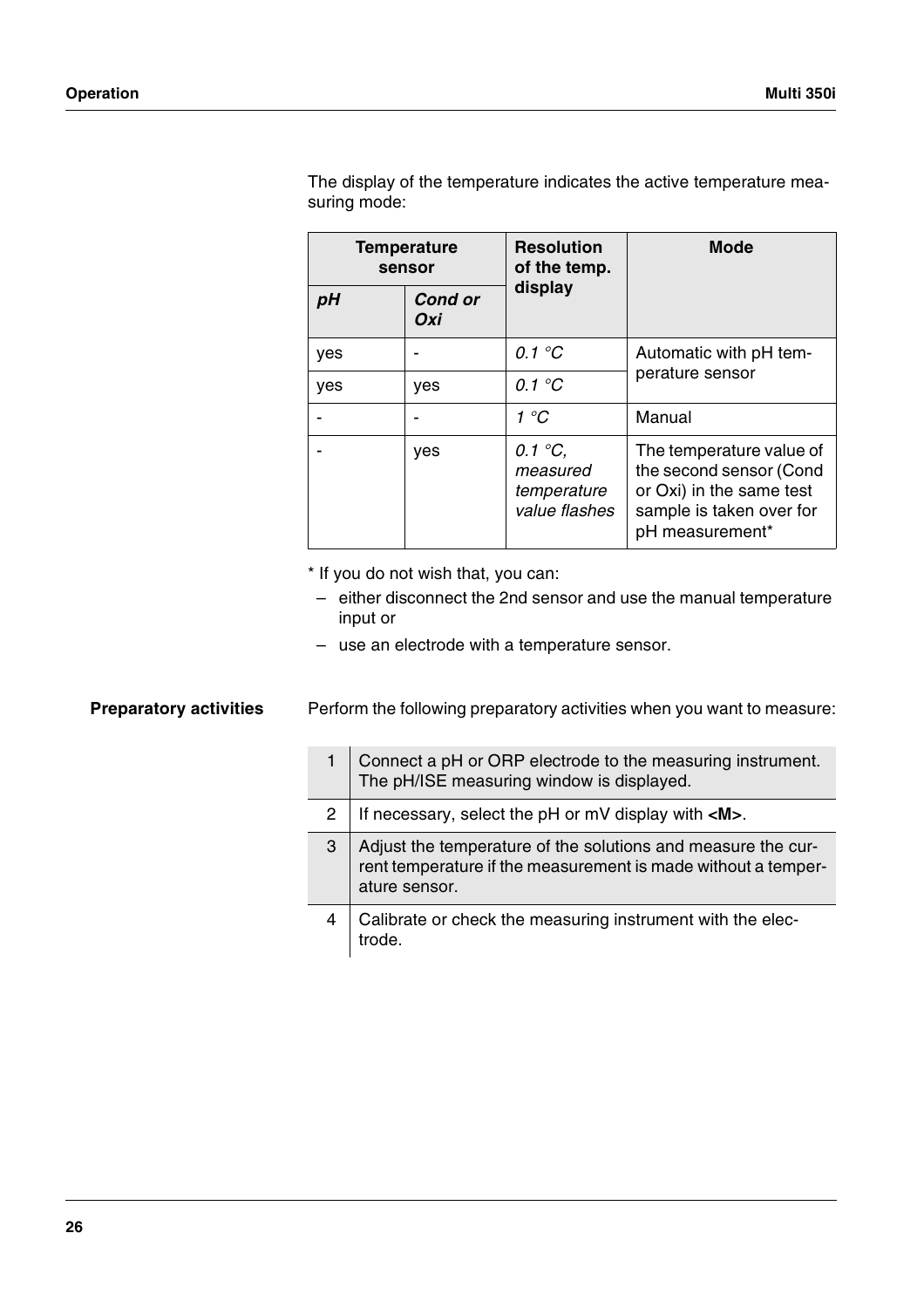The display of the temperature indicates the active temperature measuring mode:

| Temperature sensor | | Resolution of the temp. display | Mode |
|---|---|---|---|
| *pH* | *Cond or Oxi* | | |
| yes | - | *0.1 °C* | Automatic with pH temperature sensor |
| yes | yes | *0.1 °C* | |
| - | - | *1 °C* | Manual |
| - | yes | *0.1 °C, measured temperature value flashes* | The temperature value of the second sensor (Cond or Oxi) in the same test sample is taken over for pH measurement* |

* If you do not wish that, you can:

- either disconnect the 2nd sensor and use the manual temperature input or
- use an electrode with a temperature sensor.

**Preparatory activities**

Perform the following preparatory activities when you want to measure:

| | |
|---|---|
| 1 | Connect a pH or ORP electrode to the measuring instrument. The pH/ISE measuring window is displayed. |
| 2 | If necessary, select the pH or mV display with **<M>**. |
| 3 | Adjust the temperature of the solutions and measure the current temperature if the measurement is made without a temperature sensor. |
| 4 | Calibrate or check the measuring instrument with the electrode. |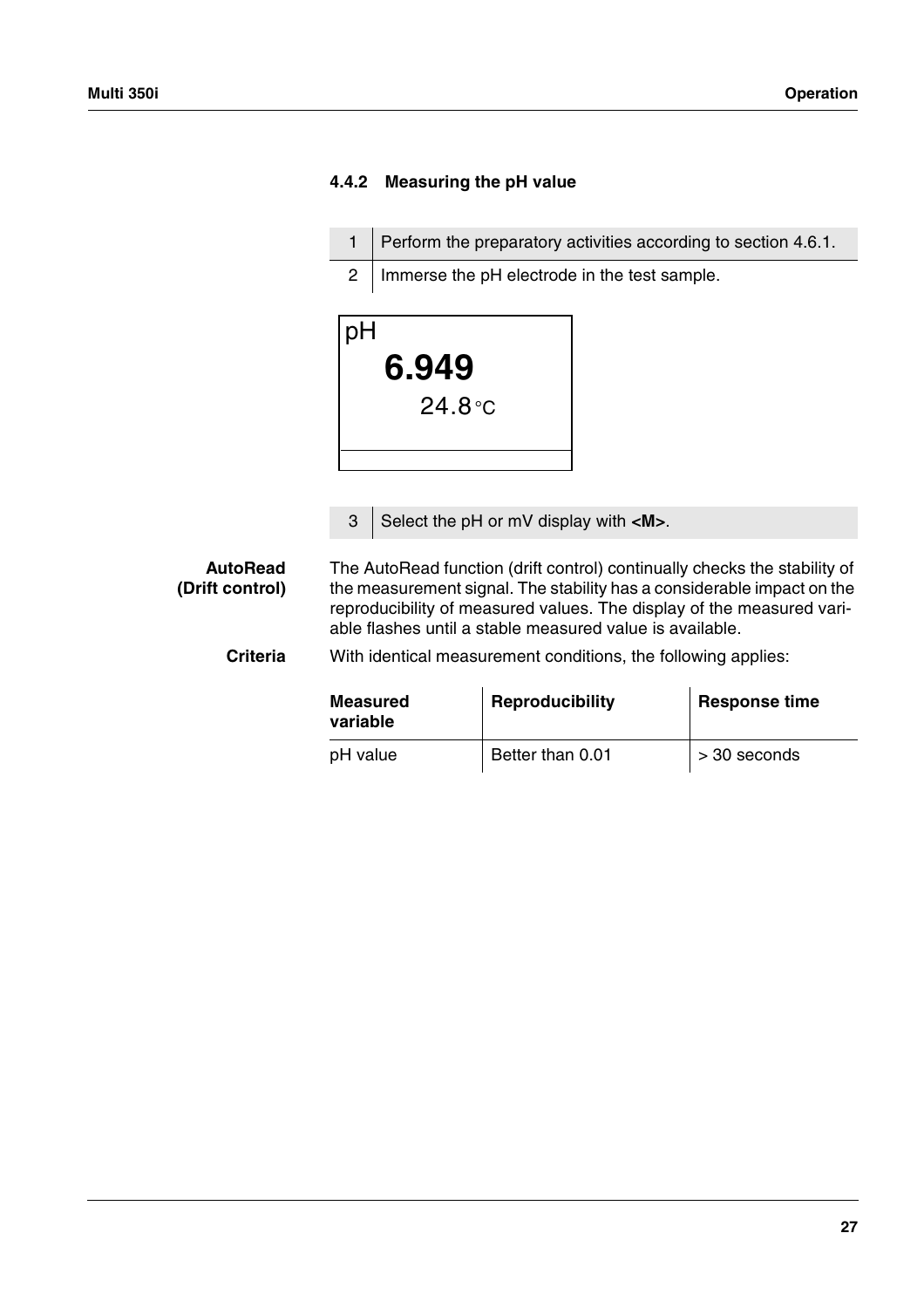### 4.4.2 Measuring the pH value

| | |
|---|---|
| 1 | Perform the preparatory activities according to section 4.6.1. |
| 2 | Immerse the pH electrode in the test sample. |

```
pH
   6.949
      24.8 °C
```

| | |
|---|---|
| 3 | Select the pH or mV display with **<M>**. |

**AutoRead (Drift control)**

The AutoRead function (drift control) continually checks the stability of the measurement signal. The stability has a considerable impact on the reproducibility of measured values. The display of the measured variable flashes until a stable measured value is available.

**Criteria**

With identical measurement conditions, the following applies:

| Measured variable | Reproducibility | Response time |
|---|---|---|
| pH value | Better than 0.01 | > 30 seconds |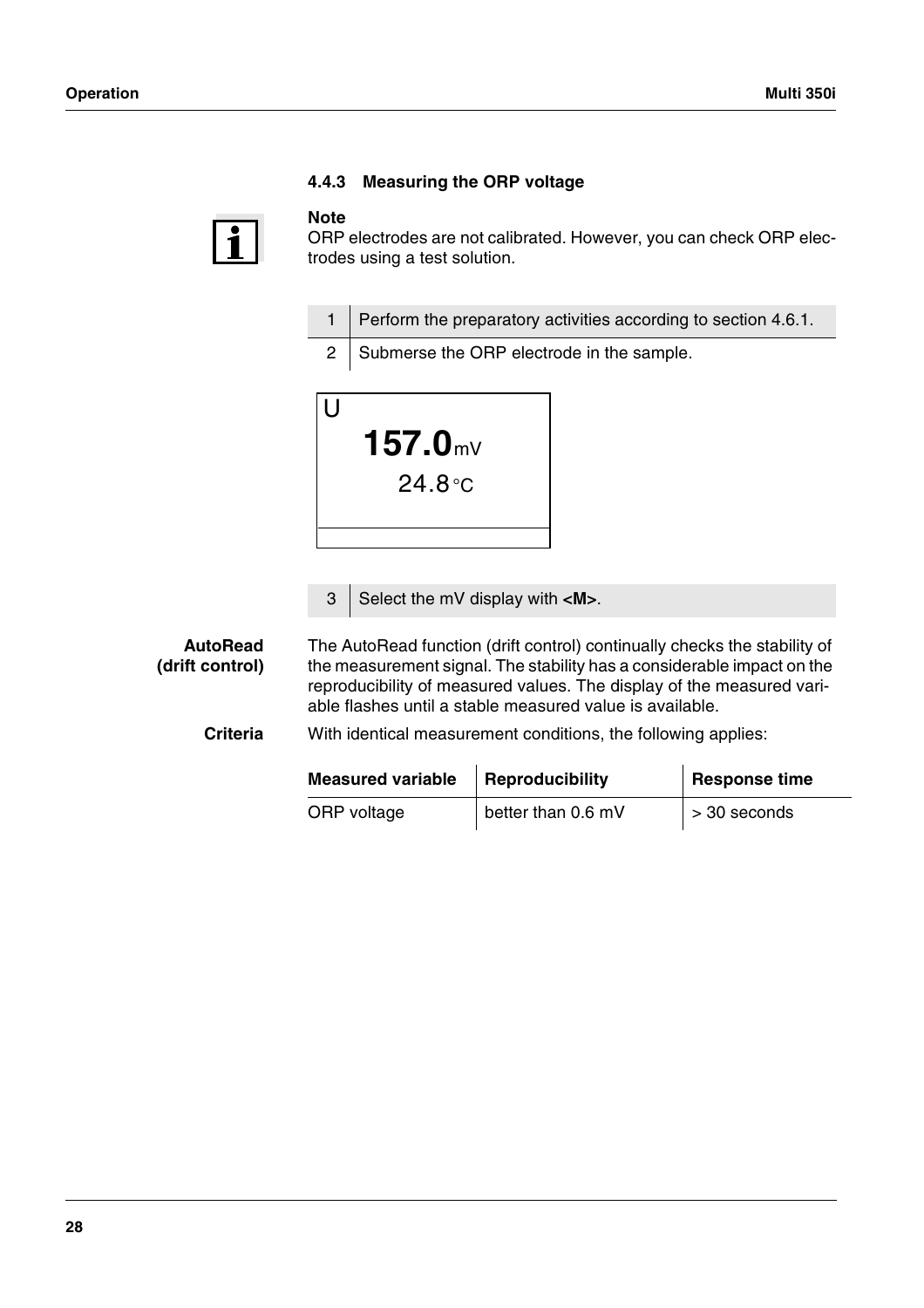### 4.4.3 Measuring the ORP voltage

**Note**
ORP electrodes are not calibrated. However, you can check ORP electrodes using a test solution.

| | |
|---|---|
| 1 | Perform the preparatory activities according to section 4.6.1. |
| 2 | Submerse the ORP electrode in the sample. |

```
U
   157.0 mV
      24.8 °C
```

| | |
|---|---|
| 3 | Select the mV display with **<M>**. |

**AutoRead (drift control)**

The AutoRead function (drift control) continually checks the stability of the measurement signal. The stability has a considerable impact on the reproducibility of measured values. The display of the measured variable flashes until a stable measured value is available.

**Criteria**

With identical measurement conditions, the following applies:

| Measured variable | Reproducibility | Response time |
|---|---|---|
| ORP voltage | better than 0.6 mV | > 30 seconds |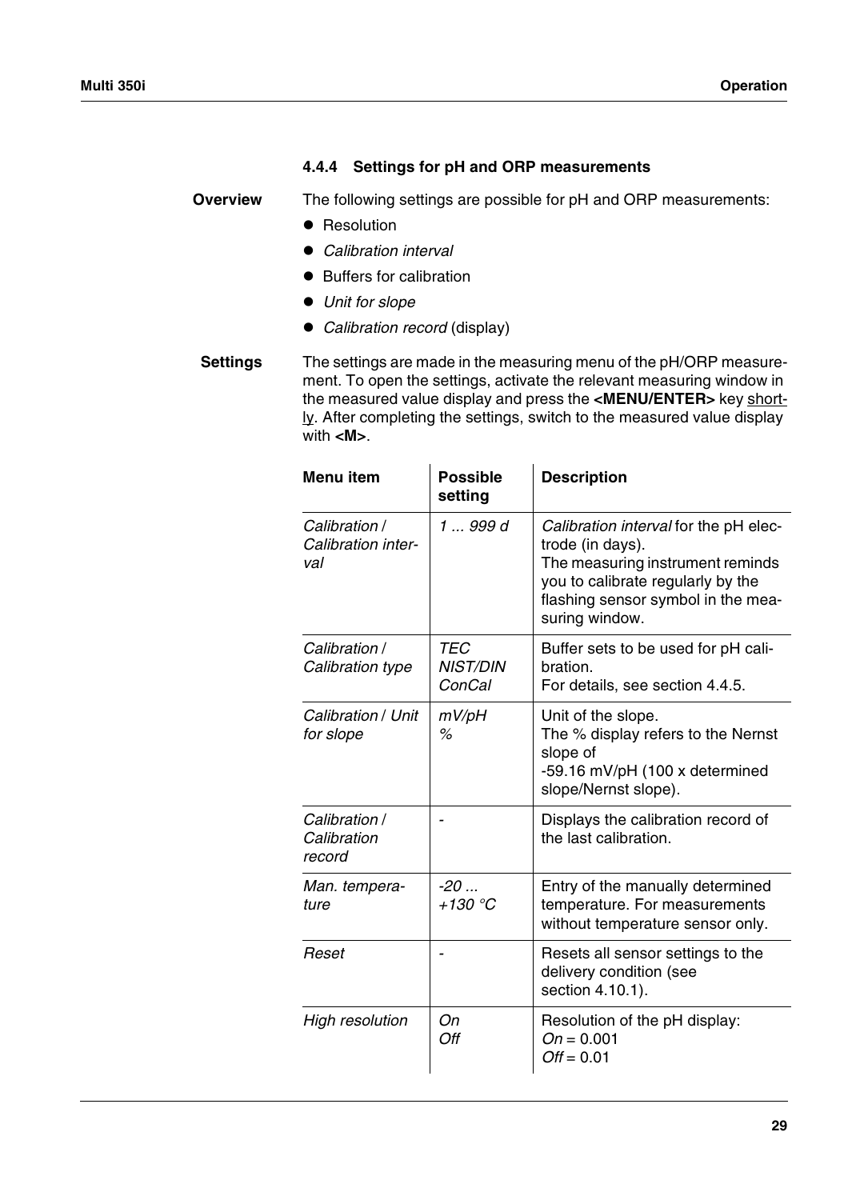### 4.4.4 Settings for pH and ORP measurements

**Overview**

The following settings are possible for pH and ORP measurements:

- Resolution
- *Calibration interval*
- Buffers for calibration
- *Unit for slope*
- *Calibration record* (display)

**Settings**

The settings are made in the measuring menu of the pH/ORP measurement. To open the settings, activate the relevant measuring window in the measured value display and press the **<MENU/ENTER>** key shortly. After completing the settings, switch to the measured value display with **<M>**.

| Menu item | Possible setting | Description |
|---|---|---|
| *Calibration / Calibration interval* | *1 ... 999 d* | *Calibration interval* for the pH electrode (in days). The measuring instrument reminds you to calibrate regularly by the flashing sensor symbol in the measuring window. |
| *Calibration / Calibration type* | *TEC* *NIST/DIN* *ConCal* | Buffer sets to be used for pH calibration. For details, see section 4.4.5. |
| *Calibration / Unit for slope* | *mV/pH* *%* | Unit of the slope. The % display refers to the Nernst slope of -59.16 mV/pH (100 x determined slope/Nernst slope). |
| *Calibration / Calibration record* | - | Displays the calibration record of the last calibration. |
| *Man. temperature* | *-20 ... +130 °C* | Entry of the manually determined temperature. For measurements without temperature sensor only. |
| *Reset* | - | Resets all sensor settings to the delivery condition (see section 4.10.1). |
| *High resolution* | *On* *Off* | Resolution of the pH display: *On* = 0.001 *Off* = 0.01 |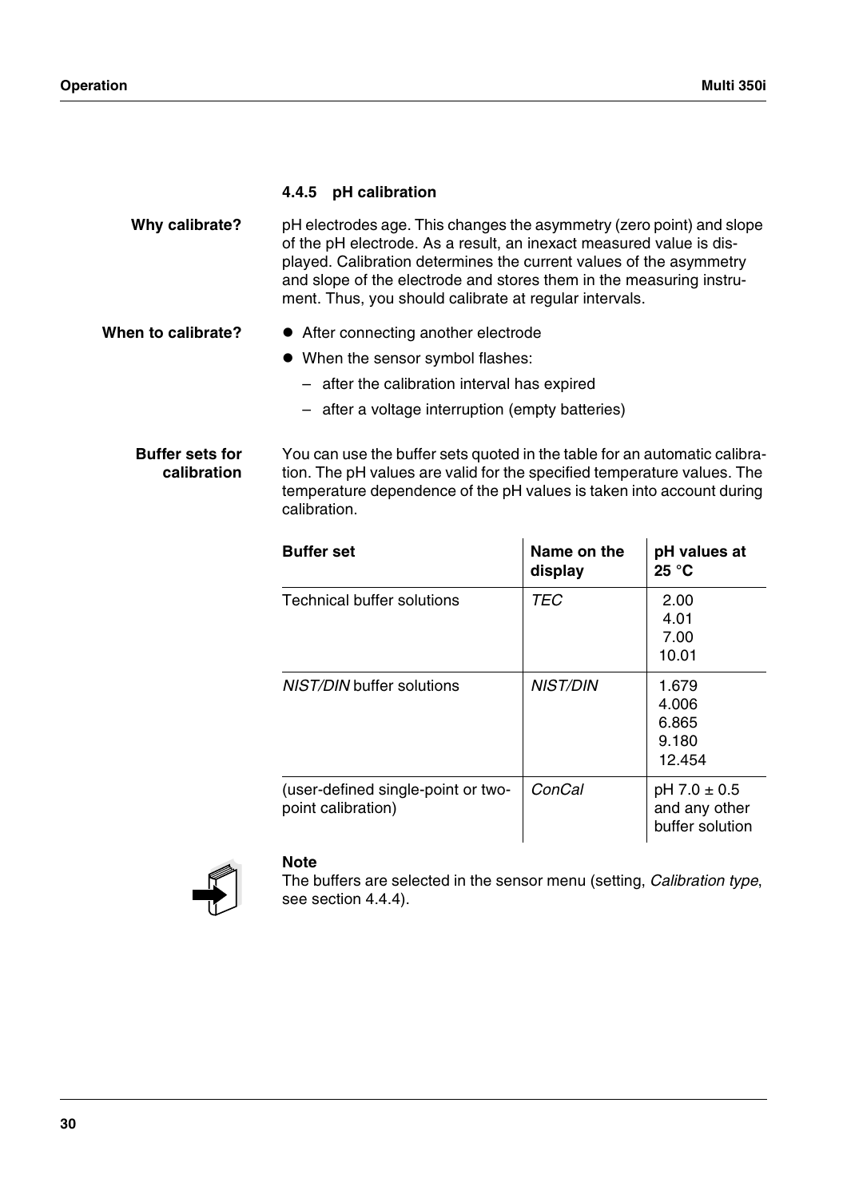### 4.4.5 pH calibration

**Why calibrate?**

pH electrodes age. This changes the asymmetry (zero point) and slope of the pH electrode. As a result, an inexact measured value is displayed. Calibration determines the current values of the asymmetry and slope of the electrode and stores them in the measuring instrument. Thus, you should calibrate at regular intervals.

**When to calibrate?**

- After connecting another electrode
- When the sensor symbol flashes:
  - after the calibration interval has expired
  - after a voltage interruption (empty batteries)

**Buffer sets for calibration**

You can use the buffer sets quoted in the table for an automatic calibration. The pH values are valid for the specified temperature values. The temperature dependence of the pH values is taken into account during calibration.

| Buffer set | Name on the display | pH values at 25 °C |
|---|---|---|
| Technical buffer solutions | *TEC* | 2.00<br>4.01<br>7.00<br>10.01 |
| *NIST/DIN* buffer solutions | *NIST/DIN* | 1.679<br>4.006<br>6.865<br>9.180<br>12.454 |
| (user-defined single-point or two-point calibration) | *ConCal* | pH 7.0 ± 0.5 and any other buffer solution |

**Note**
The buffers are selected in the sensor menu (setting, *Calibration type*, see section 4.4.4).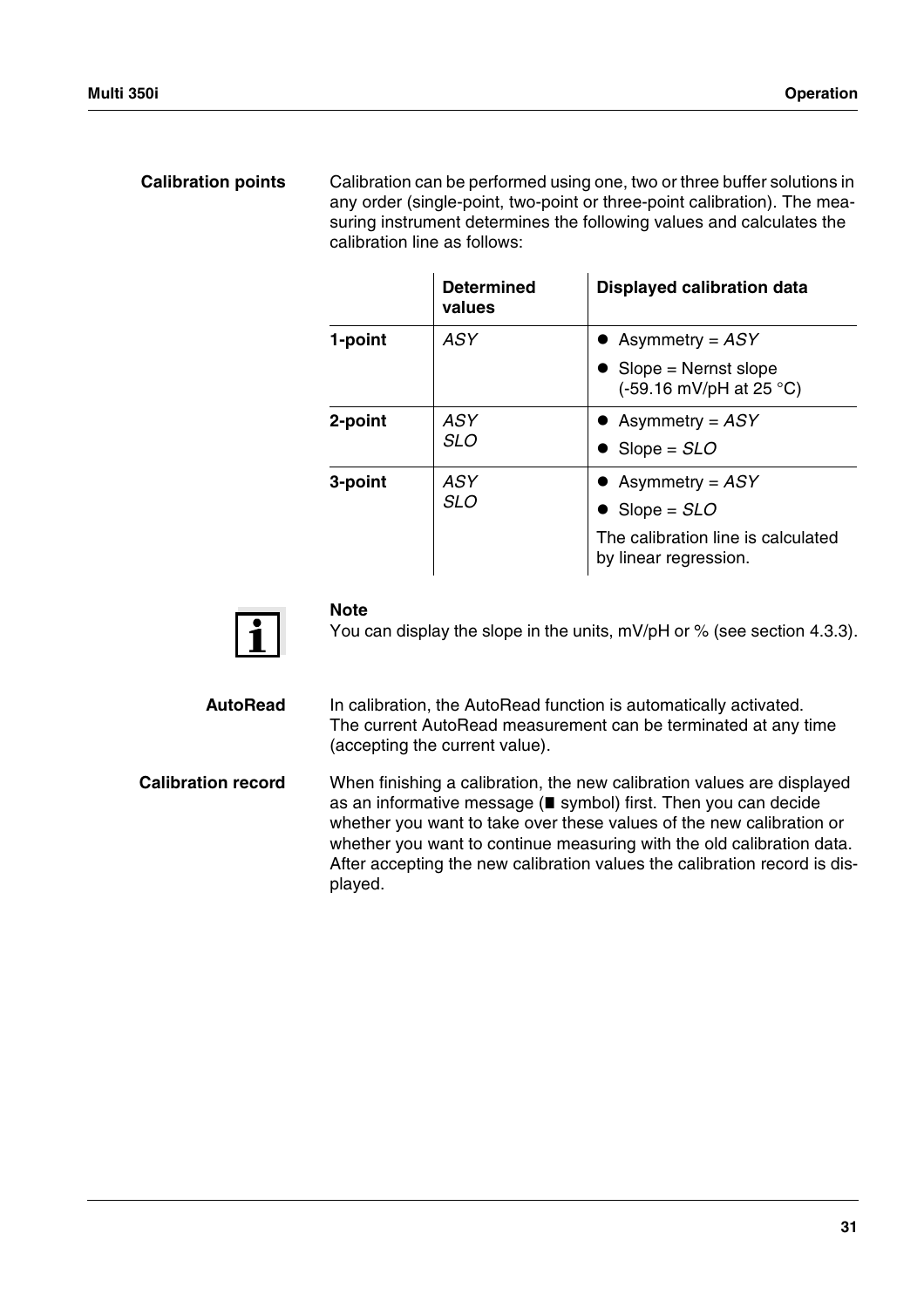**Calibration points**

Calibration can be performed using one, two or three buffer solutions in any order (single-point, two-point or three-point calibration). The measuring instrument determines the following values and calculates the calibration line as follows:

| | Determined values | Displayed calibration data |
|---|---|---|
| **1-point** | *ASY* | • Asymmetry = *ASY*<br>• Slope = Nernst slope (-59.16 mV/pH at 25 °C) |
| **2-point** | *ASY*<br>*SLO* | • Asymmetry = *ASY*<br>• Slope = *SLO* |
| **3-point** | *ASY*<br>*SLO* | • Asymmetry = *ASY*<br>• Slope = *SLO*<br>The calibration line is calculated by linear regression. |

**Note**
You can display the slope in the units, mV/pH or % (see section 4.3.3).

**AutoRead**

In calibration, the AutoRead function is automatically activated.
The current AutoRead measurement can be terminated at any time (accepting the current value).

**Calibration record**

When finishing a calibration, the new calibration values are displayed as an informative message (■ symbol) first. Then you can decide whether you want to take over these values of the new calibration or whether you want to continue measuring with the old calibration data. After accepting the new calibration values the calibration record is displayed.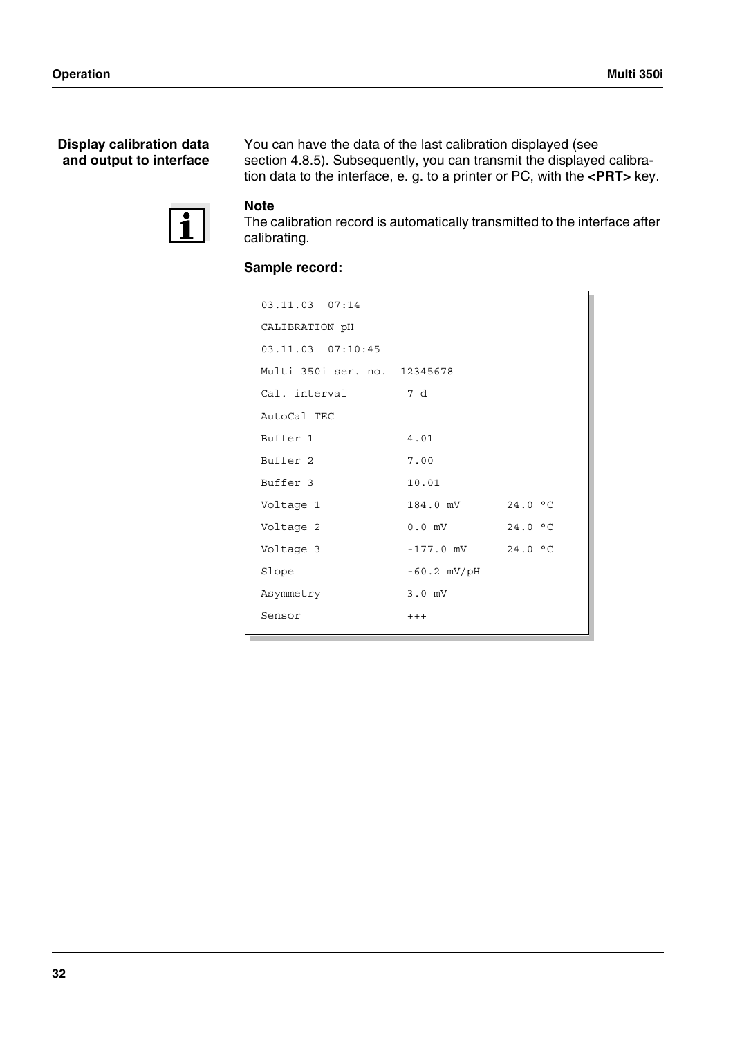**Display calibration data and output to interface**

You can have the data of the last calibration displayed (see section 4.8.5). Subsequently, you can transmit the displayed calibration data to the interface, e. g. to a printer or PC, with the **<PRT>** key.

**Note**
The calibration record is automatically transmitted to the interface after calibrating.

**Sample record:**

```
03.11.03  07:14
CALIBRATION pH
03.11.03  07:10:45
Multi 350i ser. no.  12345678
Cal. interval        7 d
AutoCal TEC
Buffer 1             4.01
Buffer 2             7.00
Buffer 3             10.01
Voltage 1            184.0 mV      24.0 °C
Voltage 2            0.0 mV        24.0 °C
Voltage 3            -177.0 mV     24.0 °C
Slope                -60.2 mV/pH
Asymmetry            3.0 mV
Sensor               +++
```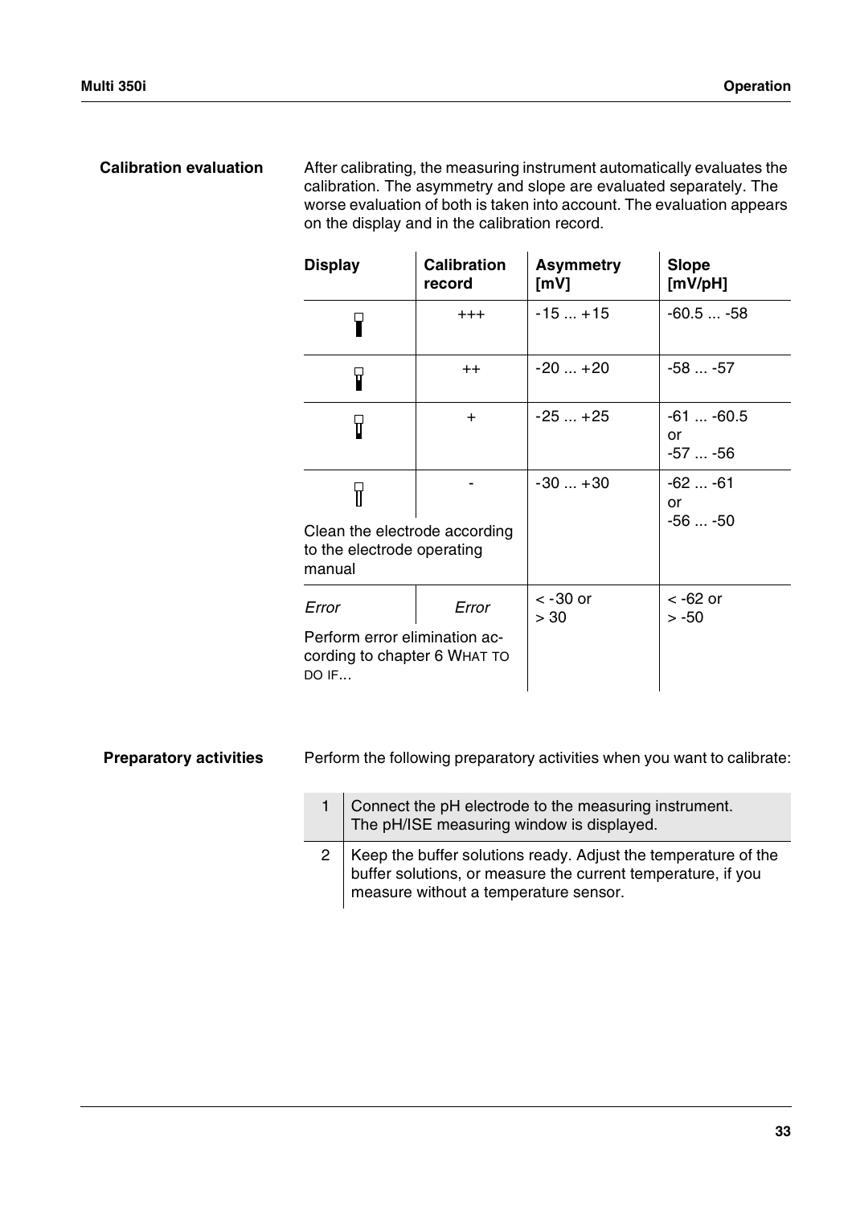### Calibration evaluation

After calibrating, the measuring instrument automatically evaluates the calibration. The asymmetry and slope are evaluated separately. The worse evaluation of both is taken into account. The evaluation appears on the display and in the calibration record.

| Display | Calibration record | Asymmetry [mV] | Slope [mV/pH] |
|---|---|---|---|
| | +++ | -15 ... +15 | -60.5 ... -58 |
| | ++ | -20 ... +20 | -58 ... -57 |
| | + | -25 ... +25 | -61 ... -60.5 or -57 ... -56 |
| Clean the electrode according to the electrode operating manual | - | -30 ... +30 | -62 ... -61 or -56 ... -50 |
| *Error* Perform error elimination according to chapter 6 WHAT TO DO IF... | *Error* | < -30 or > 30 | < -62 or > -50 |

### Preparatory activities

Perform the following preparatory activities when you want to calibrate:

| | |
|---|---|
| 1 | Connect the pH electrode to the measuring instrument. The pH/ISE measuring window is displayed. |
| 2 | Keep the buffer solutions ready. Adjust the temperature of the buffer solutions, or measure the current temperature, if you measure without a temperature sensor. |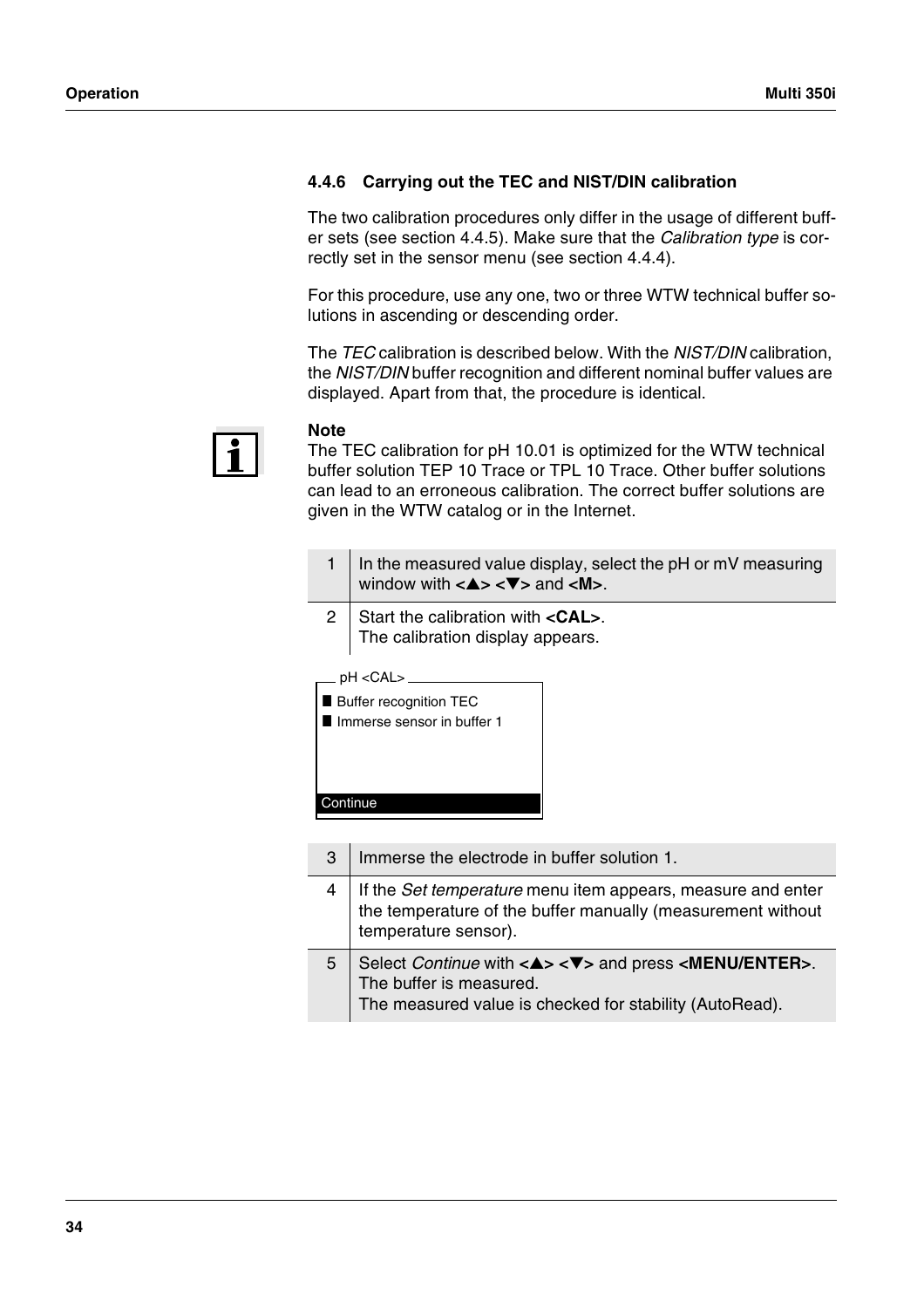### 4.4.6 Carrying out the TEC and NIST/DIN calibration

The two calibration procedures only differ in the usage of different buffer sets (see section 4.4.5). Make sure that the *Calibration type* is correctly set in the sensor menu (see section 4.4.4).

For this procedure, use any one, two or three WTW technical buffer solutions in ascending or descending order.

The *TEC* calibration is described below. With the *NIST/DIN* calibration, the *NIST/DIN* buffer recognition and different nominal buffer values are displayed. Apart from that, the procedure is identical.

**Note**
The TEC calibration for pH 10.01 is optimized for the WTW technical buffer solution TEP 10 Trace or TPL 10 Trace. Other buffer solutions can lead to an erroneous calibration. The correct buffer solutions are given in the WTW catalog or in the Internet.

| | |
|---|---|
| 1 | In the measured value display, select the pH or mV measuring window with **<▲> <▼>** and **<M>**. |
| 2 | Start the calibration with **<CAL>**. The calibration display appears. |

```
pH <CAL>
■ Buffer recognition TEC
■ Immerse sensor in buffer 1

Continue
```

| | |
|---|---|
| 3 | Immerse the electrode in buffer solution 1. |
| 4 | If the *Set temperature* menu item appears, measure and enter the temperature of the buffer manually (measurement without temperature sensor). |
| 5 | Select *Continue* with **<▲> <▼>** and press **<MENU/ENTER>**. The buffer is measured. The measured value is checked for stability (AutoRead). |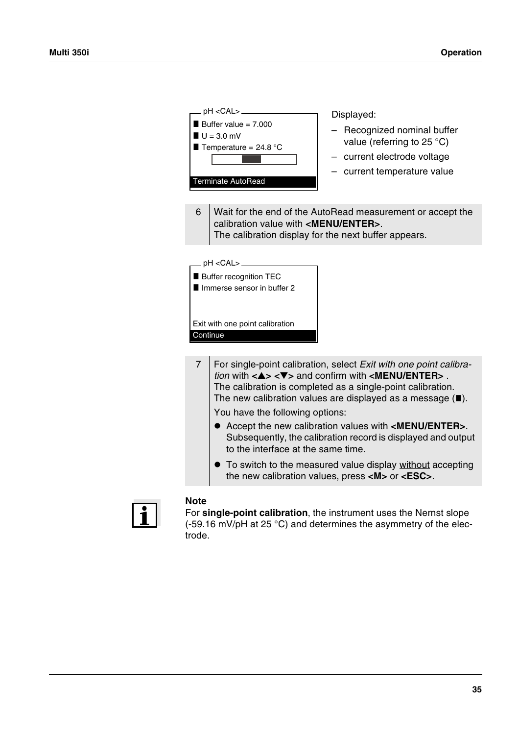```
pH <CAL>
■ Buffer value = 7.000
■ U = 3.0 mV
■ Temperature = 24.8 °C

Terminate AutoRead
```

Displayed:

- Recognized nominal buffer value (referring to 25 °C)
- current electrode voltage
- current temperature value

| | |
|---|---|
| 6 | Wait for the end of the AutoRead measurement or accept the calibration value with **<MENU/ENTER>**.<br>The calibration display for the next buffer appears. |

```
pH <CAL>
■ Buffer recognition TEC
■ Immerse sensor in buffer 2

Exit with one point calibration
Continue
```

| | |
|---|---|
| 7 | For single-point calibration, select *Exit with one point calibration* with **<▲> <▼>** and confirm with **<MENU/ENTER>** .<br>The calibration is completed as a single-point calibration.<br>The new calibration values are displayed as a message (■).<br>You have the following options:<br>● Accept the new calibration values with **<MENU/ENTER>**. Subsequently, the calibration record is displayed and output to the interface at the same time.<br>● To switch to the measured value display <u>without</u> accepting the new calibration values, press **<M>** or **<ESC>**. |

**Note**
For **single-point calibration**, the instrument uses the Nernst slope (-59.16 mV/pH at 25 °C) and determines the asymmetry of the electrode.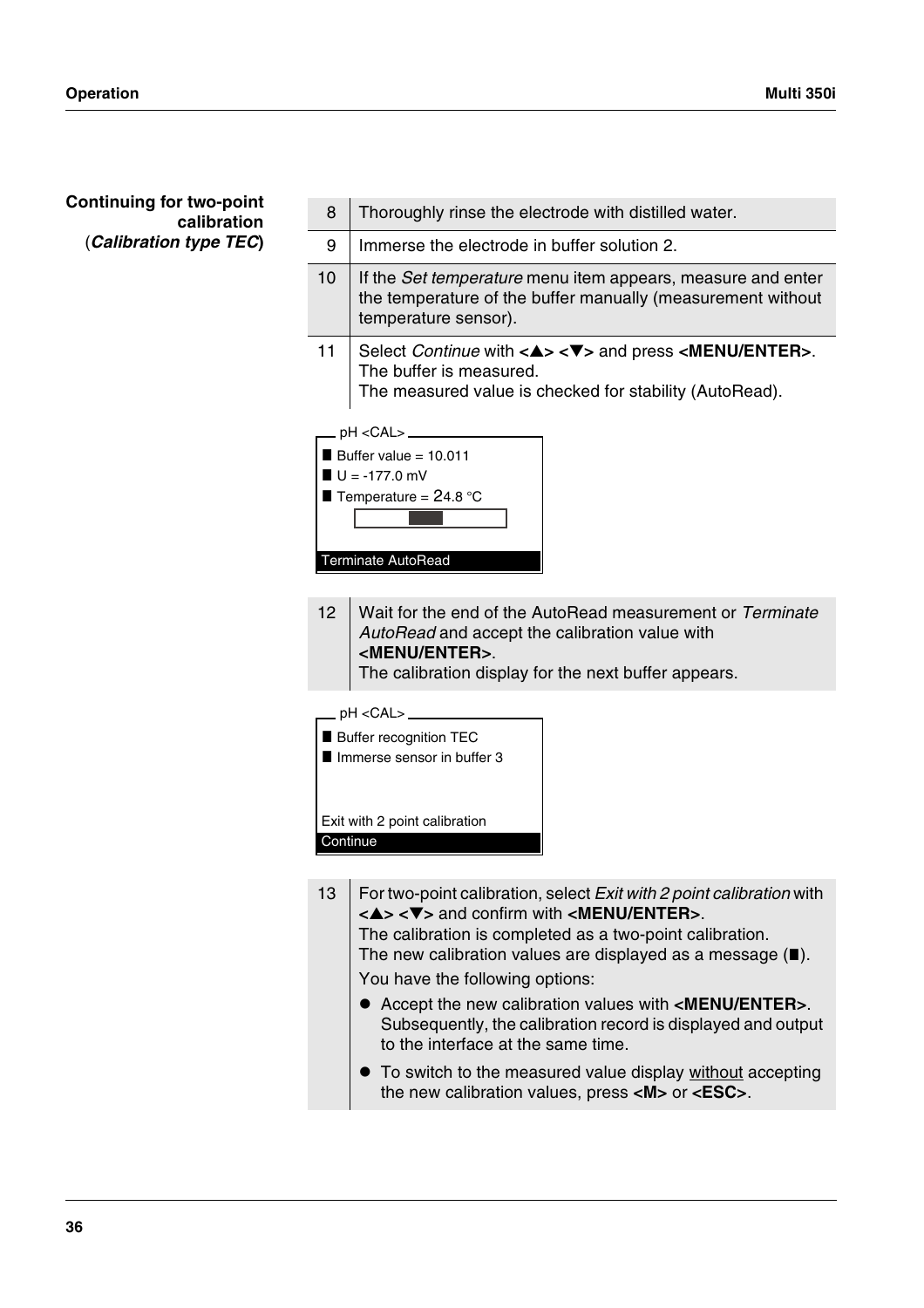**Continuing for two-point calibration (*Calibration type TEC*)**

| | |
|---|---|
| 8 | Thoroughly rinse the electrode with distilled water. |
| 9 | Immerse the electrode in buffer solution 2. |
| 10 | If the *Set temperature* menu item appears, measure and enter the temperature of the buffer manually (measurement without temperature sensor). |
| 11 | Select *Continue* with **<▲> <▼>** and press **<MENU/ENTER>**. The buffer is measured. The measured value is checked for stability (AutoRead). |

```
pH <CAL>
■ Buffer value = 10.011
■ U = -177.0 mV
■ Temperature = 24.8 °C

Terminate AutoRead
```

| | |
|---|---|
| 12 | Wait for the end of the AutoRead measurement or *Terminate AutoRead* and accept the calibration value with **<MENU/ENTER>**. The calibration display for the next buffer appears. |

```
pH <CAL>
■ Buffer recognition TEC
■ Immerse sensor in buffer 3

Exit with 2 point calibration
Continue
```

| | |
|---|---|
| 13 | For two-point calibration, select *Exit with 2 point calibration* with **<▲> <▼>** and confirm with **<MENU/ENTER>**. The calibration is completed as a two-point calibration. The new calibration values are displayed as a message (■). You have the following options:<br>● Accept the new calibration values with **<MENU/ENTER>**. Subsequently, the calibration record is displayed and output to the interface at the same time.<br>● To switch to the measured value display without accepting the new calibration values, press **<M>** or **<ESC>**. |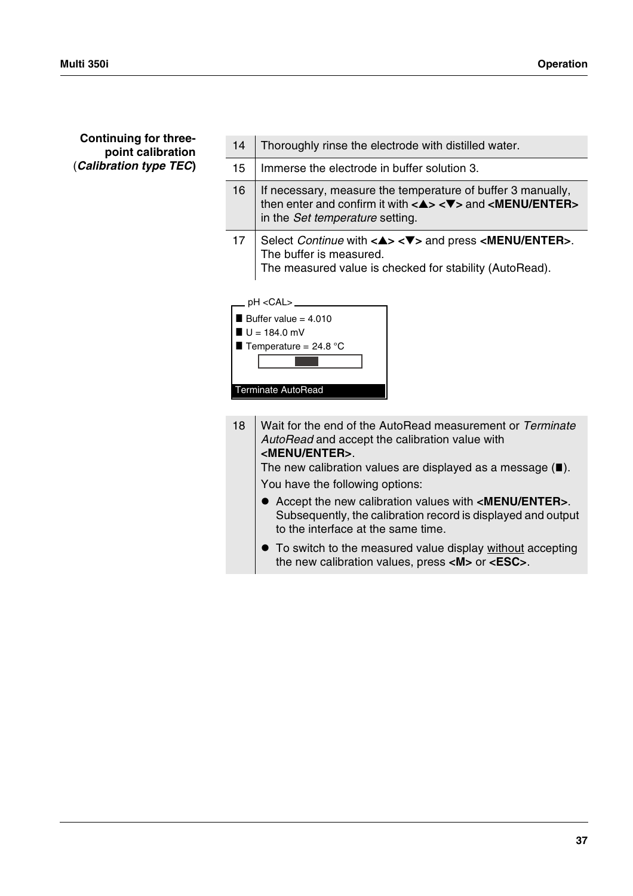**Continuing for three-point calibration (*Calibration type TEC*)**

| | |
|---|---|
| 14 | Thoroughly rinse the electrode with distilled water. |
| 15 | Immerse the electrode in buffer solution 3. |
| 16 | If necessary, measure the temperature of buffer 3 manually, then enter and confirm it with **<▲> <▼>** and **<MENU/ENTER>** in the *Set temperature* setting. |
| 17 | Select *Continue* with **<▲> <▼>** and press **<MENU/ENTER>**. The buffer is measured. The measured value is checked for stability (AutoRead). |

```
pH <CAL>
■ Buffer value = 4.010
■ U = 184.0 mV
■ Temperature = 24.8 °C

Terminate AutoRead
```

| | |
|---|---|
| 18 | Wait for the end of the AutoRead measurement or *Terminate AutoRead* and accept the calibration value with **<MENU/ENTER>**. The new calibration values are displayed as a message (■). You have the following options: <br> ● Accept the new calibration values with **<MENU/ENTER>**. Subsequently, the calibration record is displayed and output to the interface at the same time. <br> ● To switch to the measured value display without accepting the new calibration values, press **<M>** or **<ESC>**. |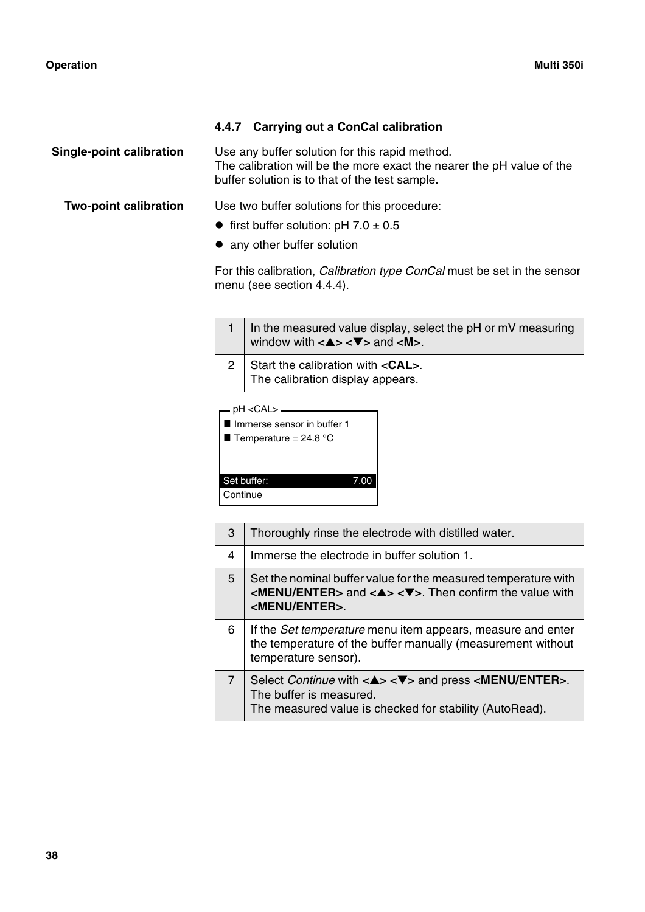### 4.4.7 Carrying out a ConCal calibration

**Single-point calibration**

Use any buffer solution for this rapid method.
The calibration will be the more exact the nearer the pH value of the buffer solution is to that of the test sample.

**Two-point calibration**

Use two buffer solutions for this procedure:

- first buffer solution: pH 7.0 ± 0.5
- any other buffer solution

For this calibration, *Calibration type ConCal* must be set in the sensor menu (see section 4.4.4).

| | |
|---|---|
| 1 | In the measured value display, select the pH or mV measuring window with **<▲> <▼>** and **<M>**. |
| 2 | Start the calibration with **<CAL>**.<br>The calibration display appears. |

```
pH <CAL>
■ Immerse sensor in buffer 1
■ Temperature = 24.8 °C

Set buffer:                7.00
Continue
```

| | |
|---|---|
| 3 | Thoroughly rinse the electrode with distilled water. |
| 4 | Immerse the electrode in buffer solution 1. |
| 5 | Set the nominal buffer value for the measured temperature with **<MENU/ENTER>** and **<▲> <▼>**. Then confirm the value with **<MENU/ENTER>**. |
| 6 | If the *Set temperature* menu item appears, measure and enter the temperature of the buffer manually (measurement without temperature sensor). |
| 7 | Select *Continue* with **<▲> <▼>** and press **<MENU/ENTER>**.<br>The buffer is measured.<br>The measured value is checked for stability (AutoRead). |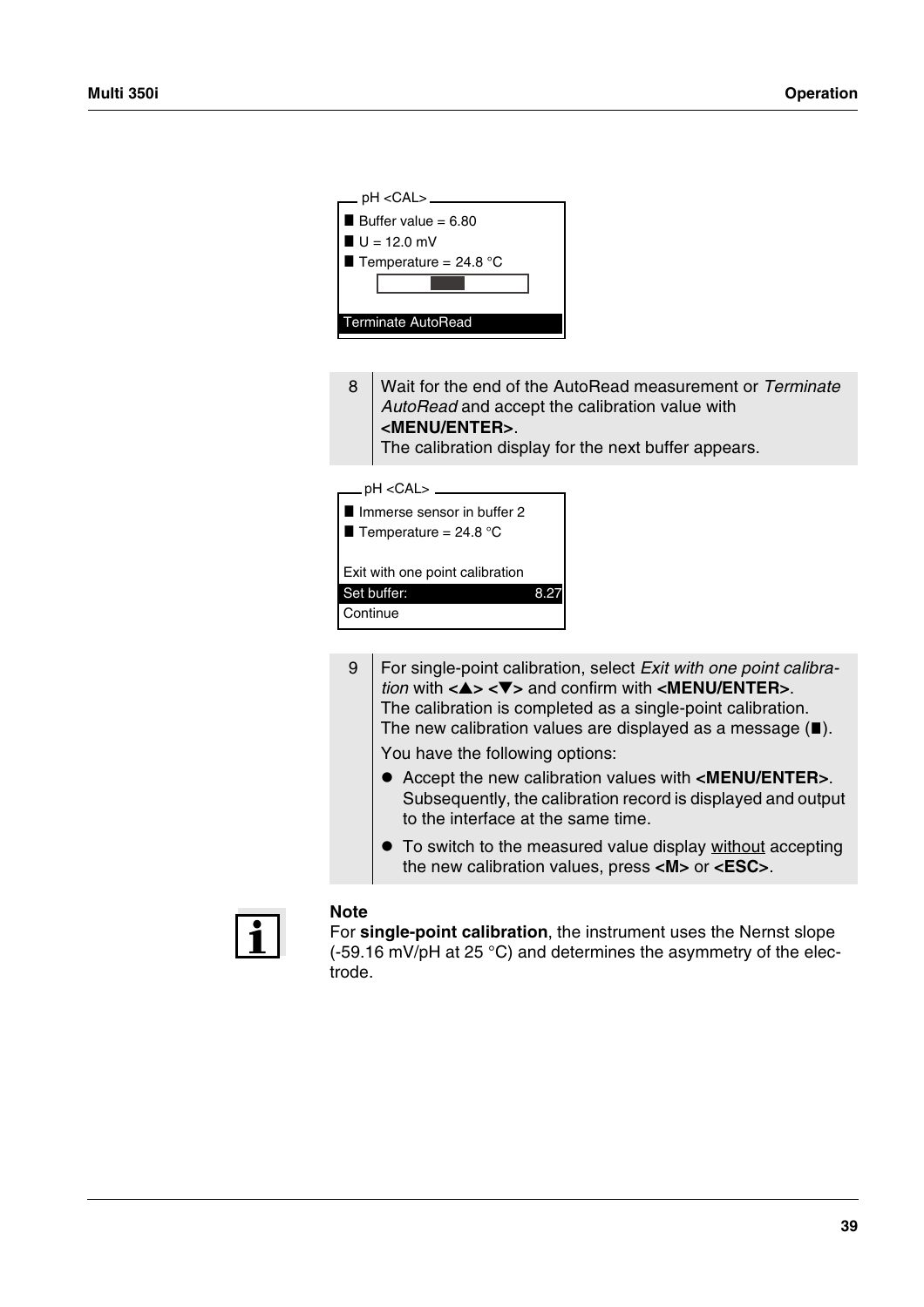```
pH <CAL>
■ Buffer value = 6.80
■ U = 12.0 mV
■ Temperature = 24.8 °C
[progress bar]
Terminate AutoRead
```

| | |
|---|---|
| 8 | Wait for the end of the AutoRead measurement or *Terminate AutoRead* and accept the calibration value with **<MENU/ENTER>**.<br>The calibration display for the next buffer appears. |

```
pH <CAL>
■ Immerse sensor in buffer 2
■ Temperature = 24.8 °C

Exit with one point calibration
Set buffer:                 8.27
Continue
```

| | |
|---|---|
| 9 | For single-point calibration, select *Exit with one point calibration* with **<▲> <▼>** and confirm with **<MENU/ENTER>**.<br>The calibration is completed as a single-point calibration.<br>The new calibration values are displayed as a message (■).<br>You have the following options:<br>● Accept the new calibration values with **<MENU/ENTER>**. Subsequently, the calibration record is displayed and output to the interface at the same time.<br>● To switch to the measured value display without accepting the new calibration values, press **<M>** or **<ESC>**. |

**Note**
For **single-point calibration**, the instrument uses the Nernst slope (-59.16 mV/pH at 25 °C) and determines the asymmetry of the electrode.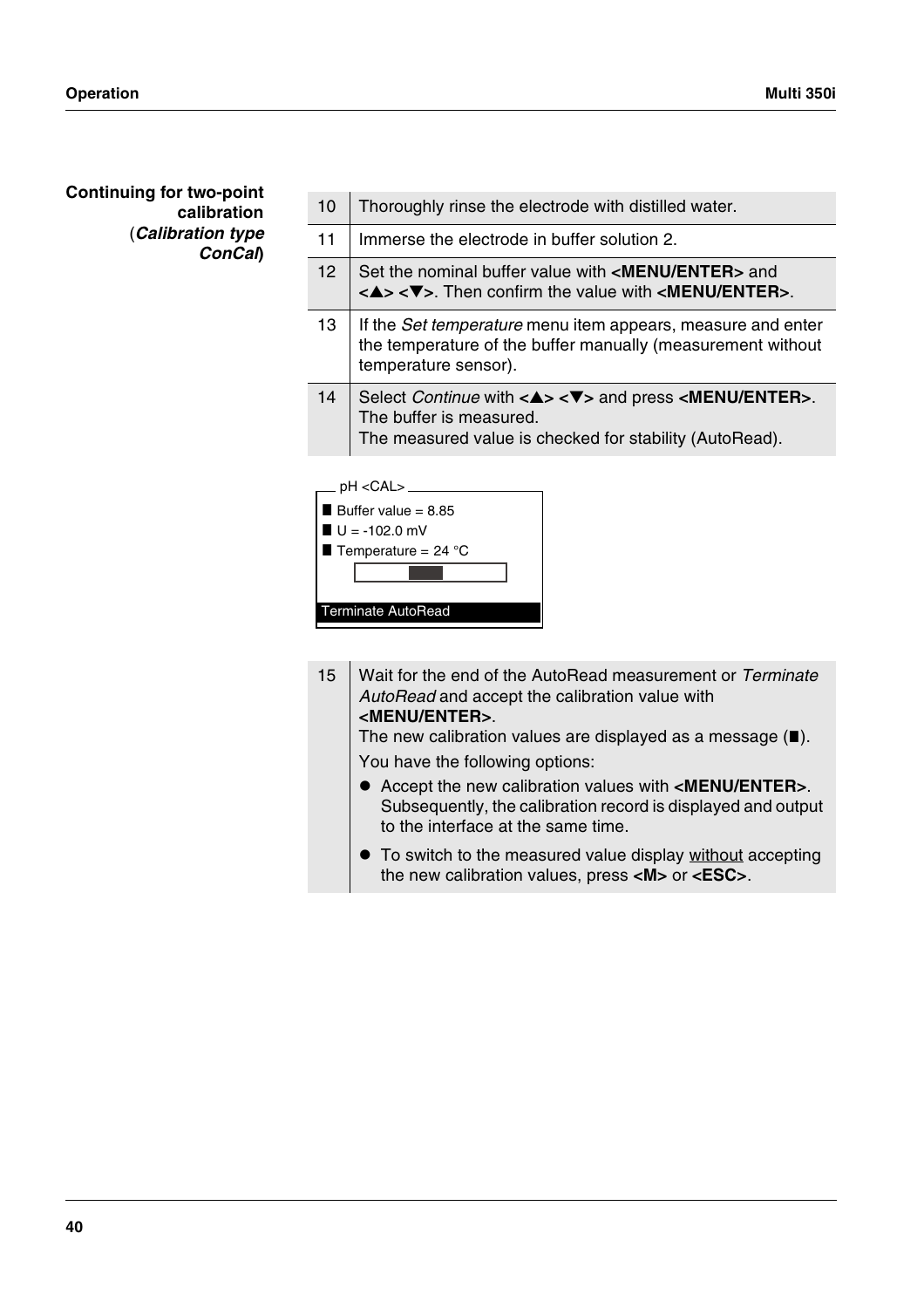**Continuing for two-point calibration** (***Calibration type ConCal***)

| | |
|---|---|
| 10 | Thoroughly rinse the electrode with distilled water. |
| 11 | Immerse the electrode in buffer solution 2. |
| 12 | Set the nominal buffer value with **<MENU/ENTER>** and **<▲> <▼>**. Then confirm the value with **<MENU/ENTER>**. |
| 13 | If the *Set temperature* menu item appears, measure and enter the temperature of the buffer manually (measurement without temperature sensor). |
| 14 | Select *Continue* with **<▲> <▼>** and press **<MENU/ENTER>**. The buffer is measured. The measured value is checked for stability (AutoRead). |

```
pH <CAL>
■ Buffer value = 8.85
■ U = -102.0 mV
■ Temperature = 24 °C

Terminate AutoRead
```

| | |
|---|---|
| 15 | Wait for the end of the AutoRead measurement or *Terminate AutoRead* and accept the calibration value with **<MENU/ENTER>**. The new calibration values are displayed as a message (■). You have the following options: ● Accept the new calibration values with **<MENU/ENTER>**. Subsequently, the calibration record is displayed and output to the interface at the same time. ● To switch to the measured value display without accepting the new calibration values, press **<M>** or **<ESC>**. |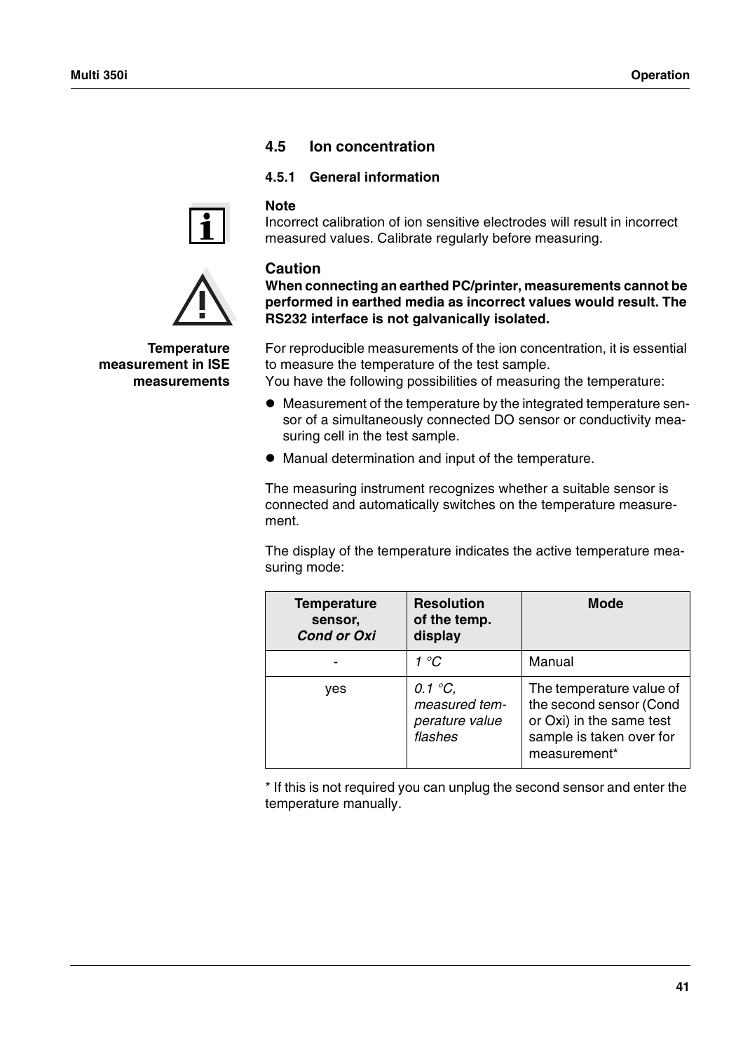## 4.5 Ion concentration

### 4.5.1 General information

**Note**
Incorrect calibration of ion sensitive electrodes will result in incorrect measured values. Calibrate regularly before measuring.

**Caution**
**When connecting an earthed PC/printer, measurements cannot be performed in earthed media as incorrect values would result. The RS232 interface is not galvanically isolated.**

**Temperature measurement in ISE measurements**

For reproducible measurements of the ion concentration, it is essential to measure the temperature of the test sample.
You have the following possibilities of measuring the temperature:

- Measurement of the temperature by the integrated temperature sensor of a simultaneously connected DO sensor or conductivity measuring cell in the test sample.
- Manual determination and input of the temperature.

The measuring instrument recognizes whether a suitable sensor is connected and automatically switches on the temperature measurement.

The display of the temperature indicates the active temperature measuring mode:

| Temperature sensor, *Cond or Oxi* | Resolution of the temp. display | Mode |
|---|---|---|
| - | *1 °C* | Manual |
| yes | *0.1 °C, measured temperature value flashes* | The temperature value of the second sensor (Cond or Oxi) in the same test sample is taken over for measurement* |

* If this is not required you can unplug the second sensor and enter the temperature manually.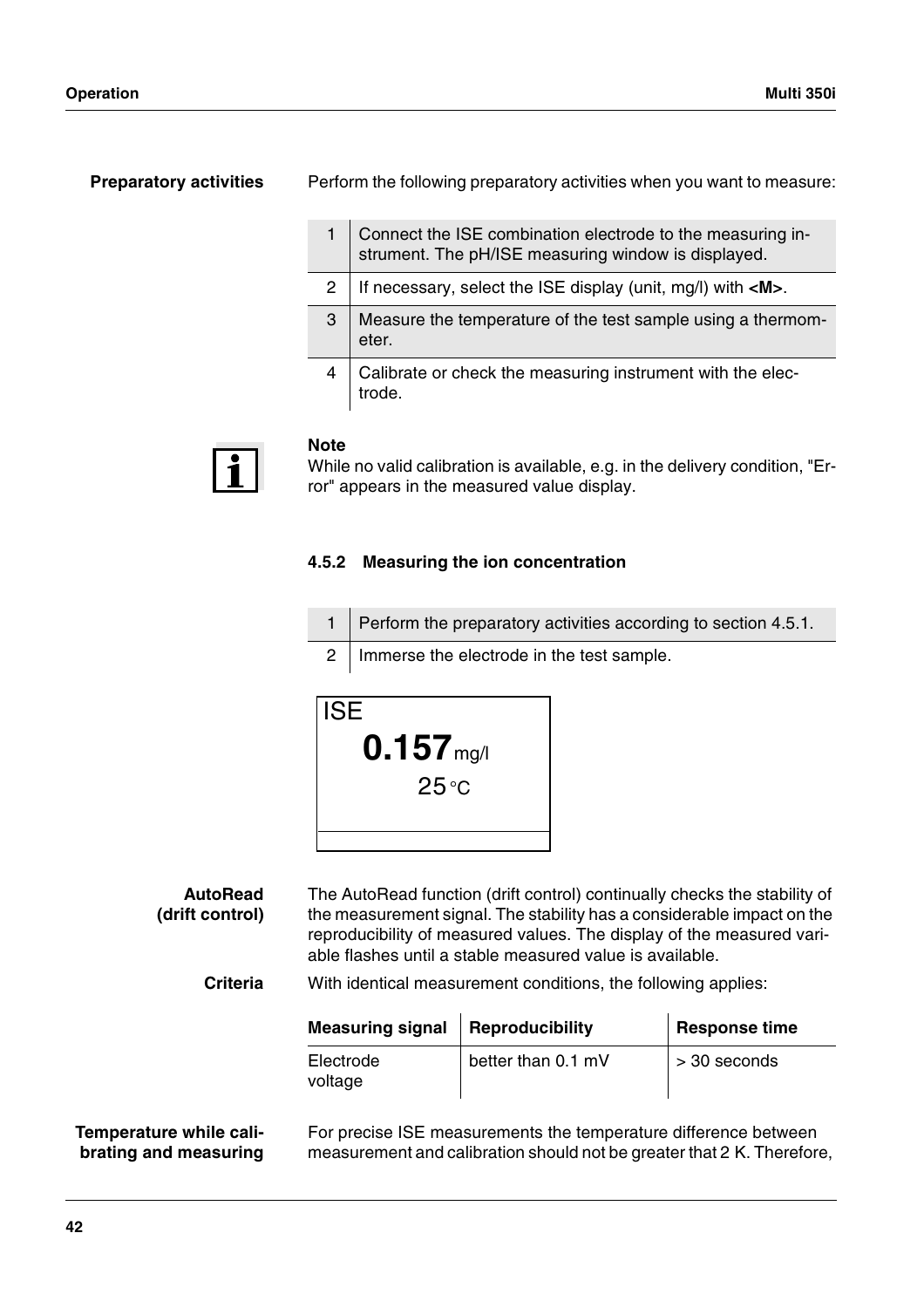**Preparatory activities**

Perform the following preparatory activities when you want to measure:

| | |
|---|---|
| 1 | Connect the ISE combination electrode to the measuring instrument. The pH/ISE measuring window is displayed. |
| 2 | If necessary, select the ISE display (unit, mg/l) with **<M>**. |
| 3 | Measure the temperature of the test sample using a thermometer. |
| 4 | Calibrate or check the measuring instrument with the electrode. |

**Note**
While no valid calibration is available, e.g. in the delivery condition, "Error" appears in the measured value display.

### 4.5.2 Measuring the ion concentration

| | |
|---|---|
| 1 | Perform the preparatory activities according to section 4.5.1. |
| 2 | Immerse the electrode in the test sample. |

```
ISE
    0.157 mg/l
       25 °C
```

**AutoRead (drift control)**

The AutoRead function (drift control) continually checks the stability of the measurement signal. The stability has a considerable impact on the reproducibility of measured values. The display of the measured variable flashes until a stable measured value is available.

**Criteria**

With identical measurement conditions, the following applies:

| Measuring signal | Reproducibility | Response time |
|---|---|---|
| Electrode voltage | better than 0.1 mV | > 30 seconds |

**Temperature while calibrating and measuring**

For precise ISE measurements the temperature difference between measurement and calibration should not be greater that 2 K. Therefore,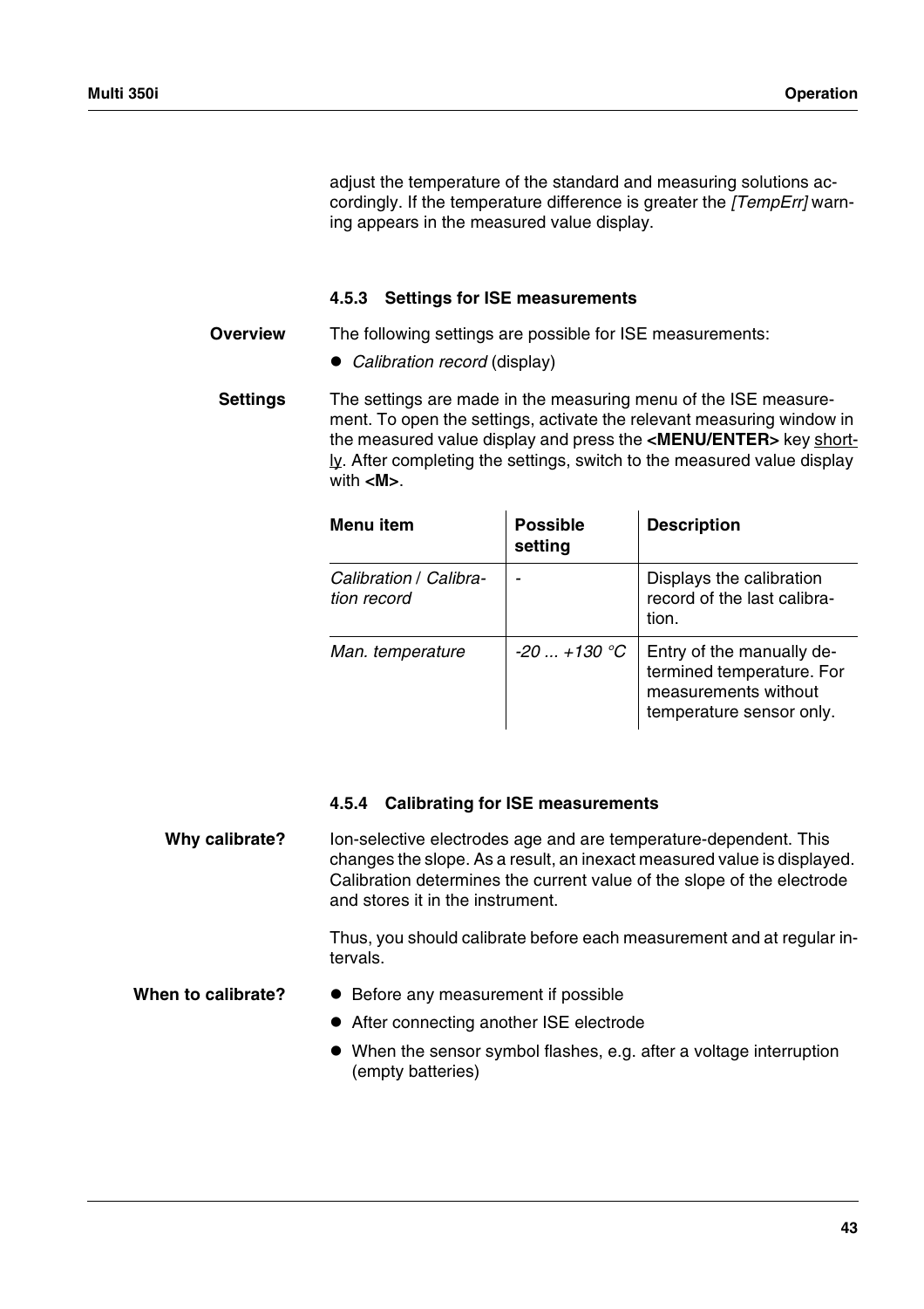adjust the temperature of the standard and measuring solutions accordingly. If the temperature difference is greater the *[TempErr]* warning appears in the measured value display.

### 4.5.3 Settings for ISE measurements

**Overview**

The following settings are possible for ISE measurements:

- *Calibration record* (display)

**Settings**

The settings are made in the measuring menu of the ISE measurement. To open the settings, activate the relevant measuring window in the measured value display and press the **<MENU/ENTER>** key shortly. After completing the settings, switch to the measured value display with **<M>**.

| Menu item | Possible setting | Description |
|---|---|---|
| *Calibration* / *Calibration record* | - | Displays the calibration record of the last calibration. |
| *Man. temperature* | *-20 ... +130 °C* | Entry of the manually determined temperature. For measurements without temperature sensor only. |

### 4.5.4 Calibrating for ISE measurements

**Why calibrate?**

Ion-selective electrodes age and are temperature-dependent. This changes the slope. As a result, an inexact measured value is displayed. Calibration determines the current value of the slope of the electrode and stores it in the instrument.

Thus, you should calibrate before each measurement and at regular intervals.

**When to calibrate?**

- Before any measurement if possible
- After connecting another ISE electrode
- When the sensor symbol flashes, e.g. after a voltage interruption (empty batteries)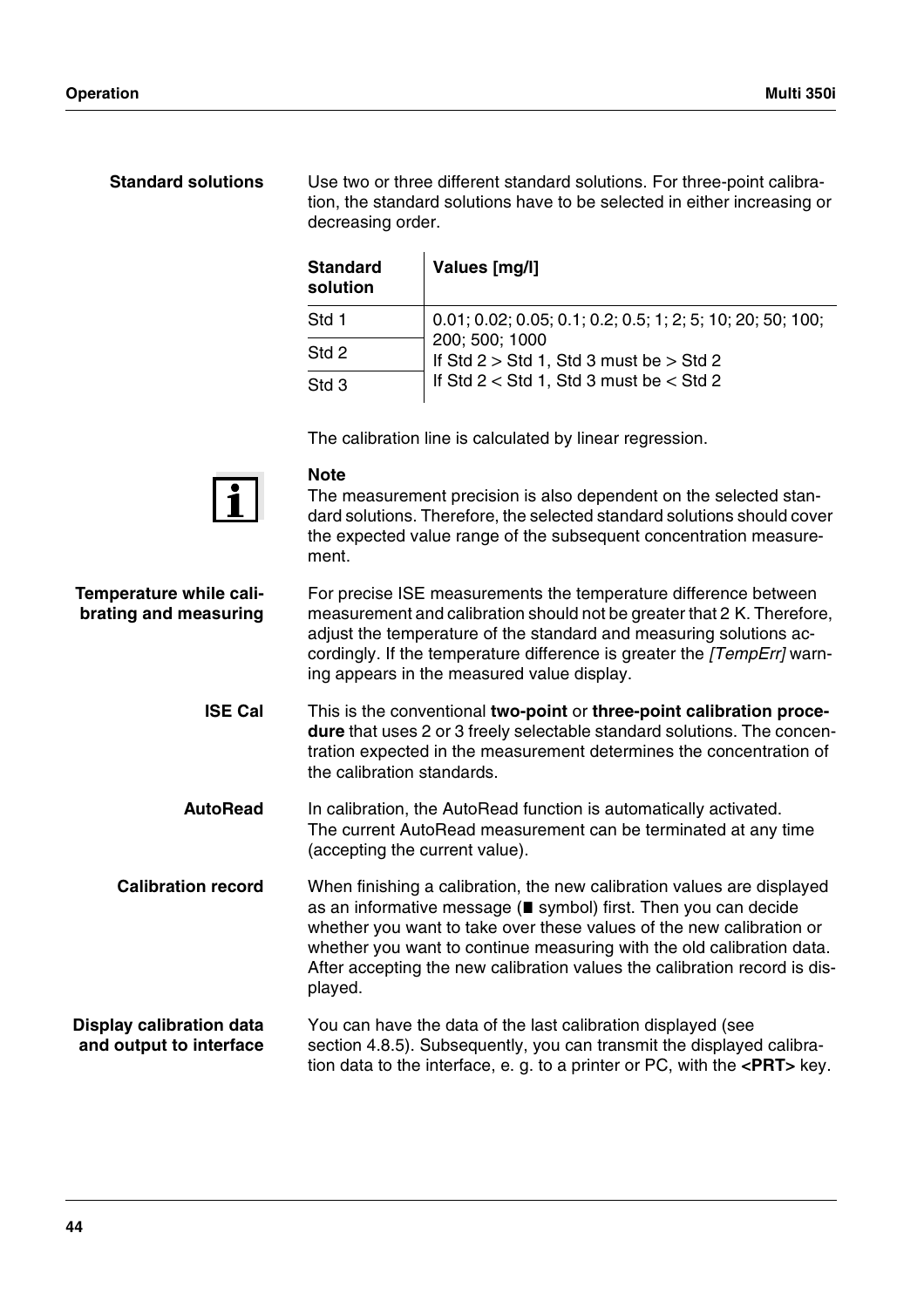**Standard solutions**

Use two or three different standard solutions. For three-point calibration, the standard solutions have to be selected in either increasing or decreasing order.

| Standard solution | Values [mg/l] |
|---|---|
| Std 1 | 0.01; 0.02; 0.05; 0.1; 0.2; 0.5; 1; 2; 5; 10; 20; 50; 100; 200; 500; 1000<br>If Std 2 > Std 1, Std 3 must be > Std 2<br>If Std 2 < Std 1, Std 3 must be < Std 2 |
| Std 2 | |
| Std 3 | |

The calibration line is calculated by linear regression.

**Note**
The measurement precision is also dependent on the selected standard solutions. Therefore, the selected standard solutions should cover the expected value range of the subsequent concentration measurement.

**Temperature while calibrating and measuring**

For precise ISE measurements the temperature difference between measurement and calibration should not be greater that 2 K. Therefore, adjust the temperature of the standard and measuring solutions accordingly. If the temperature difference is greater the *[TempErr]* warning appears in the measured value display.

**ISE Cal**

This is the conventional **two-point** or **three-point calibration procedure** that uses 2 or 3 freely selectable standard solutions. The concentration expected in the measurement determines the concentration of the calibration standards.

**AutoRead**

In calibration, the AutoRead function is automatically activated.
The current AutoRead measurement can be terminated at any time (accepting the current value).

**Calibration record**

When finishing a calibration, the new calibration values are displayed as an informative message (■ symbol) first. Then you can decide whether you want to take over these values of the new calibration or whether you want to continue measuring with the old calibration data. After accepting the new calibration values the calibration record is displayed.

**Display calibration data and output to interface**

You can have the data of the last calibration displayed (see section 4.8.5). Subsequently, you can transmit the displayed calibration data to the interface, e. g. to a printer or PC, with the **<PRT>** key.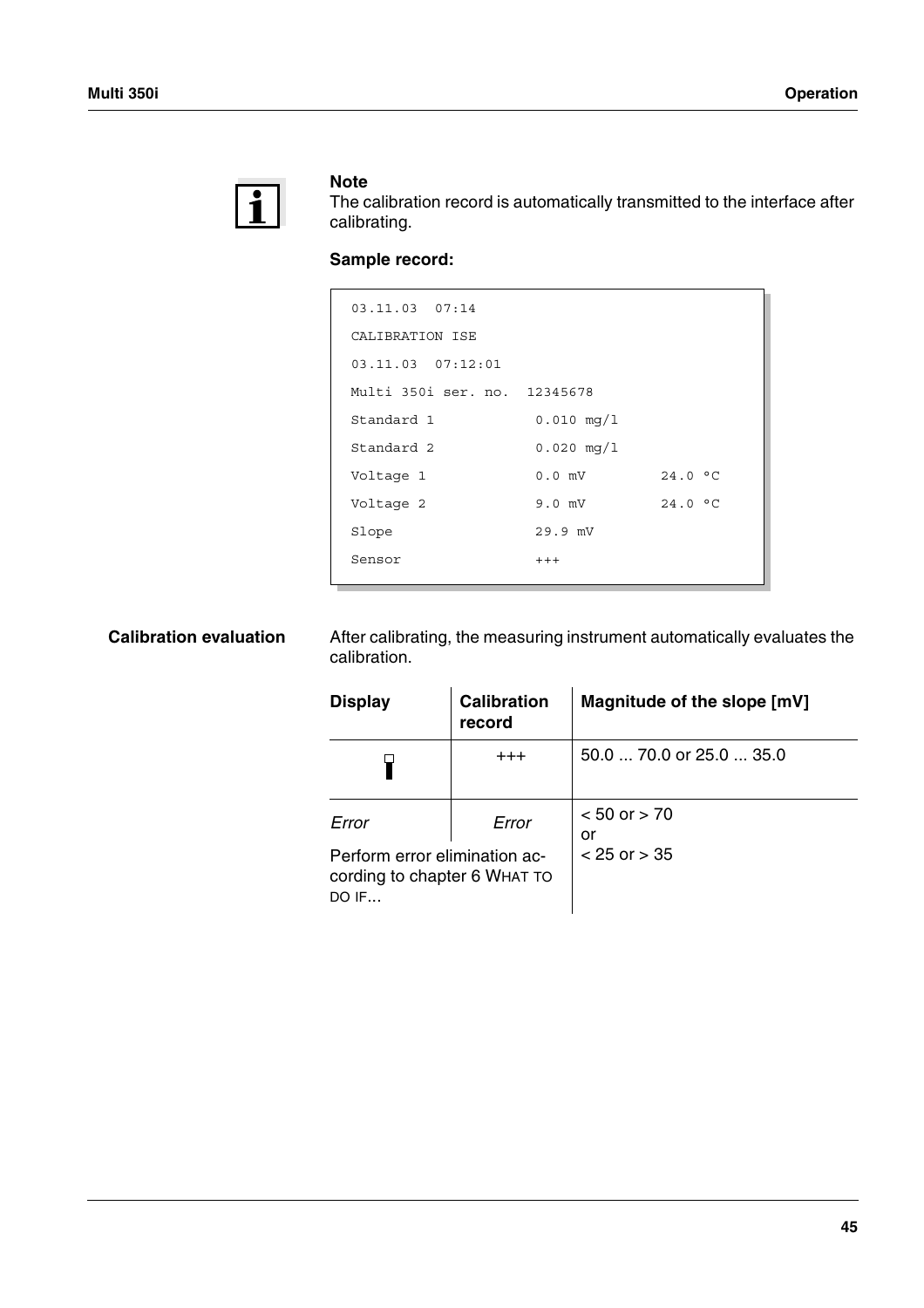**Note**
The calibration record is automatically transmitted to the interface after calibrating.

**Sample record:**

```
03.11.03  07:14
CALIBRATION ISE
03.11.03  07:12:01
Multi 350i ser. no.  12345678
Standard 1            0.010 mg/l
Standard 2            0.020 mg/l
Voltage 1             0.0 mV        24.0 °C
Voltage 2             9.0 mV        24.0 °C
Slope                 29.9 mV
Sensor                +++
```

**Calibration evaluation**

After calibrating, the measuring instrument automatically evaluates the calibration.

| Display | Calibration record | Magnitude of the slope [mV] |
|---|---|---|
| (sensor symbol) | +++ | 50.0 ... 70.0 or 25.0 ... 35.0 |
| *Error* | *Error* | < 50 or > 70 or < 25 or > 35 |
| Perform error elimination according to chapter 6 WHAT TO DO IF... | | |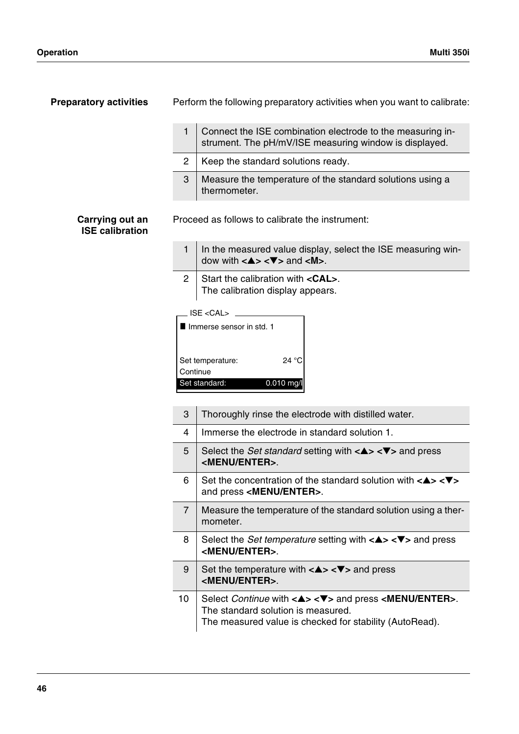**Preparatory activities**

Perform the following preparatory activities when you want to calibrate:

| | |
|---|---|
| 1 | Connect the ISE combination electrode to the measuring instrument. The pH/mV/ISE measuring window is displayed. |
| 2 | Keep the standard solutions ready. |
| 3 | Measure the temperature of the standard solutions using a thermometer. |

**Carrying out an ISE calibration**

Proceed as follows to calibrate the instrument:

| | |
|---|---|
| 1 | In the measured value display, select the ISE measuring window with **<▲> <▼>** and **<M>**. |
| 2 | Start the calibration with **<CAL>**.<br>The calibration display appears. |

```
ISE <CAL>
█ Immerse sensor in std. 1


Set temperature:          24 °C
Continue
Set standard:         0.010 mg/l
```

| | |
|---|---|
| 3 | Thoroughly rinse the electrode with distilled water. |
| 4 | Immerse the electrode in standard solution 1. |
| 5 | Select the *Set standard* setting with **<▲> <▼>** and press **<MENU/ENTER>**. |
| 6 | Set the concentration of the standard solution with **<▲> <▼>** and press **<MENU/ENTER>**. |
| 7 | Measure the temperature of the standard solution using a thermometer. |
| 8 | Select the *Set temperature* setting with **<▲> <▼>** and press **<MENU/ENTER>**. |
| 9 | Set the temperature with **<▲> <▼>** and press **<MENU/ENTER>**. |
| 10 | Select *Continue* with **<▲> <▼>** and press **<MENU/ENTER>**.<br>The standard solution is measured.<br>The measured value is checked for stability (AutoRead). |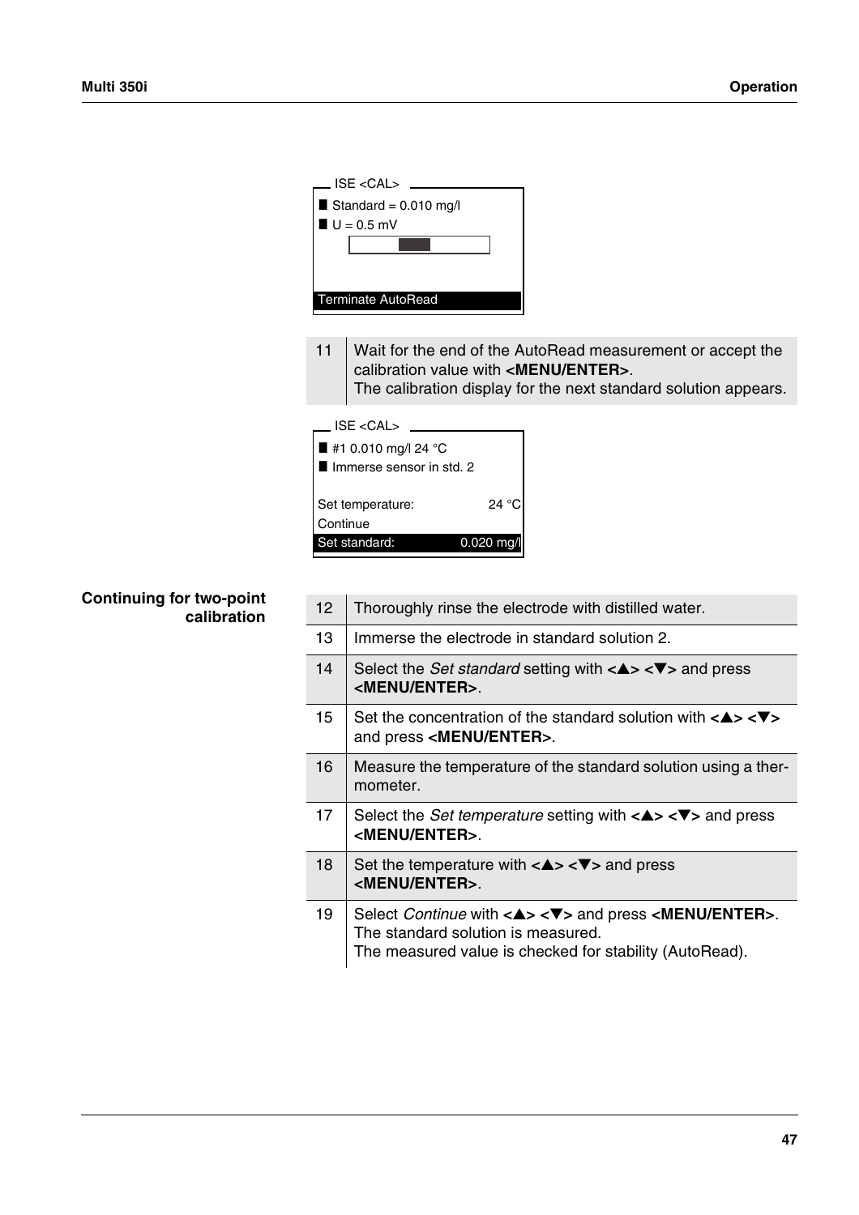```
ISE <CAL>
■ Standard = 0.010 mg/l
■ U = 0.5 mV

Terminate AutoRead
```

| | |
|---|---|
| 11 | Wait for the end of the AutoRead measurement or accept the calibration value with **<MENU/ENTER>**. The calibration display for the next standard solution appears. |

```
ISE <CAL>
■ #1 0.010 mg/l 24 °C
■ Immerse sensor in std. 2

Set temperature:        24 °C
Continue
Set standard:      0.020 mg/l
```

**Continuing for two-point calibration**

| | |
|---|---|
| 12 | Thoroughly rinse the electrode with distilled water. |
| 13 | Immerse the electrode in standard solution 2. |
| 14 | Select the *Set standard* setting with **<▲> <▼>** and press **<MENU/ENTER>**. |
| 15 | Set the concentration of the standard solution with **<▲> <▼>** and press **<MENU/ENTER>**. |
| 16 | Measure the temperature of the standard solution using a thermometer. |
| 17 | Select the *Set temperature* setting with **<▲> <▼>** and press **<MENU/ENTER>**. |
| 18 | Set the temperature with **<▲> <▼>** and press **<MENU/ENTER>**. |
| 19 | Select *Continue* with **<▲> <▼>** and press **<MENU/ENTER>**. The standard solution is measured. The measured value is checked for stability (AutoRead). |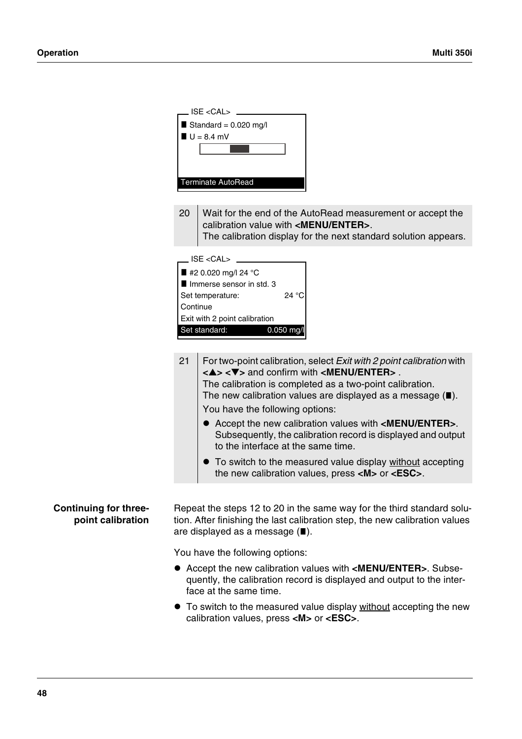```
ISE <CAL>
■ Standard = 0.020 mg/l
■ U = 8.4 mV

Terminate AutoRead
```

| | |
|---|---|
| 20 | Wait for the end of the AutoRead measurement or accept the calibration value with **<MENU/ENTER>**.<br>The calibration display for the next standard solution appears. |

```
ISE <CAL>
■ #2 0.020 mg/l 24 °C
■ Immerse sensor in std. 3
Set temperature:          24 °C
Continue
Exit with 2 point calibration
Set standard:         0.050 mg/l
```

| | |
|---|---|
| 21 | For two-point calibration, select *Exit with 2 point calibration* with **<▲> <▼>** and confirm with **<MENU/ENTER>** .<br>The calibration is completed as a two-point calibration.<br>The new calibration values are displayed as a message (■).<br>You have the following options:<br>● Accept the new calibration values with **<MENU/ENTER>**. Subsequently, the calibration record is displayed and output to the interface at the same time.<br>● To switch to the measured value display without accepting the new calibration values, press **<M>** or **<ESC>**. |

**Continuing for three-point calibration**

Repeat the steps 12 to 20 in the same way for the third standard solution. After finishing the last calibration step, the new calibration values are displayed as a message (■).

You have the following options:

- Accept the new calibration values with **<MENU/ENTER>**. Subsequently, the calibration record is displayed and output to the interface at the same time.
- To switch to the measured value display without accepting the new calibration values, press **<M>** or **<ESC>**.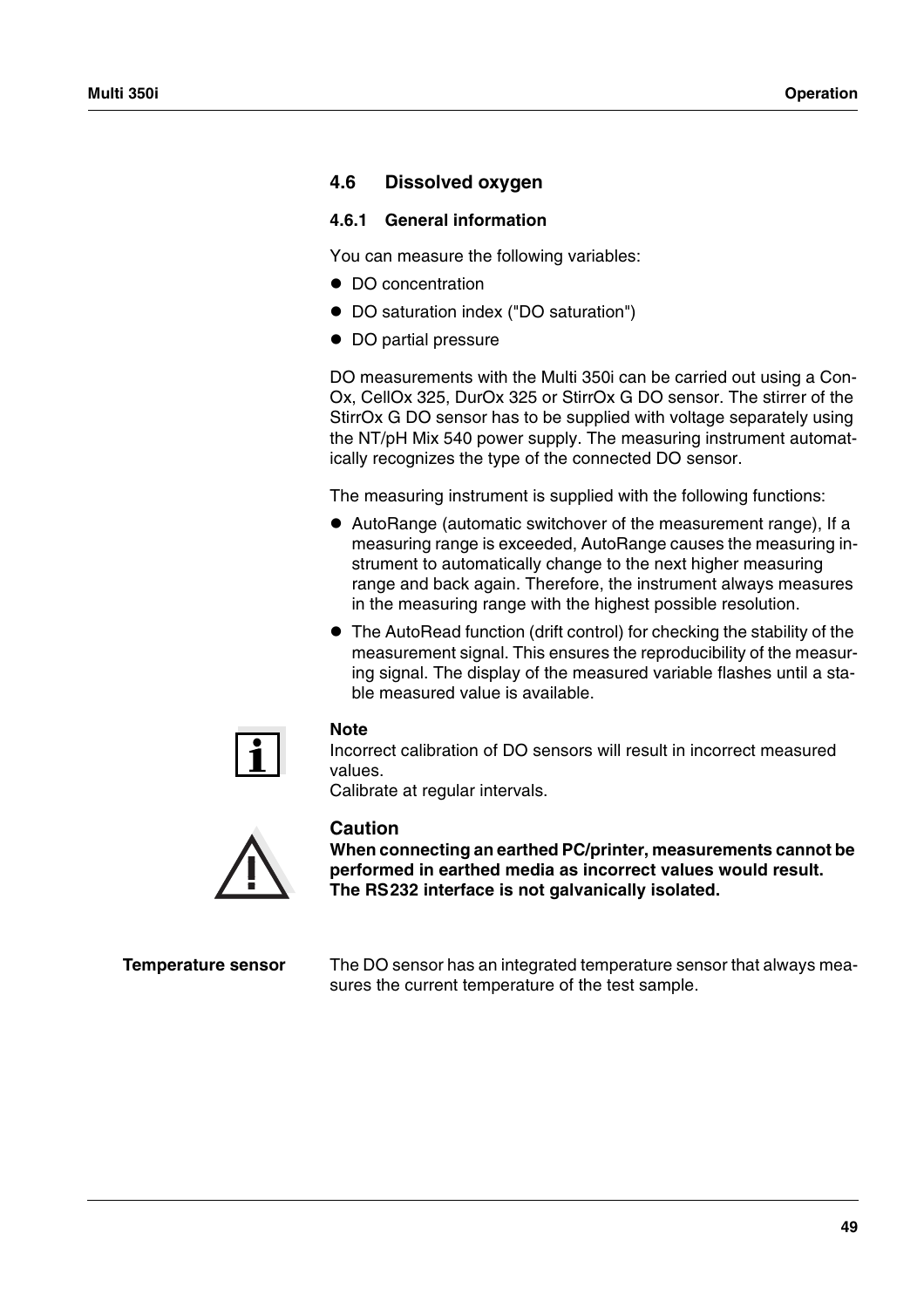## 4.6 Dissolved oxygen

### 4.6.1 General information

You can measure the following variables:

- DO concentration
- DO saturation index ("DO saturation")
- DO partial pressure

DO measurements with the Multi 350i can be carried out using a ConOx, CellOx 325, DurOx 325 or StirrOx G DO sensor. The stirrer of the StirrOx G DO sensor has to be supplied with voltage separately using the NT/pH Mix 540 power supply. The measuring instrument automatically recognizes the type of the connected DO sensor.

The measuring instrument is supplied with the following functions:

- AutoRange (automatic switchover of the measurement range), If a measuring range is exceeded, AutoRange causes the measuring instrument to automatically change to the next higher measuring range and back again. Therefore, the instrument always measures in the measuring range with the highest possible resolution.
- The AutoRead function (drift control) for checking the stability of the measurement signal. This ensures the reproducibility of the measuring signal. The display of the measured variable flashes until a stable measured value is available.

**Note**
Incorrect calibration of DO sensors will result in incorrect measured values.
Calibrate at regular intervals.

**Caution**
**When connecting an earthed PC/printer, measurements cannot be performed in earthed media as incorrect values would result. The RS232 interface is not galvanically isolated.**

**Temperature sensor**

The DO sensor has an integrated temperature sensor that always measures the current temperature of the test sample.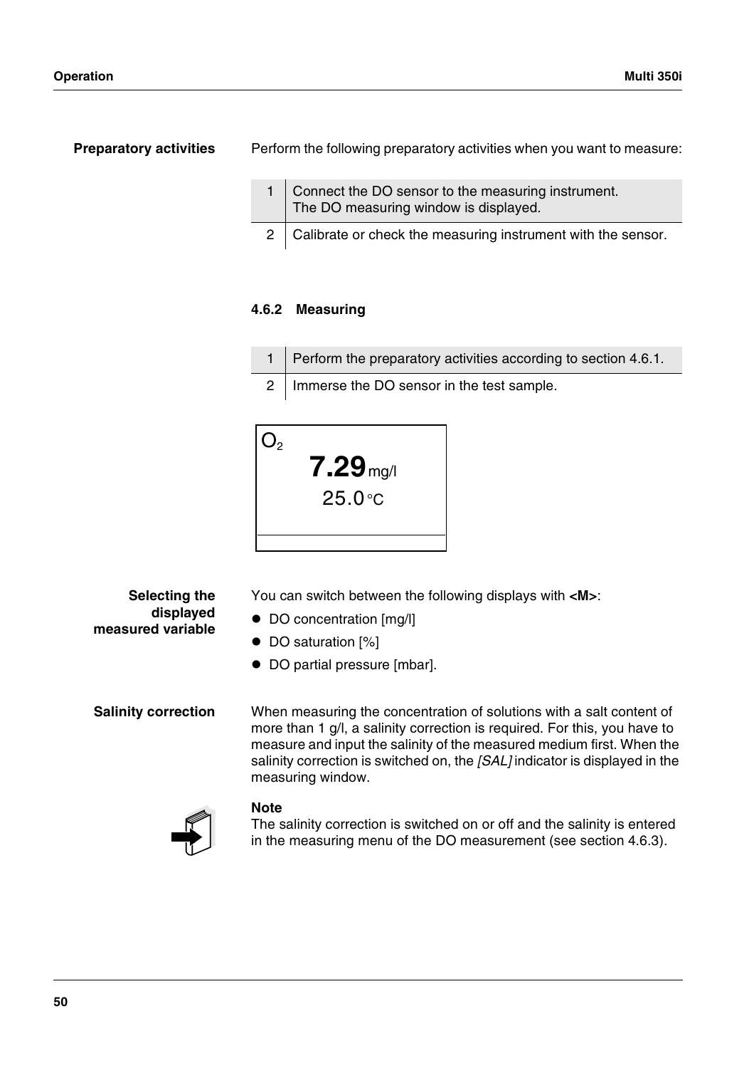**Preparatory activities**

Perform the following preparatory activities when you want to measure:

| | |
|---|---|
| 1 | Connect the DO sensor to the measuring instrument.<br>The DO measuring window is displayed. |
| 2 | Calibrate or check the measuring instrument with the sensor. |

### 4.6.2 Measuring

| | |
|---|---|
| 1 | Perform the preparatory activities according to section 4.6.1. |
| 2 | Immerse the DO sensor in the test sample. |

$O_2$
**7.29** mg/l
25.0 °C

**Selecting the displayed measured variable**

You can switch between the following displays with **<M>**:

- DO concentration [mg/l]
- DO saturation [%]
- DO partial pressure [mbar].

**Salinity correction**

When measuring the concentration of solutions with a salt content of more than 1 g/l, a salinity correction is required. For this, you have to measure and input the salinity of the measured medium first. When the salinity correction is switched on, the *[SAL]* indicator is displayed in the measuring window.

**Note**
The salinity correction is switched on or off and the salinity is entered in the measuring menu of the DO measurement (see section 4.6.3).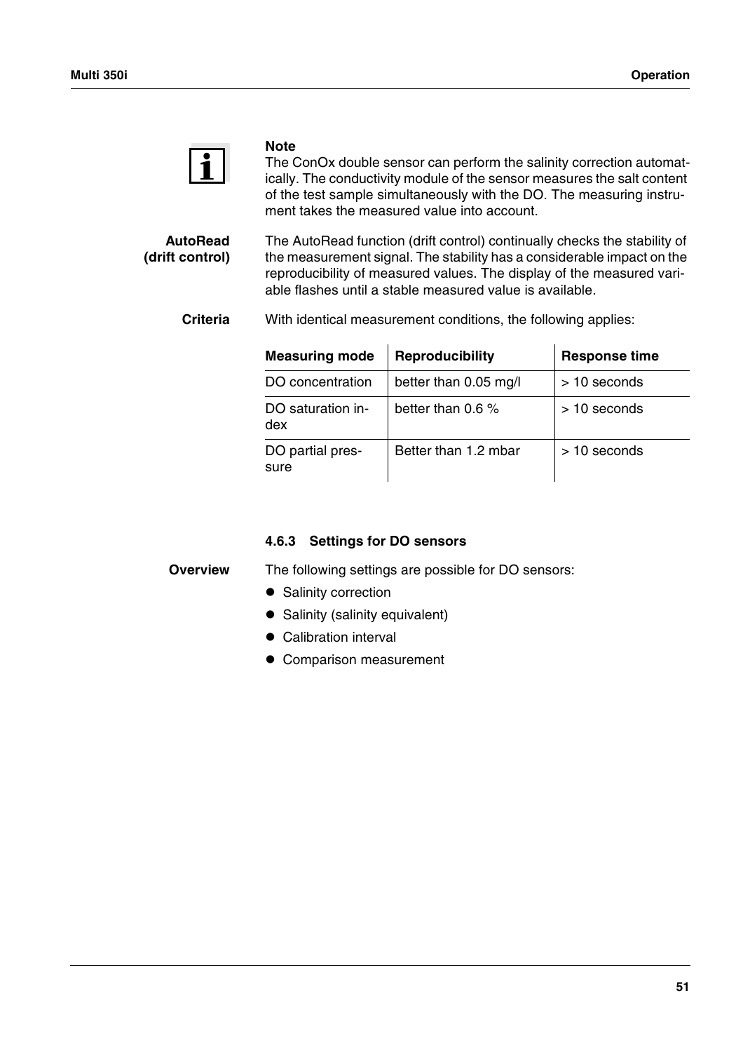**Note**
The ConOx double sensor can perform the salinity correction automatically. The conductivity module of the sensor measures the salt content of the test sample simultaneously with the DO. The measuring instrument takes the measured value into account.

**AutoRead (drift control)**

The AutoRead function (drift control) continually checks the stability of the measurement signal. The stability has a considerable impact on the reproducibility of measured values. The display of the measured variable flashes until a stable measured value is available.

**Criteria**

With identical measurement conditions, the following applies:

| Measuring mode | Reproducibility | Response time |
|---|---|---|
| DO concentration | better than 0.05 mg/l | > 10 seconds |
| DO saturation index | better than 0.6 % | > 10 seconds |
| DO partial pressure | Better than 1.2 mbar | > 10 seconds |

### 4.6.3 Settings for DO sensors

**Overview**

The following settings are possible for DO sensors:

- Salinity correction
- Salinity (salinity equivalent)
- Calibration interval
- Comparison measurement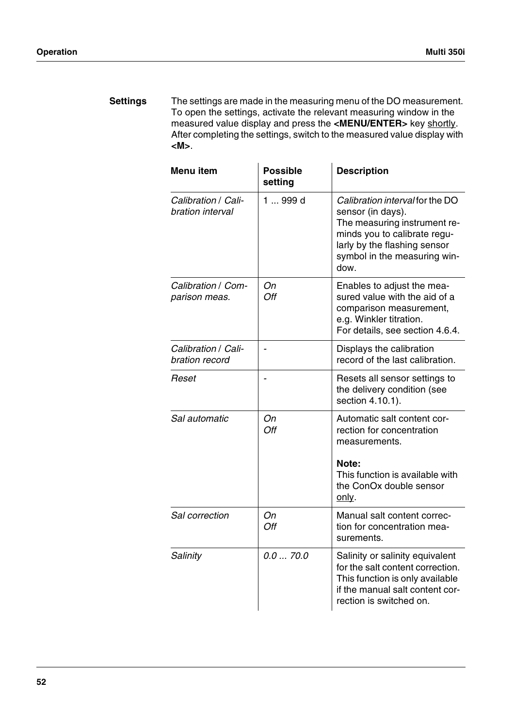**Settings**

The settings are made in the measuring menu of the DO measurement. To open the settings, activate the relevant measuring window in the measured value display and press the **<MENU/ENTER>** key shortly. After completing the settings, switch to the measured value display with **<M>**.

| Menu item | Possible setting | Description |
|---|---|---|
| *Calibration* / *Calibration interval* | 1 ... 999 d | *Calibration interval* for the DO sensor (in days). The measuring instrument reminds you to calibrate regularly by the flashing sensor symbol in the measuring window. |
| *Calibration* / *Comparison meas.* | *On* *Off* | Enables to adjust the measured value with the aid of a comparison measurement, e.g. Winkler titration. For details, see section 4.6.4. |
| *Calibration* / *Calibration record* | - | Displays the calibration record of the last calibration. |
| *Reset* | - | Resets all sensor settings to the delivery condition (see section 4.10.1). |
| *Sal automatic* | *On* *Off* | Automatic salt content correction for concentration measurements. **Note:** This function is available with the ConOx double sensor only. |
| *Sal correction* | *On* *Off* | Manual salt content correction for concentration measurements. |
| *Salinity* | *0.0 ... 70.0* | Salinity or salinity equivalent for the salt content correction. This function is only available if the manual salt content correction is switched on. |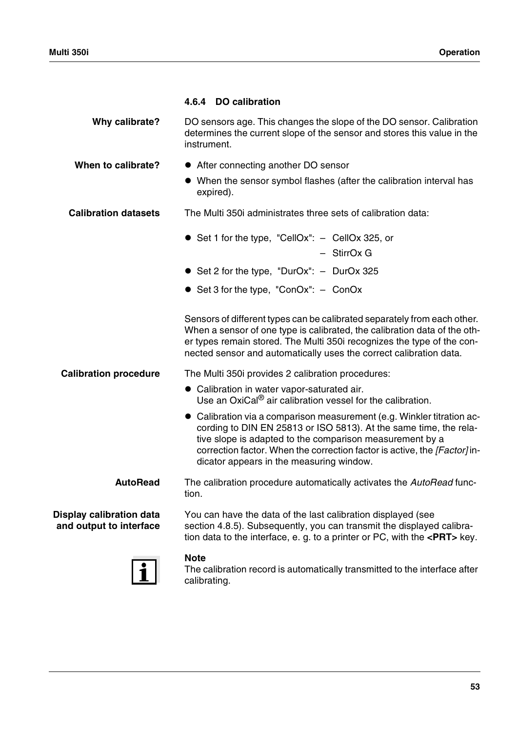### 4.6.4 DO calibration

**Why calibrate?**

DO sensors age. This changes the slope of the DO sensor. Calibration determines the current slope of the sensor and stores this value in the instrument.

**When to calibrate?**

- After connecting another DO sensor
- When the sensor symbol flashes (after the calibration interval has expired).

**Calibration datasets**

The Multi 350i administrates three sets of calibration data:

- Set 1 for the type, "CellOx":
  - CellOx 325, or
  - StirrOx G
- Set 2 for the type, "DurOx":
  - DurOx 325
- Set 3 for the type, "ConOx":
  - ConOx

Sensors of different types can be calibrated separately from each other. When a sensor of one type is calibrated, the calibration data of the other types remain stored. The Multi 350i recognizes the type of the connected sensor and automatically uses the correct calibration data.

**Calibration procedure**

The Multi 350i provides 2 calibration procedures:

- Calibration in water vapor-saturated air. Use an OxiCal® air calibration vessel for the calibration.
- Calibration via a comparison measurement (e.g. Winkler titration according to DIN EN 25813 or ISO 5813). At the same time, the relative slope is adapted to the comparison measurement by a correction factor. When the correction factor is active, the *[Factor]* indicator appears in the measuring window.

**AutoRead**

The calibration procedure automatically activates the *AutoRead* function.

**Display calibration data and output to interface**

You can have the data of the last calibration displayed (see section 4.8.5). Subsequently, you can transmit the displayed calibration data to the interface, e. g. to a printer or PC, with the **<PRT>** key.

**Note**

The calibration record is automatically transmitted to the interface after calibrating.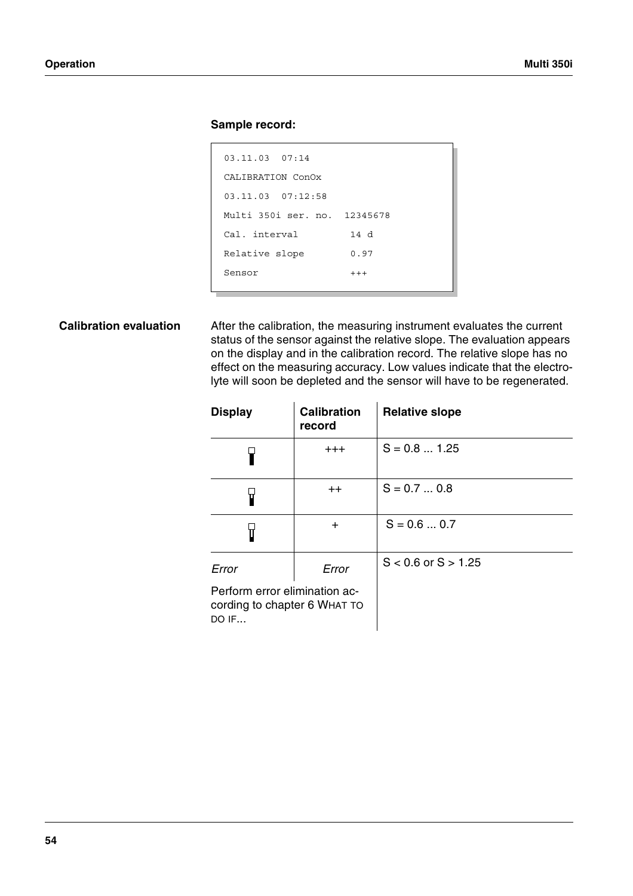**Sample record:**

```
03.11.03  07:14
CALIBRATION ConOx
03.11.03  07:12:58
Multi 350i ser. no.  12345678
Cal. interval         14 d
Relative slope        0.97
Sensor                +++
```

**Calibration evaluation**

After the calibration, the measuring instrument evaluates the current status of the sensor against the relative slope. The evaluation appears on the display and in the calibration record. The relative slope has no effect on the measuring accuracy. Low values indicate that the electrolyte will soon be depleted and the sensor will have to be regenerated.

| Display | Calibration record | Relative slope |
|---|---|---|
| | +++ | S = 0.8 ... 1.25 |
| | ++ | S = 0.7 ... 0.8 |
| | + | S = 0.6 ... 0.7 |
| *Error* | *Error* | S < 0.6 or S > 1.25 |

Perform error elimination according to chapter 6 WHAT TO DO IF...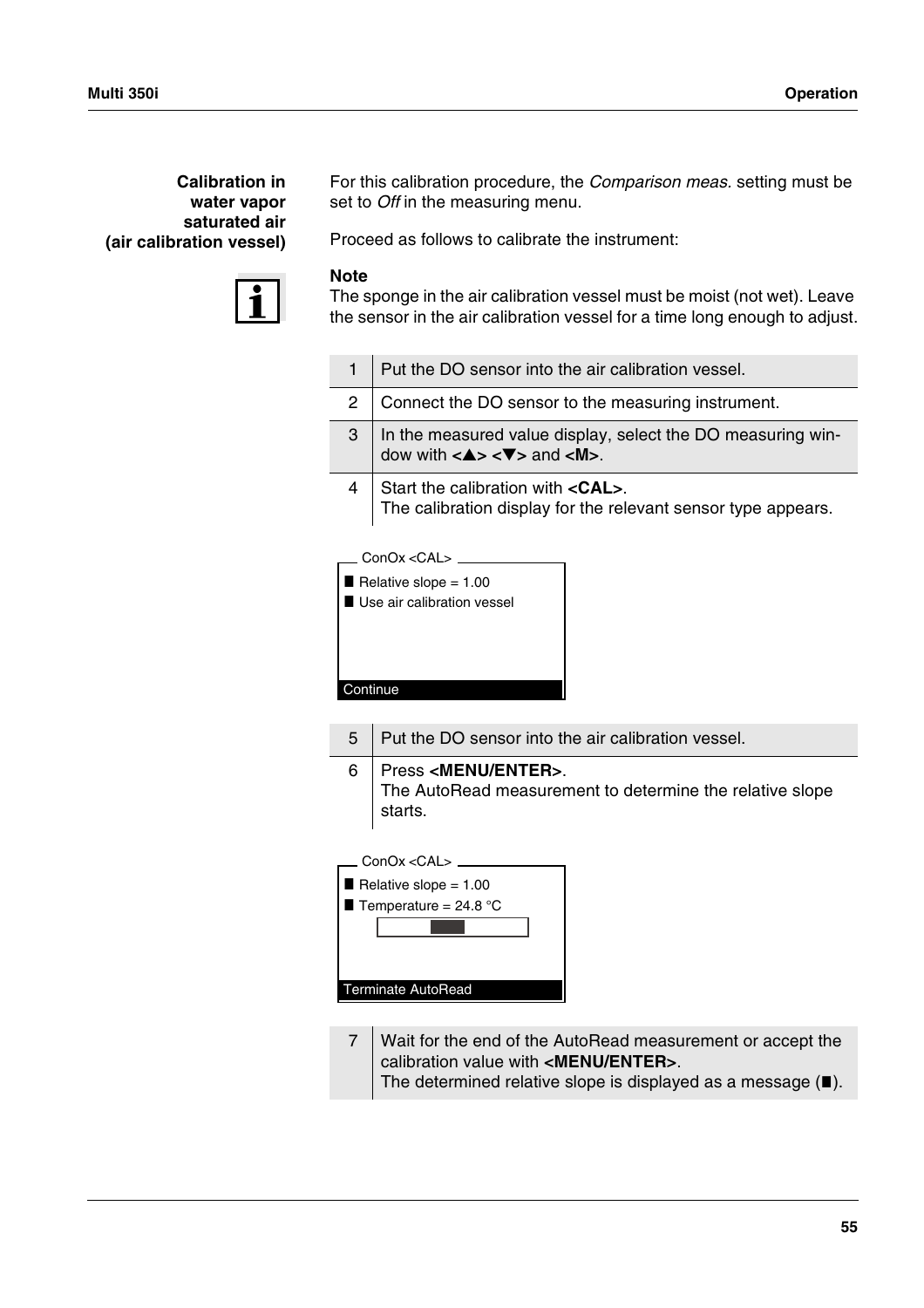### Calibration in water vapor saturated air (air calibration vessel)

For this calibration procedure, the *Comparison meas.* setting must be set to *Off* in the measuring menu.

Proceed as follows to calibrate the instrument:

**Note**
The sponge in the air calibration vessel must be moist (not wet). Leave the sensor in the air calibration vessel for a time long enough to adjust.

| | |
|---|---|
| 1 | Put the DO sensor into the air calibration vessel. |
| 2 | Connect the DO sensor to the measuring instrument. |
| 3 | In the measured value display, select the DO measuring window with **<▲> <▼>** and **<M>**. |
| 4 | Start the calibration with **<CAL>**.<br>The calibration display for the relevant sensor type appears. |

```
ConOx <CAL>
■ Relative slope = 1.00
■ Use air calibration vessel

Continue
```

| | |
|---|---|
| 5 | Put the DO sensor into the air calibration vessel. |
| 6 | Press **<MENU/ENTER>**.<br>The AutoRead measurement to determine the relative slope starts. |

```
ConOx <CAL>
■ Relative slope = 1.00
■ Temperature = 24.8 °C

Terminate AutoRead
```

| | |
|---|---|
| 7 | Wait for the end of the AutoRead measurement or accept the calibration value with **<MENU/ENTER>**.<br>The determined relative slope is displayed as a message (■). |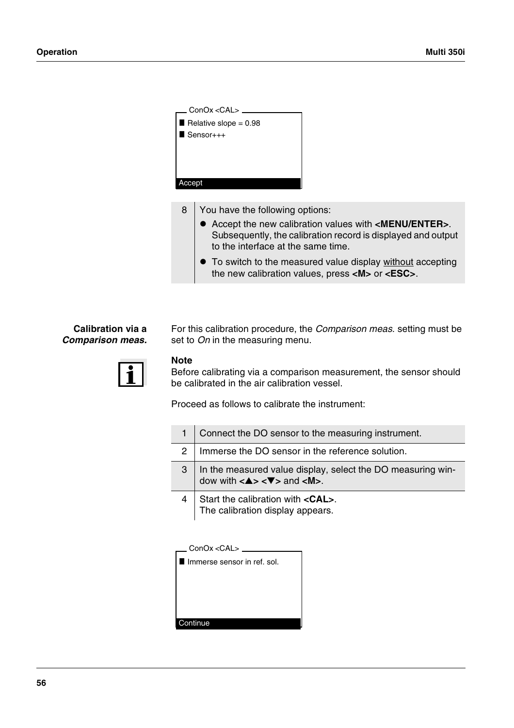```
ConOx <CAL>
■ Relative slope = 0.98
■ Sensor+++

Accept
```

| | |
|---|---|
| 8 | You have the following options:<br>● Accept the new calibration values with **<MENU/ENTER>**. Subsequently, the calibration record is displayed and output to the interface at the same time.<br>● To switch to the measured value display without accepting the new calibration values, press **<M>** or **<ESC>**. |

**Calibration via a *Comparison meas.***

For this calibration procedure, the *Comparison meas.* setting must be set to *On* in the measuring menu.

**Note**
Before calibrating via a comparison measurement, the sensor should be calibrated in the air calibration vessel.

Proceed as follows to calibrate the instrument:

| | |
|---|---|
| 1 | Connect the DO sensor to the measuring instrument. |
| 2 | Immerse the DO sensor in the reference solution. |
| 3 | In the measured value display, select the DO measuring window with **<▲> <▼>** and **<M>**. |
| 4 | Start the calibration with **<CAL>**.<br>The calibration display appears. |

```
ConOx <CAL>
■ Immerse sensor in ref. sol.

Continue
```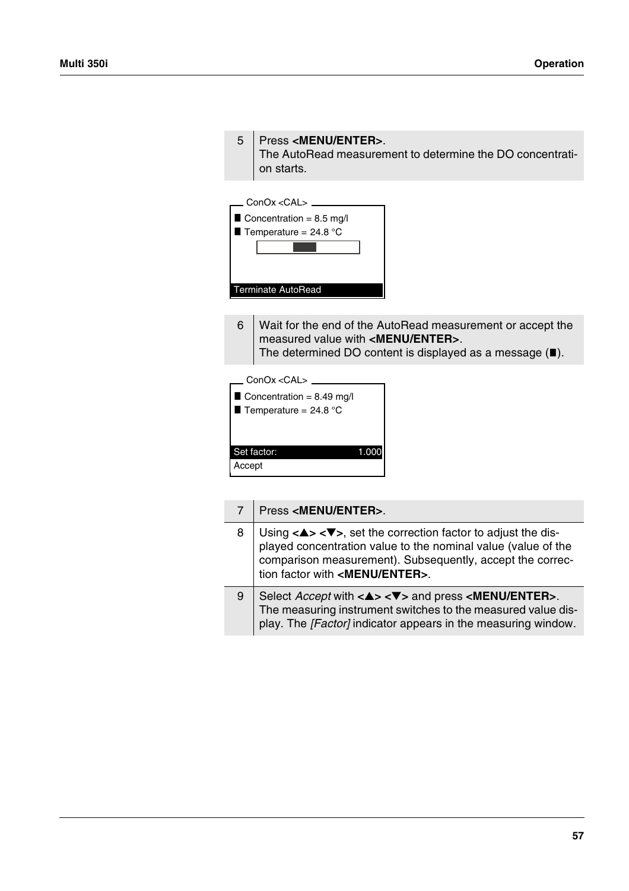| | |
|---|---|
| 5 | Press **<MENU/ENTER>**. The AutoRead measurement to determine the DO concentration starts. |

ConOx <CAL>

■ Concentration = 8.5 mg/l
■ Temperature = 24.8 °C

Terminate AutoRead

| | |
|---|---|
| 6 | Wait for the end of the AutoRead measurement or accept the measured value with **<MENU/ENTER>**. The determined DO content is displayed as a message (■). |

ConOx <CAL>

■ Concentration = 8.49 mg/l
■ Temperature = 24.8 °C

Set factor: 1.000
Accept

| | |
|---|---|
| 7 | Press **<MENU/ENTER>**. |
| 8 | Using **<▲> <▼>**, set the correction factor to adjust the displayed concentration value to the nominal value (value of the comparison measurement). Subsequently, accept the correction factor with **<MENU/ENTER>**. |
| 9 | Select *Accept* with **<▲> <▼>** and press **<MENU/ENTER>**. The measuring instrument switches to the measured value display. The *[Factor]* indicator appears in the measuring window. |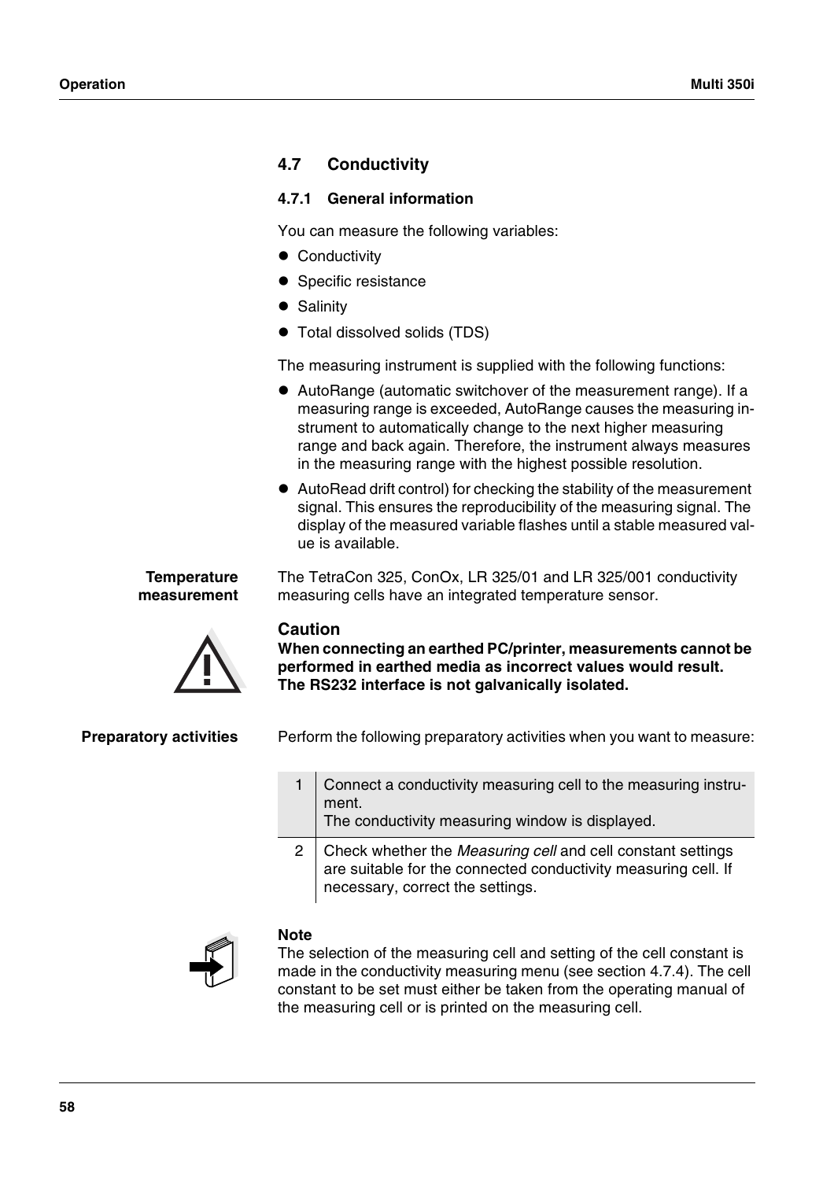## 4.7 Conductivity

### 4.7.1 General information

You can measure the following variables:

- Conductivity
- Specific resistance
- Salinity
- Total dissolved solids (TDS)

The measuring instrument is supplied with the following functions:

- AutoRange (automatic switchover of the measurement range). If a measuring range is exceeded, AutoRange causes the measuring instrument to automatically change to the next higher measuring range and back again. Therefore, the instrument always measures in the measuring range with the highest possible resolution.
- AutoRead drift control) for checking the stability of the measurement signal. This ensures the reproducibility of the measuring signal. The display of the measured variable flashes until a stable measured value is available.

**Temperature measurement**

The TetraCon 325, ConOx, LR 325/01 and LR 325/001 conductivity measuring cells have an integrated temperature sensor.

**Caution**
**When connecting an earthed PC/printer, measurements cannot be performed in earthed media as incorrect values would result. The RS232 interface is not galvanically isolated.**

**Preparatory activities**

Perform the following preparatory activities when you want to measure:

| | |
|---|---|
| 1 | Connect a conductivity measuring cell to the measuring instrument.<br>The conductivity measuring window is displayed. |
| 2 | Check whether the *Measuring cell* and cell constant settings are suitable for the connected conductivity measuring cell. If necessary, correct the settings. |

**Note**
The selection of the measuring cell and setting of the cell constant is made in the conductivity measuring menu (see section 4.7.4). The cell constant to be set must either be taken from the operating manual of the measuring cell or is printed on the measuring cell.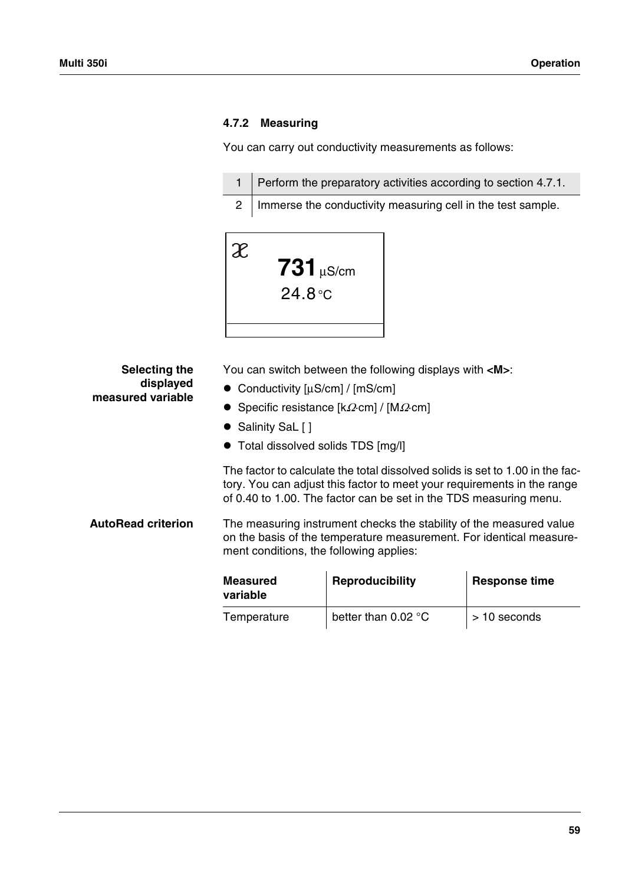### 4.7.2 Measuring

You can carry out conductivity measurements as follows:

| | |
|---|---|
| 1 | Perform the preparatory activities according to section 4.7.1. |
| 2 | Immerse the conductivity measuring cell in the test sample. |

```
ϰ
     731 µS/cm
     24.8 °C
```

**Selecting the displayed measured variable**

You can switch between the following displays with **<M>**:

- Conductivity [µS/cm] / [mS/cm]
- Specific resistance [kΩ·cm] / [MΩ·cm]
- Salinity SaL [ ]
- Total dissolved solids TDS [mg/l]

The factor to calculate the total dissolved solids is set to 1.00 in the factory. You can adjust this factor to meet your requirements in the range of 0.40 to 1.00. The factor can be set in the TDS measuring menu.

**AutoRead criterion**

The measuring instrument checks the stability of the measured value on the basis of the temperature measurement. For identical measurement conditions, the following applies:

| Measured variable | Reproducibility | Response time |
|---|---|---|
| Temperature | better than 0.02 °C | > 10 seconds |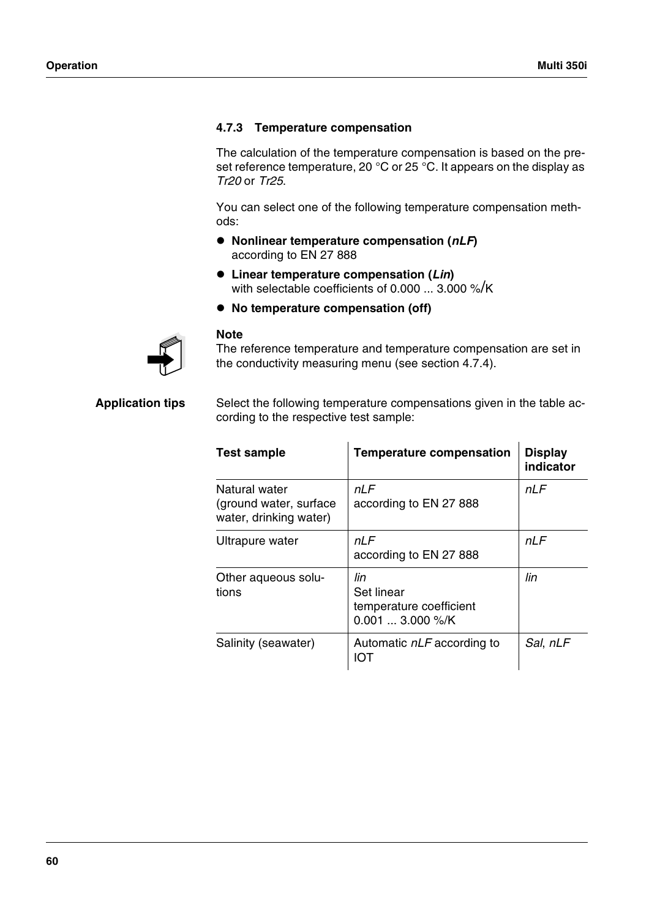### 4.7.3 Temperature compensation

The calculation of the temperature compensation is based on the preset reference temperature, 20 °C or 25 °C. It appears on the display as *Tr20* or *Tr25*.

You can select one of the following temperature compensation methods:

- **Nonlinear temperature compensation (*nLF*)** according to EN 27 888
- **Linear temperature compensation (*Lin*)** with selectable coefficients of 0.000 ... 3.000 %/K
- **No temperature compensation (off)**

**Note**
The reference temperature and temperature compensation are set in the conductivity measuring menu (see section 4.7.4).

**Application tips**

Select the following temperature compensations given in the table according to the respective test sample:

| Test sample | Temperature compensation | Display indicator |
|---|---|---|
| Natural water (ground water, surface water, drinking water) | *nLF* according to EN 27 888 | *nLF* |
| Ultrapure water | *nLF* according to EN 27 888 | *nLF* |
| Other aqueous solutions | *lin* Set linear temperature coefficient 0.001 ... 3.000 %/K | *lin* |
| Salinity (seawater) | Automatic *nLF* according to IOT | *Sal*, *nLF* |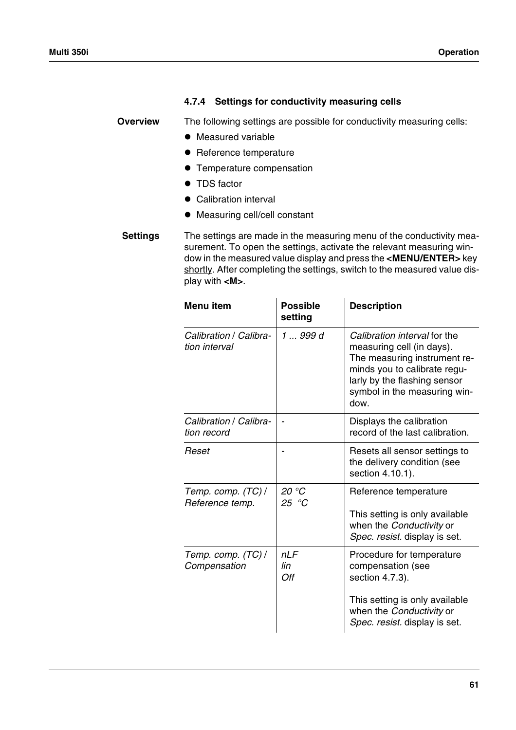### 4.7.4 Settings for conductivity measuring cells

**Overview**

The following settings are possible for conductivity measuring cells:

- Measured variable
- Reference temperature
- Temperature compensation
- TDS factor
- Calibration interval
- Measuring cell/cell constant

**Settings**

The settings are made in the measuring menu of the conductivity measurement. To open the settings, activate the relevant measuring window in the measured value display and press the **<MENU/ENTER>** key shortly. After completing the settings, switch to the measured value display with **<M>**.

| Menu item | Possible setting | Description |
|---|---|---|
| *Calibration* / *Calibration interval* | *1 ... 999 d* | *Calibration interval* for the measuring cell (in days). The measuring instrument reminds you to calibrate regularly by the flashing sensor symbol in the measuring window. |
| *Calibration* / *Calibration record* | - | Displays the calibration record of the last calibration. |
| *Reset* | - | Resets all sensor settings to the delivery condition (see section 4.10.1). |
| *Temp. comp. (TC)* / *Reference temp.* | *20 °C*<br>*25 °C* | Reference temperature<br><br>This setting is only available when the *Conductivity* or *Spec. resist.* display is set. |
| *Temp. comp. (TC)* / *Compensation* | *nLF*<br>*lin*<br>*Off* | Procedure for temperature compensation (see section 4.7.3).<br><br>This setting is only available when the *Conductivity* or *Spec. resist.* display is set. |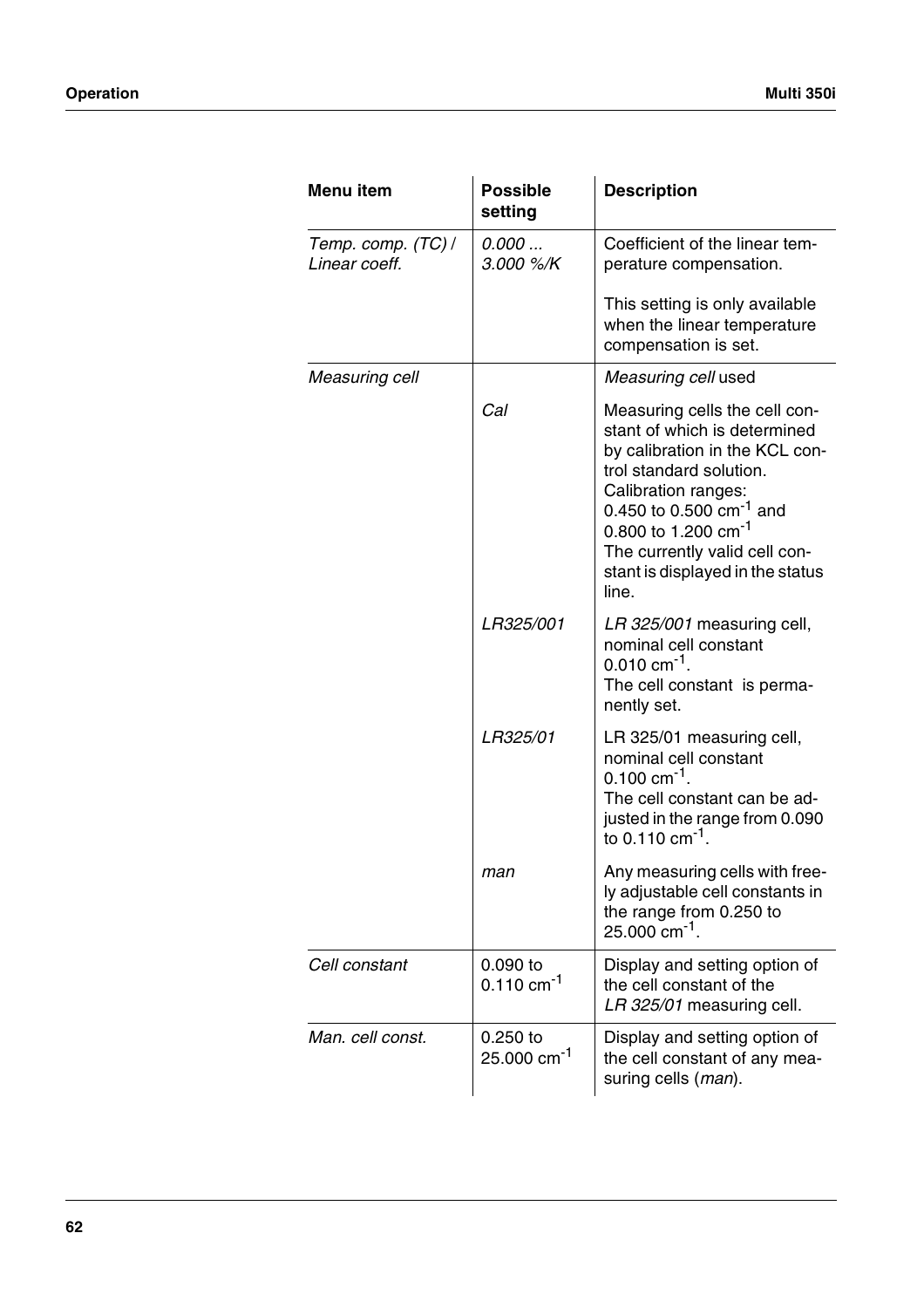| Menu item | Possible setting | Description |
|---|---|---|
| *Temp. comp. (TC) / Linear coeff.* | *0.000 ... 3.000 %/K* | Coefficient of the linear temperature compensation.<br><br>This setting is only available when the linear temperature compensation is set. |
| *Measuring cell* | | *Measuring cell* used |
| | *Cal* | Measuring cells the cell constant of which is determined by calibration in the KCL control standard solution.<br>Calibration ranges:<br>0.450 to 0.500 $cm^{-1}$ and<br>0.800 to 1.200 $cm^{-1}$<br>The currently valid cell constant is displayed in the status line. |
| | *LR325/001* | *LR 325/001* measuring cell, nominal cell constant 0.010 $cm^{-1}$.<br>The cell constant is permanently set. |
| | *LR325/01* | LR 325/01 measuring cell, nominal cell constant 0.100 $cm^{-1}$.<br>The cell constant can be adjusted in the range from 0.090 to 0.110 $cm^{-1}$. |
| | *man* | Any measuring cells with freely adjustable cell constants in the range from 0.250 to 25.000 $cm^{-1}$. |
| *Cell constant* | 0.090 to 0.110 $cm^{-1}$ | Display and setting option of the cell constant of the *LR 325/01* measuring cell. |
| *Man. cell const.* | 0.250 to 25.000 $cm^{-1}$ | Display and setting option of the cell constant of any measuring cells (*man*). |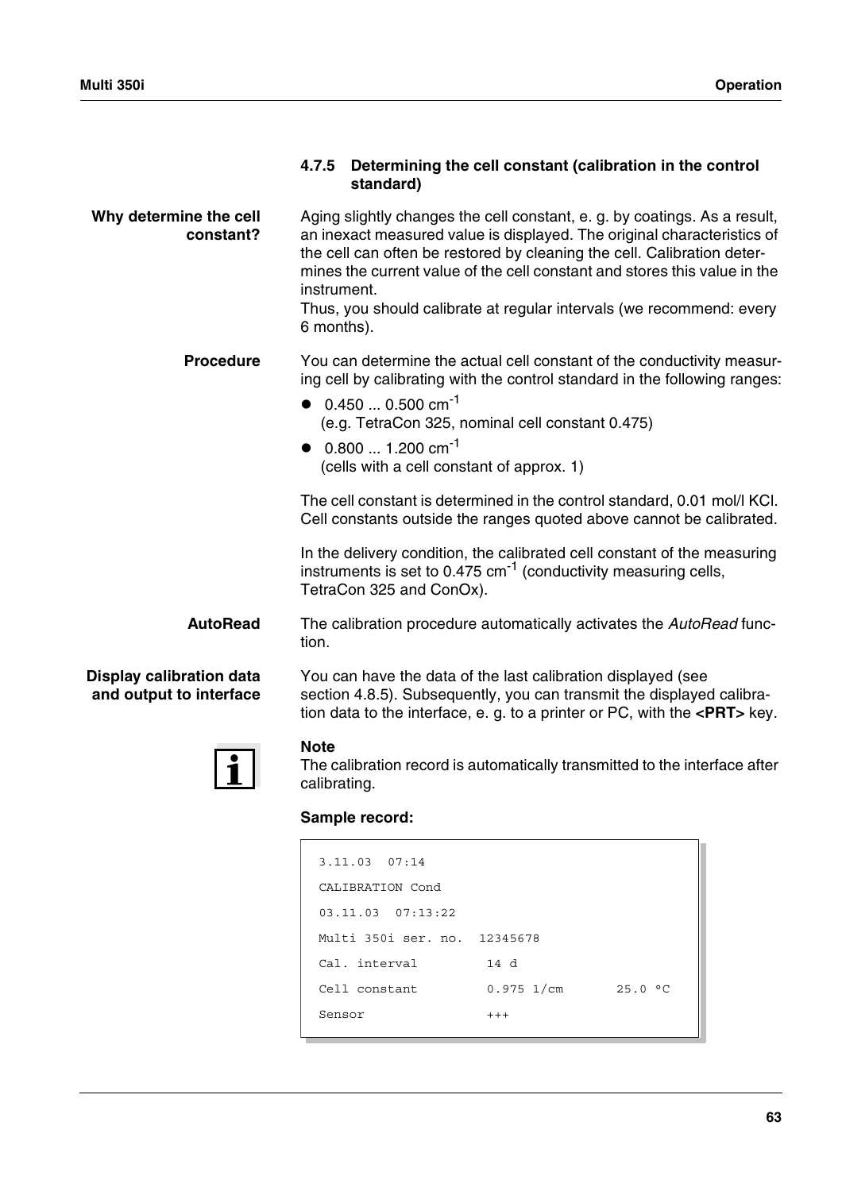### 4.7.5 Determining the cell constant (calibration in the control standard)

**Why determine the cell constant?**

Aging slightly changes the cell constant, e. g. by coatings. As a result, an inexact measured value is displayed. The original characteristics of the cell can often be restored by cleaning the cell. Calibration determines the current value of the cell constant and stores this value in the instrument.
Thus, you should calibrate at regular intervals (we recommend: every 6 months).

**Procedure**

You can determine the actual cell constant of the conductivity measuring cell by calibrating with the control standard in the following ranges:

- 0.450 ... 0.500 $cm^{-1}$
  (e.g. TetraCon 325, nominal cell constant 0.475)
- 0.800 ... 1.200 $cm^{-1}$
  (cells with a cell constant of approx. 1)

The cell constant is determined in the control standard, 0.01 mol/l KCl. Cell constants outside the ranges quoted above cannot be calibrated.

In the delivery condition, the calibrated cell constant of the measuring instruments is set to 0.475 $cm^{-1}$ (conductivity measuring cells, TetraCon 325 and ConOx).

**AutoRead**

The calibration procedure automatically activates the *AutoRead* function.

**Display calibration data and output to interface**

You can have the data of the last calibration displayed (see section 4.8.5). Subsequently, you can transmit the displayed calibration data to the interface, e. g. to a printer or PC, with the **<PRT>** key.

**Note**
The calibration record is automatically transmitted to the interface after calibrating.

**Sample record:**

```
3.11.03  07:14
CALIBRATION Cond
03.11.03  07:13:22
Multi 350i ser. no.  12345678
Cal. interval         14 d
Cell constant         0.975 1/cm       25.0 °C
Sensor                +++
```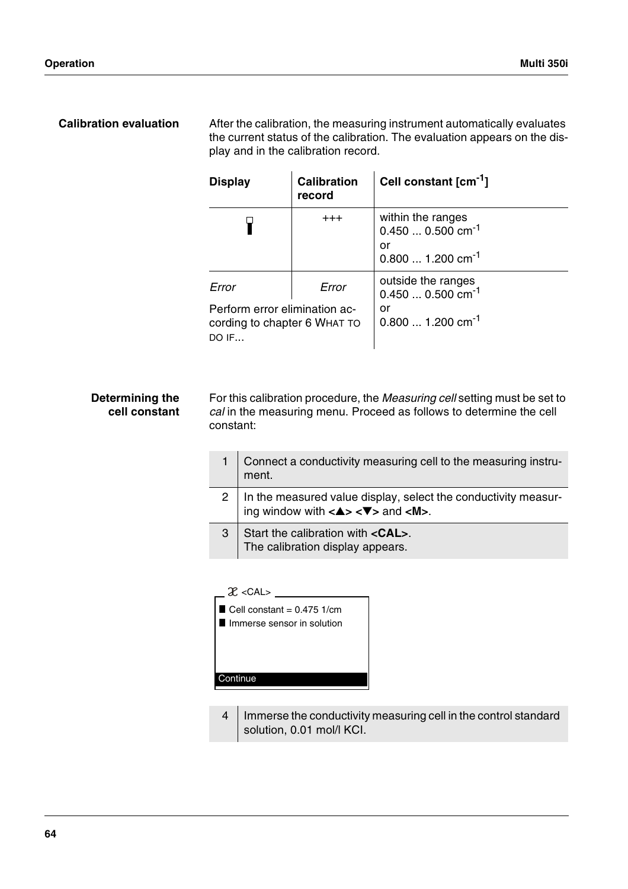### Calibration evaluation

After the calibration, the measuring instrument automatically evaluates the current status of the calibration. The evaluation appears on the display and in the calibration record.

| Display | Calibration record | Cell constant [$cm^{-1}$] |
|---|---|---|
| | +++ | within the ranges 0.450 ... 0.500 $cm^{-1}$ or 0.800 ... 1.200 $cm^{-1}$ |
| *Error* Perform error elimination according to chapter 6 WHAT TO DO IF... | *Error* | outside the ranges 0.450 ... 0.500 $cm^{-1}$ or 0.800 ... 1.200 $cm^{-1}$ |

### Determining the cell constant

For this calibration procedure, the *Measuring cell* setting must be set to *cal* in the measuring menu. Proceed as follows to determine the cell constant:

| | |
|---|---|
| 1 | Connect a conductivity measuring cell to the measuring instrument. |
| 2 | In the measured value display, select the conductivity measuring window with **<▲> <▼>** and **<M>**. |
| 3 | Start the calibration with **<CAL>**. The calibration display appears. |

```
χ <CAL>
■ Cell constant = 0.475 1/cm
■ Immerse sensor in solution

Continue
```

| | |
|---|---|
| 4 | Immerse the conductivity measuring cell in the control standard solution, 0.01 mol/l KCl. |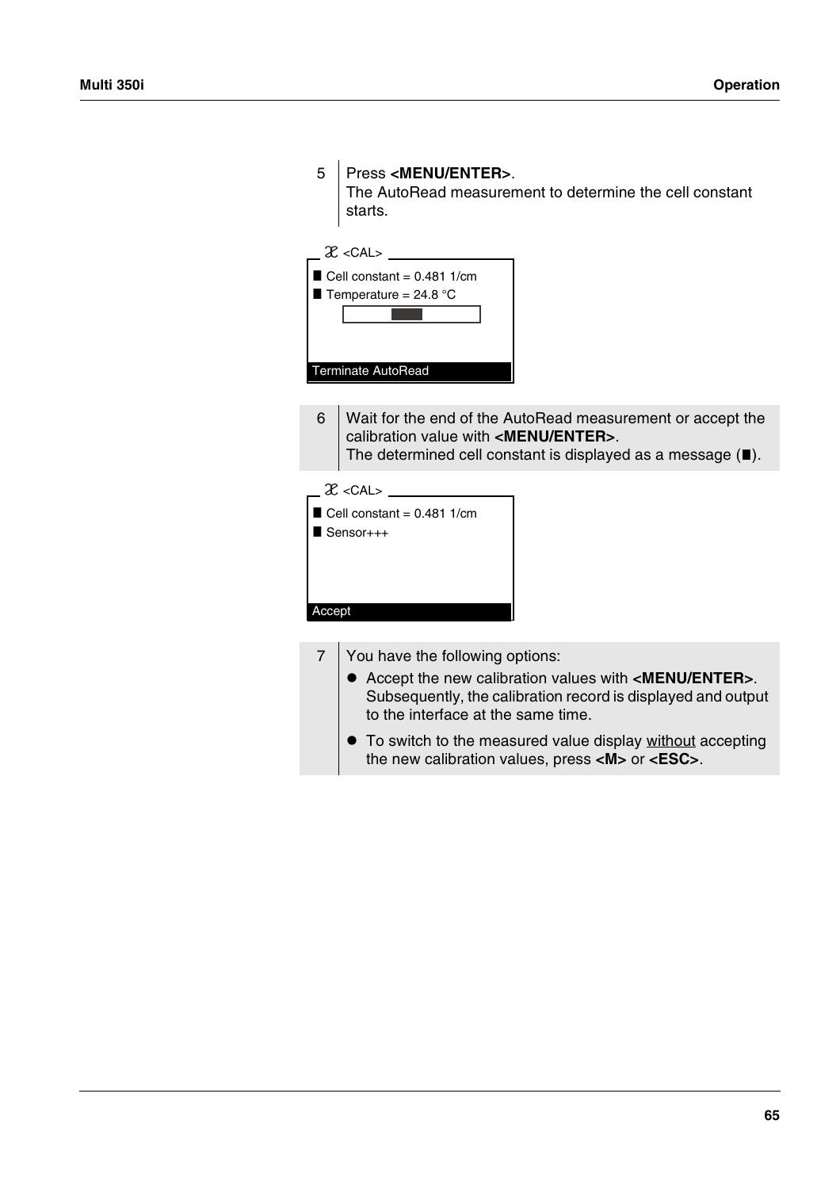5 Press **<MENU/ENTER>**.
The AutoRead measurement to determine the cell constant starts.

```
𝒳 <CAL>
■ Cell constant = 0.481 1/cm
■ Temperature = 24.8 °C

Terminate AutoRead
```

6 Wait for the end of the AutoRead measurement or accept the calibration value with **<MENU/ENTER>**.
The determined cell constant is displayed as a message (■).

```
𝒳 <CAL>
■ Cell constant = 0.481 1/cm
■ Sensor+++

Accept
```

7 You have the following options:

- Accept the new calibration values with **<MENU/ENTER>**. Subsequently, the calibration record is displayed and output to the interface at the same time.
- To switch to the measured value display without accepting the new calibration values, press **<M>** or **<ESC>**.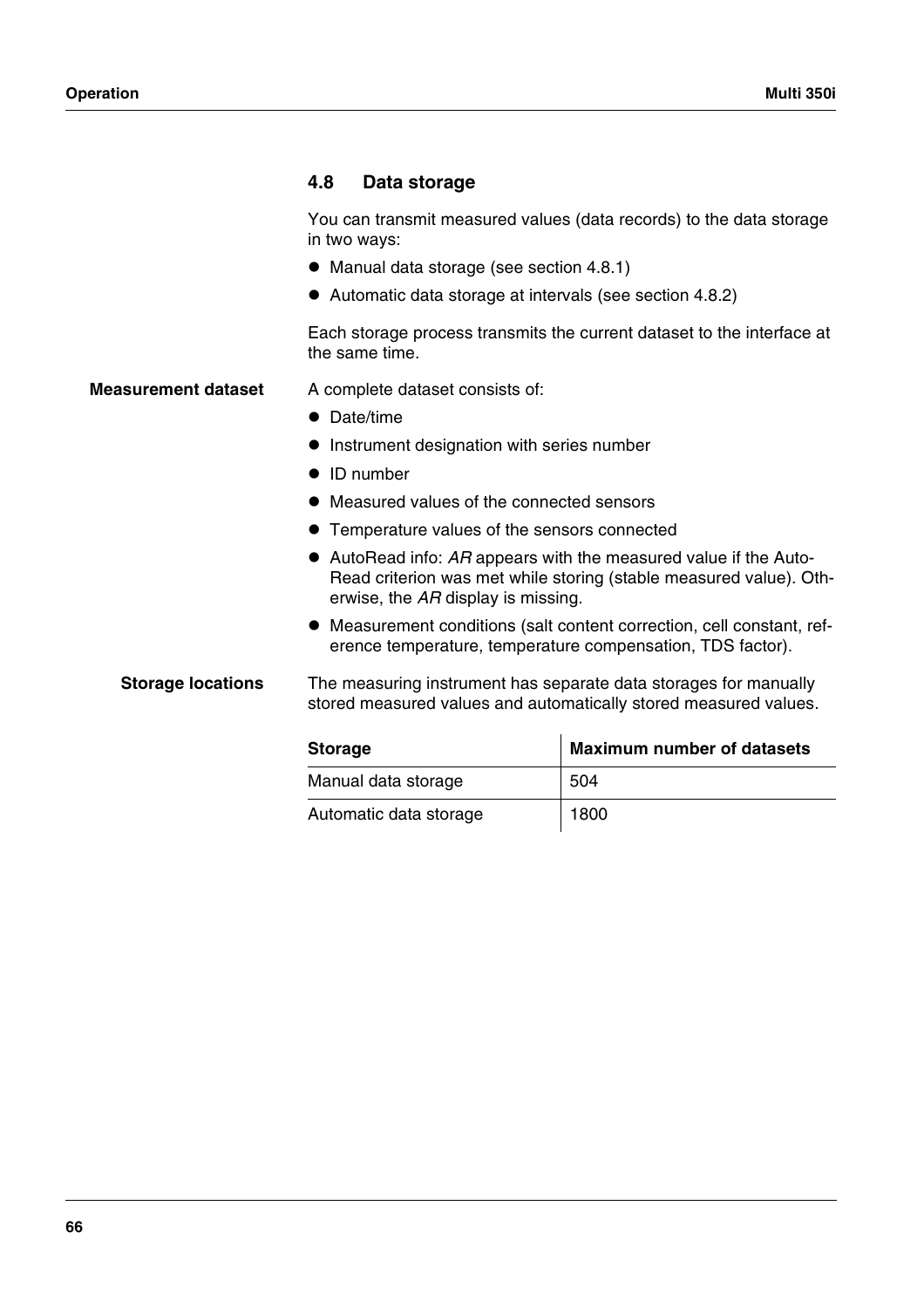## 4.8 Data storage

You can transmit measured values (data records) to the data storage in two ways:

- Manual data storage (see section 4.8.1)
- Automatic data storage at intervals (see section 4.8.2)

Each storage process transmits the current dataset to the interface at the same time.

**Measurement dataset**

A complete dataset consists of:

- Date/time
- Instrument designation with series number
- ID number
- Measured values of the connected sensors
- Temperature values of the sensors connected
- AutoRead info: *AR* appears with the measured value if the AutoRead criterion was met while storing (stable measured value). Otherwise, the *AR* display is missing.
- Measurement conditions (salt content correction, cell constant, reference temperature, temperature compensation, TDS factor).

**Storage locations**

The measuring instrument has separate data storages for manually stored measured values and automatically stored measured values.

| Storage | Maximum number of datasets |
|---|---|
| Manual data storage | 504 |
| Automatic data storage | 1800 |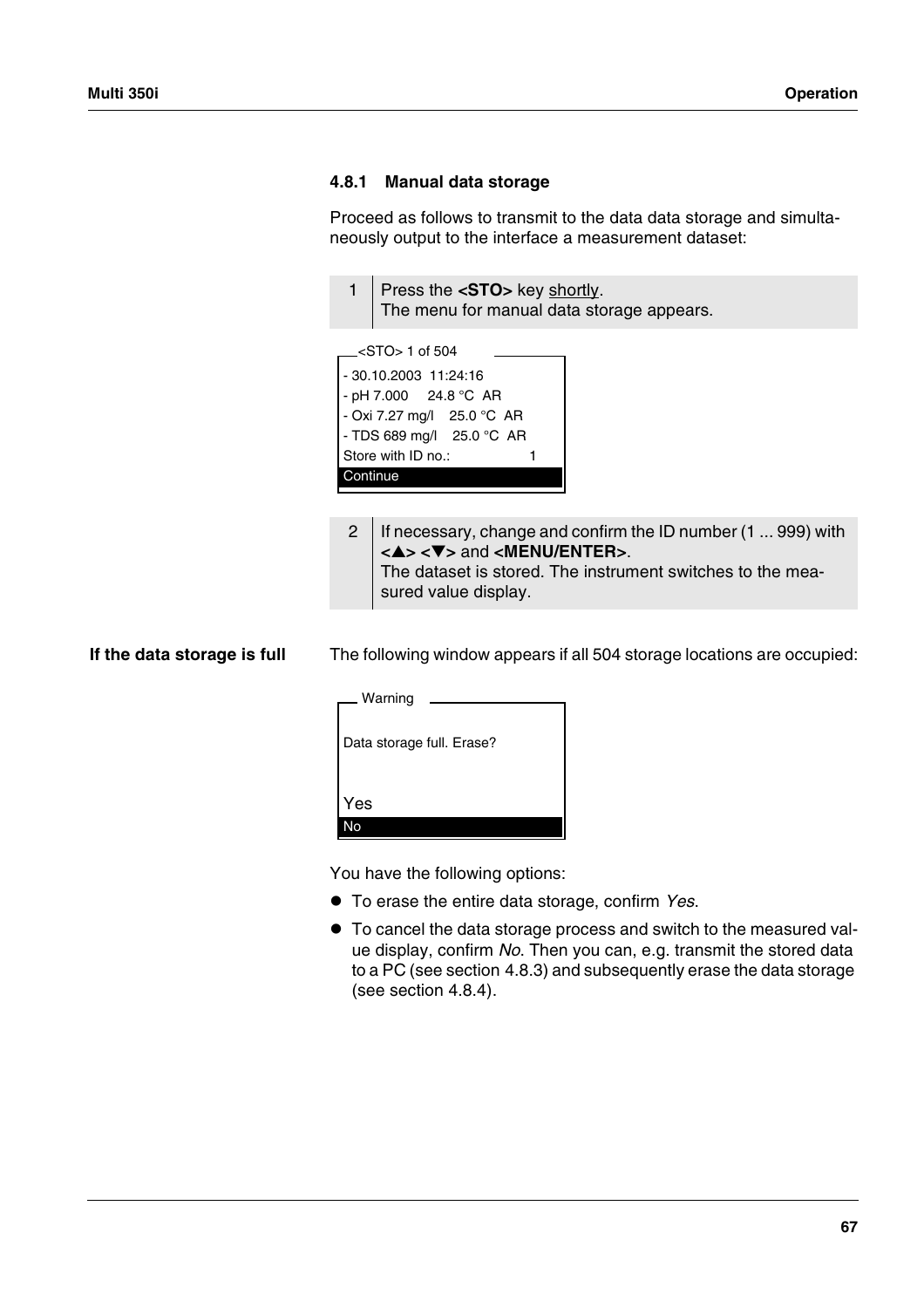### 4.8.1 Manual data storage

Proceed as follows to transmit to the data data storage and simultaneously output to the interface a measurement dataset:

| | |
|---|---|
| 1 | Press the **<STO>** key shortly.<br>The menu for manual data storage appears. |

```
<STO> 1 of 504
- 30.10.2003  11:24:16
- pH 7.000     24.8 °C  AR
- Oxi 7.27 mg/l    25.0 °C  AR
- TDS 689 mg/l    25.0 °C  AR
Store with ID no.:          1
Continue
```

| | |
|---|---|
| 2 | If necessary, change and confirm the ID number (1 ... 999) with **<▲> <▼>** and **<MENU/ENTER>**.<br>The dataset is stored. The instrument switches to the measured value display. |

**If the data storage is full**

The following window appears if all 504 storage locations are occupied:

```
Warning
Data storage full. Erase?

Yes
No
```

You have the following options:

- To erase the entire data storage, confirm *Yes*.
- To cancel the data storage process and switch to the measured value display, confirm *No*. Then you can, e.g. transmit the stored data to a PC (see section 4.8.3) and subsequently erase the data storage (see section 4.8.4).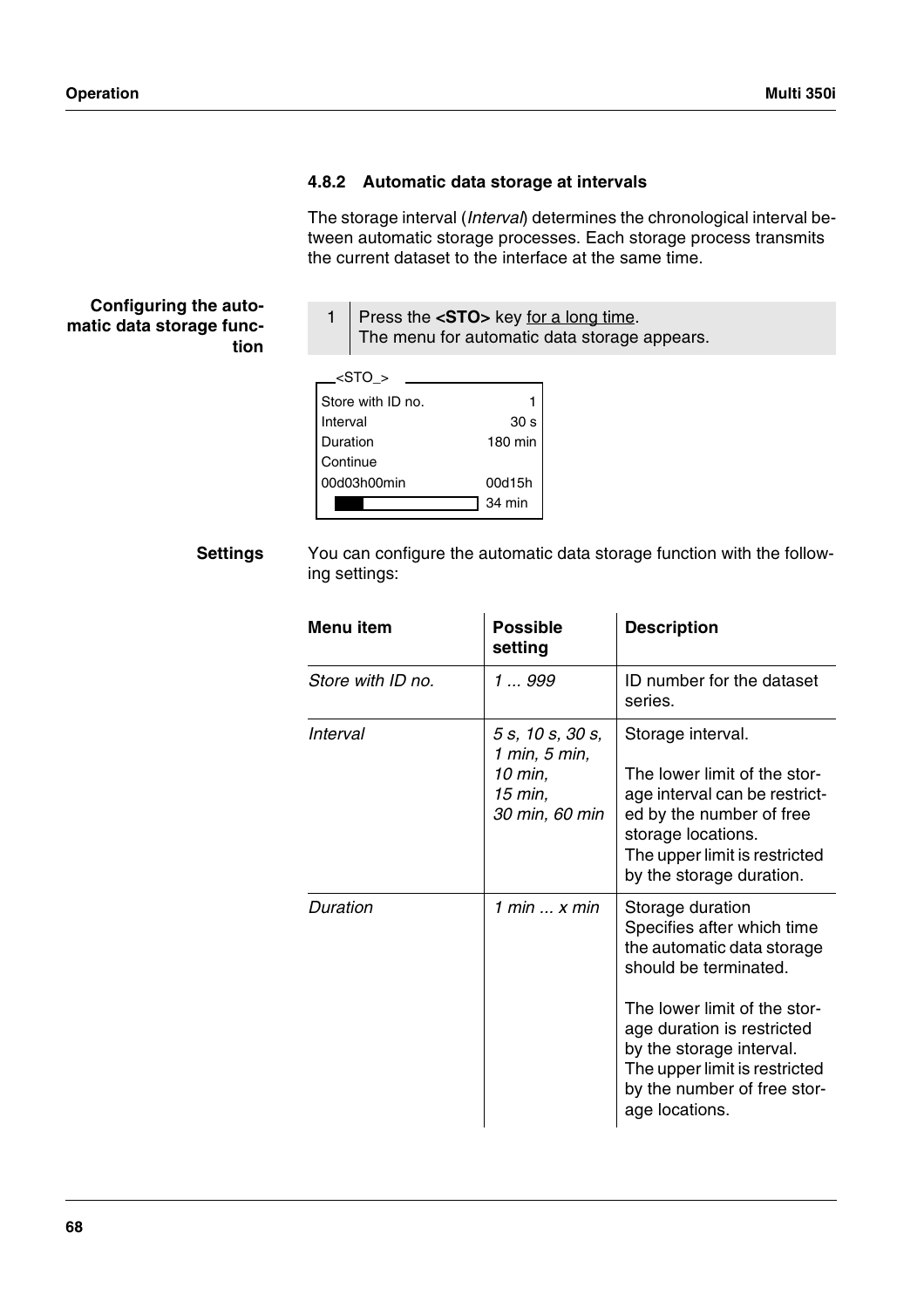### 4.8.2 Automatic data storage at intervals

The storage interval (*Interval*) determines the chronological interval between automatic storage processes. Each storage process transmits the current dataset to the interface at the same time.

**Configuring the automatic data storage function**

| 1 | Press the **<STO>** key <u>for a long time</u>. The menu for automatic data storage appears. |
|---|---|

```
<STO_>
Store with ID no.          1
Interval                30 s
Duration             180 min
Continue
00d03h00min           00d15h
[███         ]        34 min
```

**Settings**

You can configure the automatic data storage function with the following settings:

| Menu item | Possible setting | Description |
|---|---|---|
| *Store with ID no.* | *1 ... 999* | ID number for the dataset series. |
| *Interval* | *5 s, 10 s, 30 s, 1 min, 5 min, 10 min, 15 min, 30 min, 60 min* | Storage interval.<br><br>The lower limit of the storage interval can be restricted by the number of free storage locations.<br>The upper limit is restricted by the storage duration. |
| *Duration* | *1 min ... x min* | Storage duration<br>Specifies after which time the automatic data storage should be terminated.<br><br>The lower limit of the storage duration is restricted by the storage interval.<br>The upper limit is restricted by the number of free storage locations. |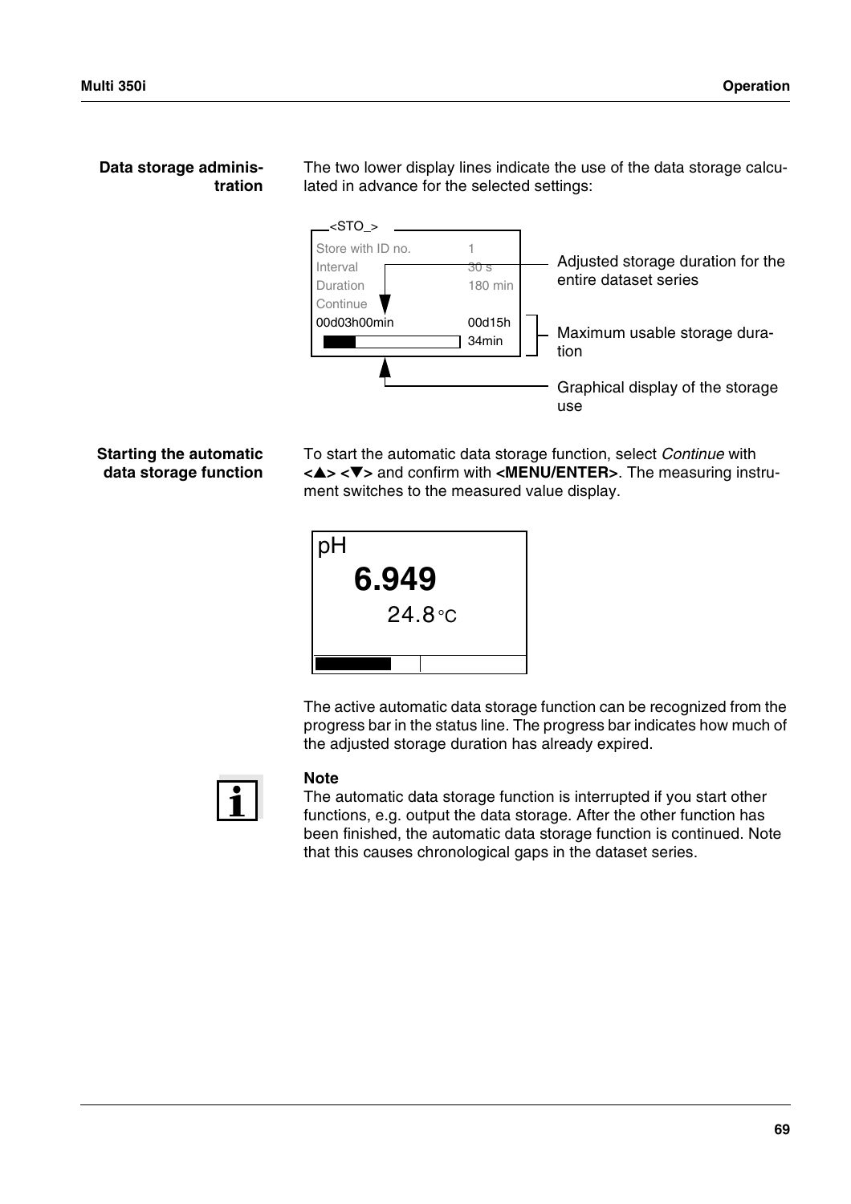**Data storage administration**

The two lower display lines indicate the use of the data storage calculated in advance for the selected settings:

```
<STO_>
Store with ID no.    1
Interval             30 s
Duration             180 min
Continue
00d03h00min          00d15h
                     34min
```

- Adjusted storage duration for the entire dataset series
- Maximum usable storage duration
- Graphical display of the storage use

**Starting the automatic data storage function**

To start the automatic data storage function, select *Continue* with **<▲> <▼>** and confirm with **<MENU/ENTER>**. The measuring instrument switches to the measured value display.

```
pH
6.949
24.8 °C
```

The active automatic data storage function can be recognized from the progress bar in the status line. The progress bar indicates how much of the adjusted storage duration has already expired.

**Note**
The automatic data storage function is interrupted if you start other functions, e.g. output the data storage. After the other function has been finished, the automatic data storage function is continued. Note that this causes chronological gaps in the dataset series.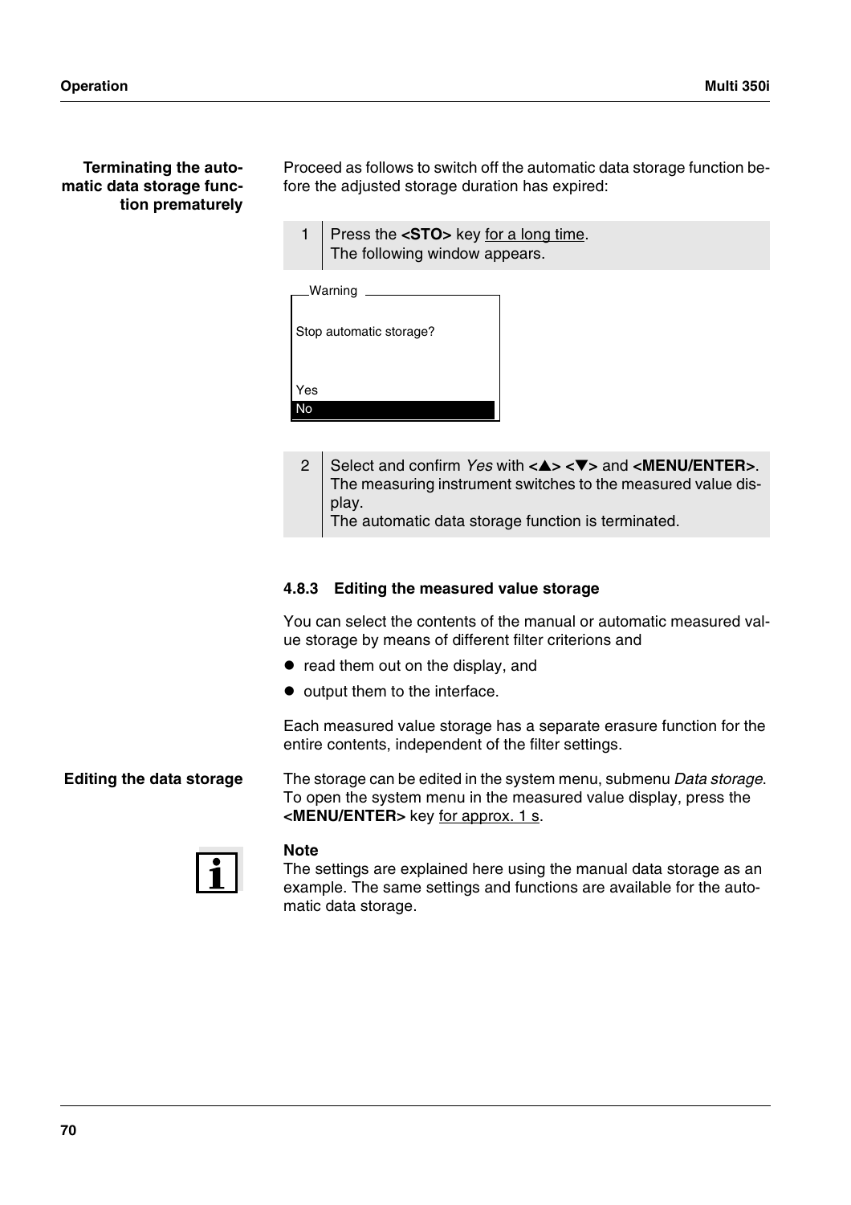**Terminating the automatic data storage function prematurely**

Proceed as follows to switch off the automatic data storage function before the adjusted storage duration has expired:

| | |
|---|---|
| 1 | Press the **<STO>** key for a long time.<br>The following window appears. |

```
Warning

Stop automatic storage?

Yes
No
```

| | |
|---|---|
| 2 | Select and confirm *Yes* with **<▲> <▼>** and **<MENU/ENTER>**.<br>The measuring instrument switches to the measured value display.<br>The automatic data storage function is terminated. |

### 4.8.3 Editing the measured value storage

You can select the contents of the manual or automatic measured value storage by means of different filter criterions and

- read them out on the display, and
- output them to the interface.

Each measured value storage has a separate erasure function for the entire contents, independent of the filter settings.

**Editing the data storage**

The storage can be edited in the system menu, submenu *Data storage*. To open the system menu in the measured value display, press the **<MENU/ENTER>** key for approx. 1 s.

**Note**
The settings are explained here using the manual data storage as an example. The same settings and functions are available for the automatic data storage.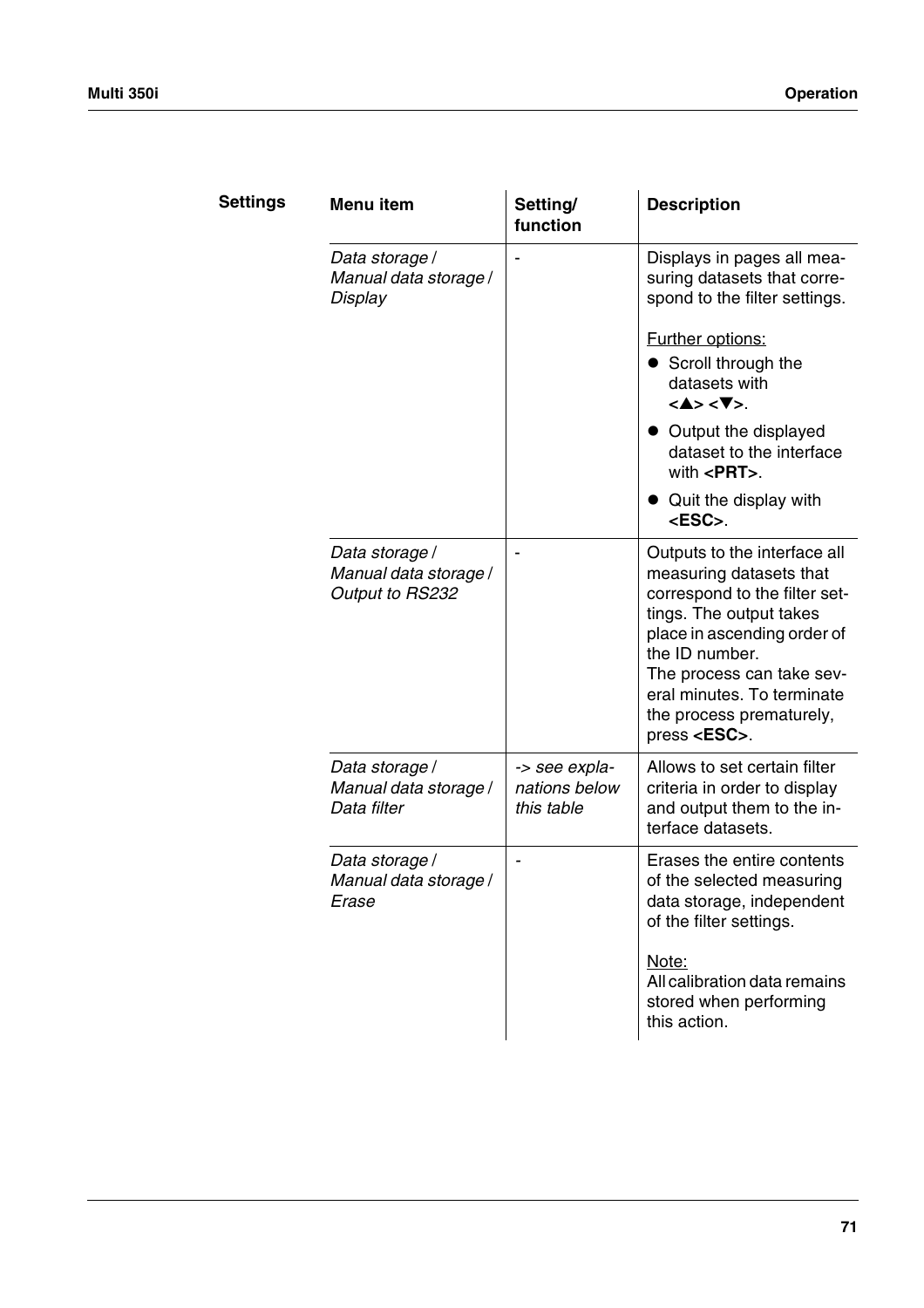**Settings**

| Menu item | Setting/ function | Description |
|---|---|---|
| *Data storage / Manual data storage / Display* | - | Displays in pages all measuring datasets that correspond to the filter settings.<br><br><u>Further options:</u><br>● Scroll through the datasets with **<▲> <▼>**.<br>● Output the displayed dataset to the interface with **<PRT>**.<br>● Quit the display with **<ESC>**. |
| *Data storage / Manual data storage / Output to RS232* | - | Outputs to the interface all measuring datasets that correspond to the filter settings. The output takes place in ascending order of the ID number.<br>The process can take several minutes. To terminate the process prematurely, press **<ESC>**. |
| *Data storage / Manual data storage / Data filter* | *-> see explanations below this table* | Allows to set certain filter criteria in order to display and output them to the interface datasets. |
| *Data storage / Manual data storage / Erase* | - | Erases the entire contents of the selected measuring data storage, independent of the filter settings.<br><br><u>Note:</u><br>All calibration data remains stored when performing this action. |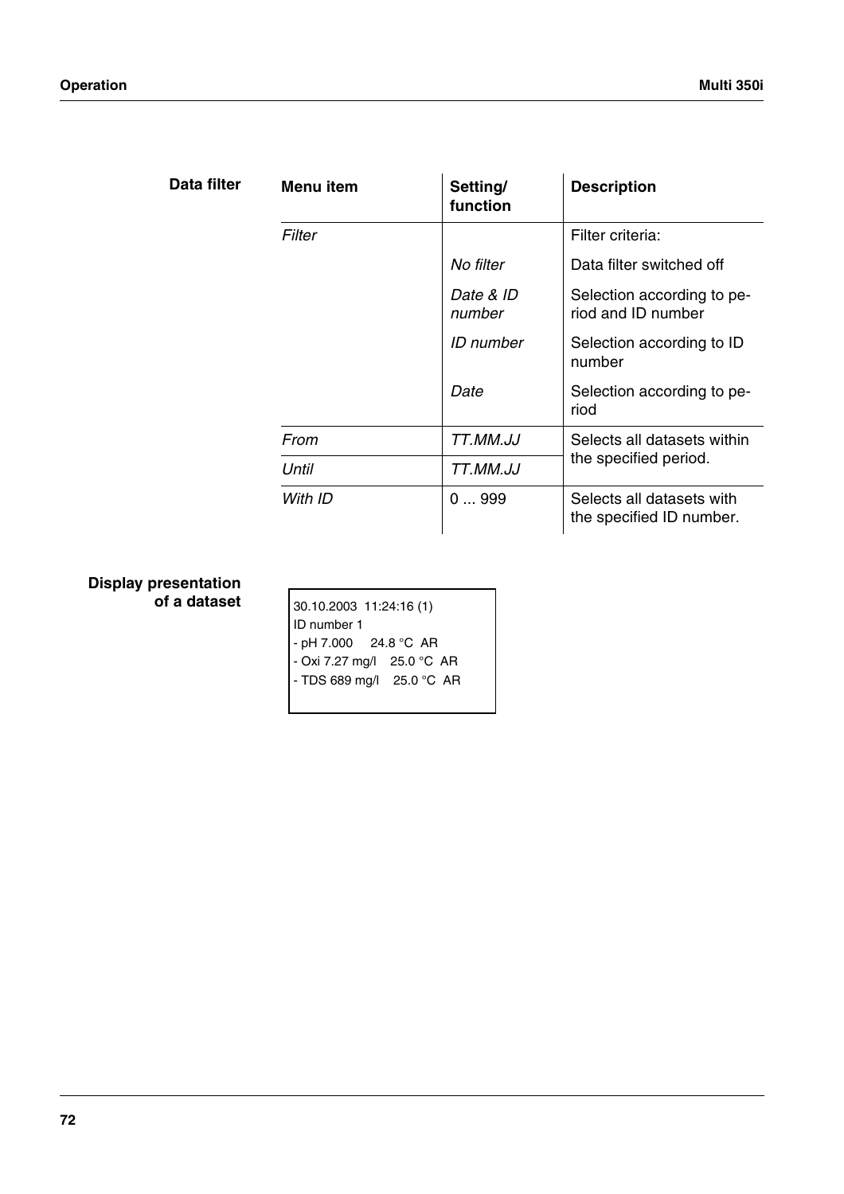**Data filter**

| Menu item | Setting/ function | Description |
|---|---|---|
| *Filter* | | Filter criteria: |
| | *No filter* | Data filter switched off |
| | *Date & ID number* | Selection according to period and ID number |
| | *ID number* | Selection according to ID number |
| | *Date* | Selection according to period |
| *From* | *TT.MM.JJ* | Selects all datasets within the specified period. |
| *Until* | *TT.MM.JJ* | |
| *With ID* | 0 ... 999 | Selects all datasets with the specified ID number. |

**Display presentation of a dataset**

```
30.10.2003  11:24:16 (1)
ID number 1
- pH 7.000     24.8 °C  AR
- Oxi 7.27 mg/l    25.0 °C  AR
- TDS 689 mg/l    25.0 °C  AR
```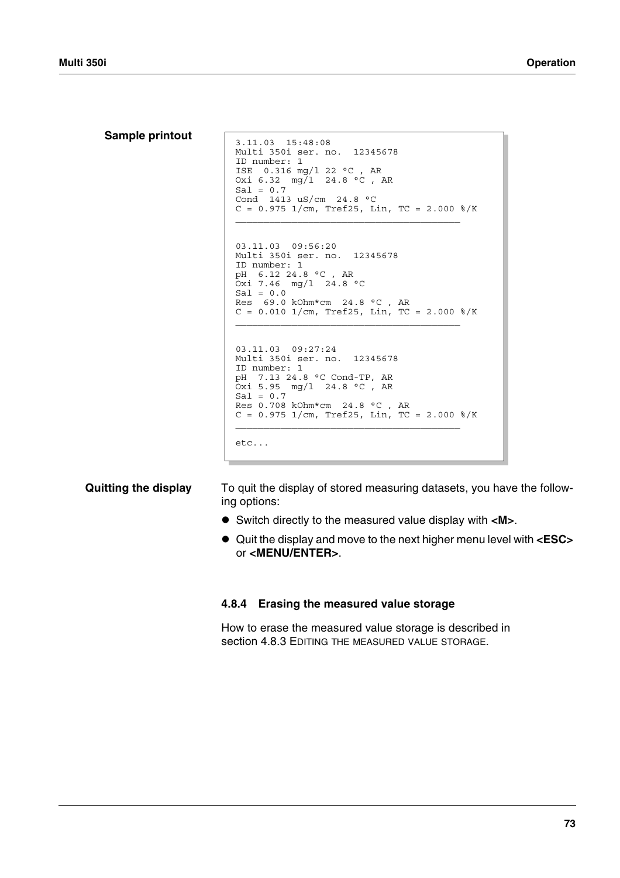**Sample printout**

```
3.11.03  15:48:08
Multi 350i ser. no.  12345678
ID number: 1
ISE  0.316 mg/l 22 °C , AR
Oxi 6.32  mg/l  24.8 °C , AR
Sal = 0.7
Cond  1413 uS/cm  24.8 °C
C = 0.975 1/cm, Tref25, Lin, TC = 2.000 %/K
________________________________________

03.11.03  09:56:20
Multi 350i ser. no.  12345678
ID number: 1
pH  6.12 24.8 °C , AR
Oxi 7.46  mg/l  24.8 °C
Sal = 0.0
Res  69.0 kOhm*cm  24.8 °C , AR
C = 0.010 1/cm, Tref25, Lin, TC = 2.000 %/K
________________________________________

03.11.03  09:27:24
Multi 350i ser. no.  12345678
ID number: 1
pH  7.13 24.8 °C Cond-TP, AR
Oxi 5.95  mg/l  24.8 °C , AR
Sal = 0.7
Res 0.708 kOhm*cm  24.8 °C , AR
C = 0.975 1/cm, Tref25, Lin, TC = 2.000 %/K
________________________________________

etc...
```

**Quitting the display**

To quit the display of stored measuring datasets, you have the following options:

- Switch directly to the measured value display with **<M>**.
- Quit the display and move to the next higher menu level with **<ESC>** or **<MENU/ENTER>**.

### 4.8.4 Erasing the measured value storage

How to erase the measured value storage is described in section 4.8.3 EDITING THE MEASURED VALUE STORAGE.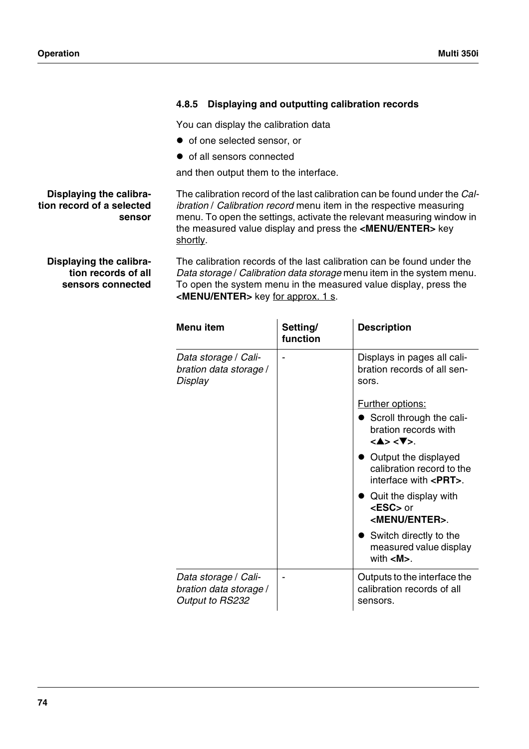### 4.8.5 Displaying and outputting calibration records

You can display the calibration data

- of one selected sensor, or
- of all sensors connected

and then output them to the interface.

**Displaying the calibration record of a selected sensor**

The calibration record of the last calibration can be found under the *Calibration* / *Calibration record* menu item in the respective measuring menu. To open the settings, activate the relevant measuring window in the measured value display and press the **<MENU/ENTER>** key shortly.

**Displaying the calibration records of all sensors connected**

The calibration records of the last calibration can be found under the *Data storage* / *Calibration data storage* menu item in the system menu. To open the system menu in the measured value display, press the **<MENU/ENTER>** key for approx. 1 s.

| Menu item | Setting/ function | Description |
|---|---|---|
| *Data storage* / *Calibration data storage* / *Display* | - | Displays in pages all calibration records of all sensors.<br><br>Further options:<br>• Scroll through the calibration records with **<▲> <▼>**.<br>• Output the displayed calibration record to the interface with **<PRT>**.<br>• Quit the display with **<ESC>** or **<MENU/ENTER>**.<br>• Switch directly to the measured value display with **<M>**. |
| *Data storage* / *Calibration data storage* / *Output to RS232* | - | Outputs to the interface the calibration records of all sensors. |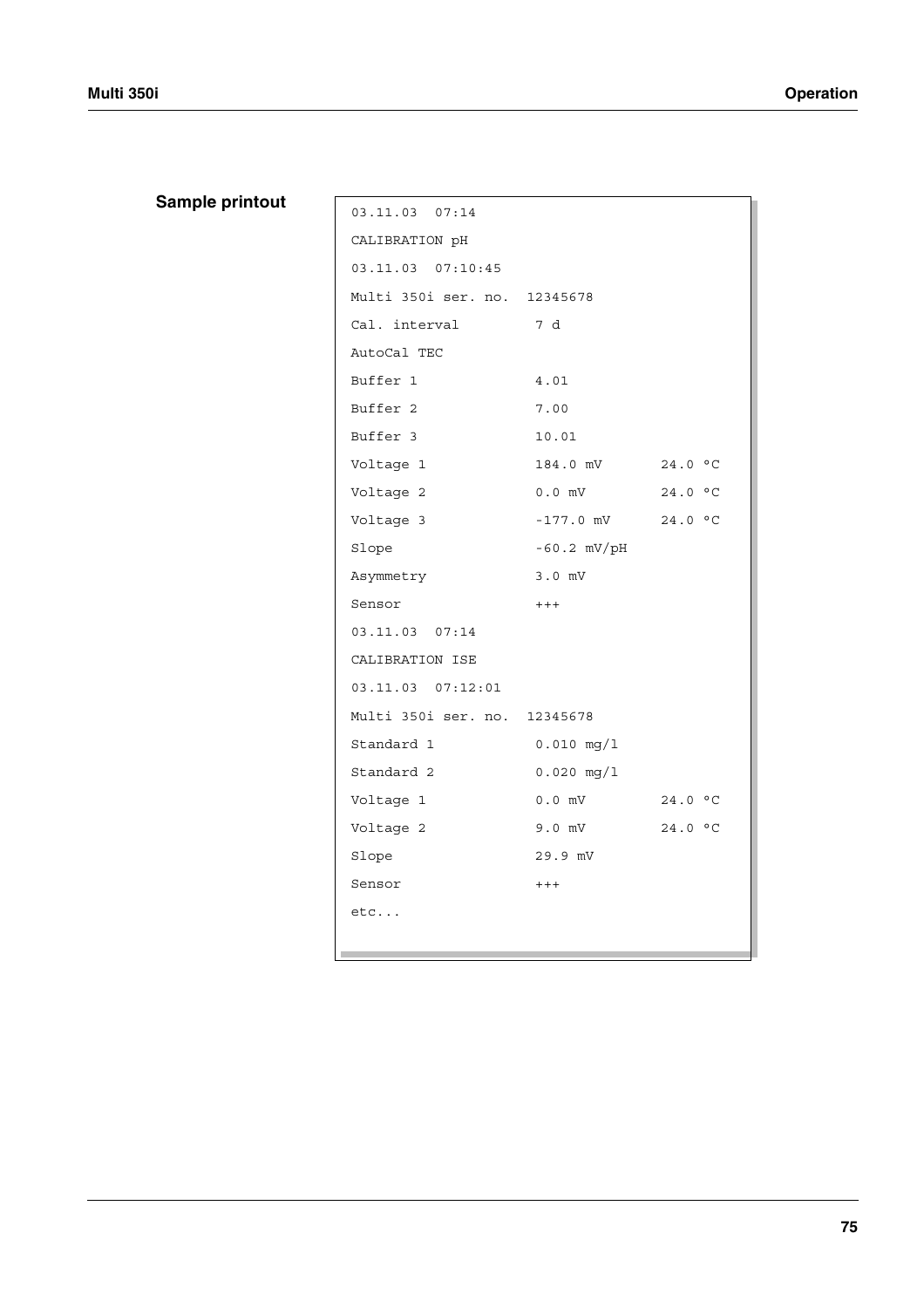**Sample printout**

```
03.11.03  07:14
CALIBRATION pH
03.11.03  07:10:45
Multi 350i ser. no.  12345678
Cal. interval         7 d
AutoCal TEC
Buffer 1              4.01
Buffer 2              7.00
Buffer 3              10.01
Voltage 1             184.0 mV      24.0 °C
Voltage 2             0.0 mV        24.0 °C
Voltage 3             -177.0 mV     24.0 °C
Slope                 -60.2 mV/pH
Asymmetry             3.0 mV
Sensor                +++
03.11.03  07:14
CALIBRATION ISE
03.11.03  07:12:01
Multi 350i ser. no.  12345678
Standard 1            0.010 mg/l
Standard 2            0.020 mg/l
Voltage 1             0.0 mV        24.0 °C
Voltage 2             9.0 mV        24.0 °C
Slope                 29.9 mV
Sensor                +++
etc...
```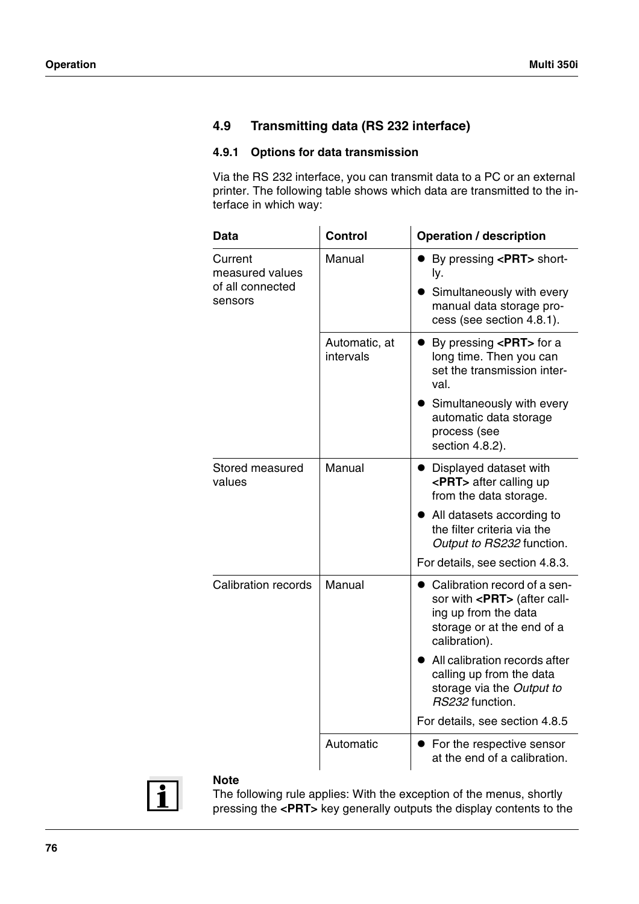## 4.9 Transmitting data (RS 232 interface)

### 4.9.1 Options for data transmission

Via the RS 232 interface, you can transmit data to a PC or an external printer. The following table shows which data are transmitted to the interface in which way:

| Data | Control | Operation / description |
|---|---|---|
| Current measured values of all connected sensors | Manual | ● By pressing **<PRT>** shortly.<br>● Simultaneously with every manual data storage process (see section 4.8.1). |
| | Automatic, at intervals | ● By pressing **<PRT>** for a long time. Then you can set the transmission interval.<br>● Simultaneously with every automatic data storage process (see section 4.8.2). |
| Stored measured values | Manual | ● Displayed dataset with **<PRT>** after calling up from the data storage.<br>● All datasets according to the filter criteria via the *Output to RS232* function.<br>For details, see section 4.8.3. |
| Calibration records | Manual | ● Calibration record of a sensor with **<PRT>** (after calling up from the data storage or at the end of a calibration).<br>● All calibration records after calling up from the data storage via the *Output to RS232* function.<br>For details, see section 4.8.5 |
| | Automatic | ● For the respective sensor at the end of a calibration. |

**Note**
The following rule applies: With the exception of the menus, shortly pressing the **<PRT>** key generally outputs the display contents to the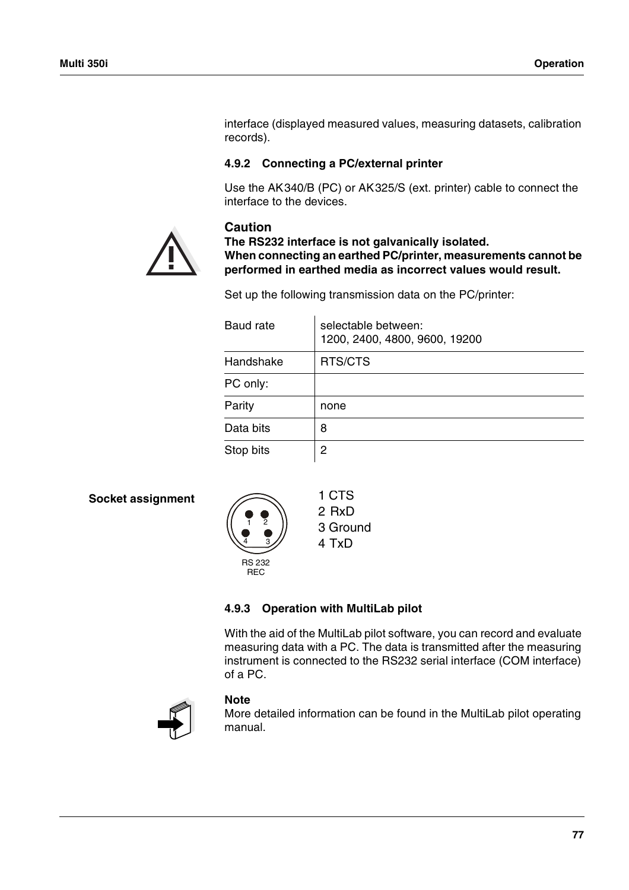interface (displayed measured values, measuring datasets, calibration records).

### 4.9.2 Connecting a PC/external printer

Use the AK340/B (PC) or AK325/S (ext. printer) cable to connect the interface to the devices.

**Caution**
**The RS232 interface is not galvanically isolated.**
**When connecting an earthed PC/printer, measurements cannot be performed in earthed media as incorrect values would result.**

Set up the following transmission data on the PC/printer:

| | |
|---|---|
| Baud rate | selectable between: 1200, 2400, 4800, 9600, 19200 |
| Handshake | RTS/CTS |
| PC only: | |
| Parity | none |
| Data bits | 8 |
| Stop bits | 2 |

**Socket assignment**

RS 232 REC

1 CTS
2 RxD
3 Ground
4 TxD

### 4.9.3 Operation with MultiLab pilot

With the aid of the MultiLab pilot software, you can record and evaluate measuring data with a PC. The data is transmitted after the measuring instrument is connected to the RS232 serial interface (COM interface) of a PC.

**Note**
More detailed information can be found in the MultiLab pilot operating manual.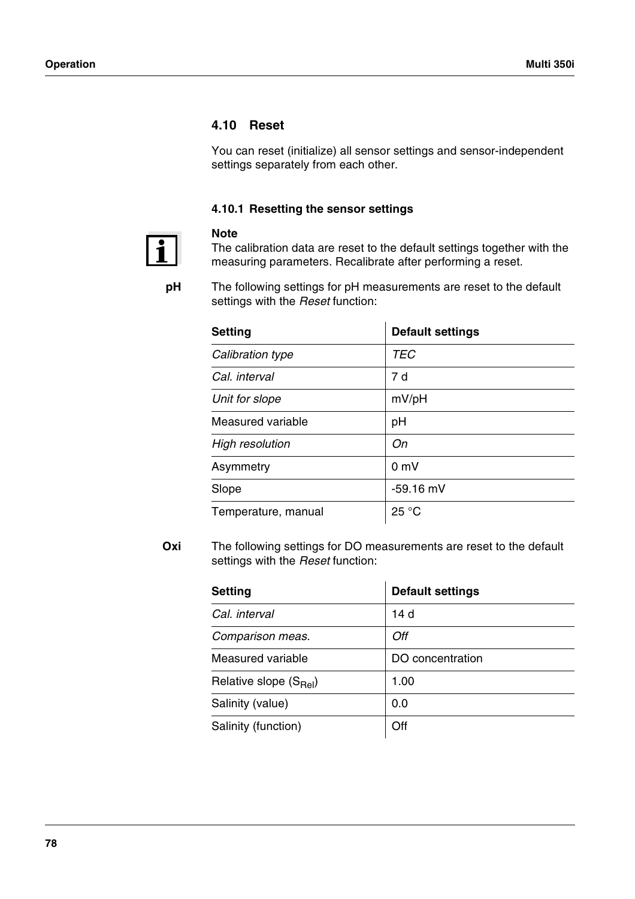## 4.10 Reset

You can reset (initialize) all sensor settings and sensor-independent settings separately from each other.

### 4.10.1 Resetting the sensor settings

**Note**
The calibration data are reset to the default settings together with the measuring parameters. Recalibrate after performing a reset.

**pH** The following settings for pH measurements are reset to the default settings with the *Reset* function:

| Setting | Default settings |
|---|---|
| *Calibration type* | *TEC* |
| *Cal. interval* | 7 d |
| *Unit for slope* | mV/pH |
| Measured variable | pH |
| *High resolution* | *On* |
| Asymmetry | 0 mV |
| Slope | -59.16 mV |
| Temperature, manual | 25 °C |

**Oxi** The following settings for DO measurements are reset to the default settings with the *Reset* function:

| Setting | Default settings |
|---|---|
| *Cal. interval* | 14 d |
| *Comparison meas.* | *Off* |
| Measured variable | DO concentration |
| Relative slope ($S_{Rel}$) | 1.00 |
| Salinity (value) | 0.0 |
| Salinity (function) | Off |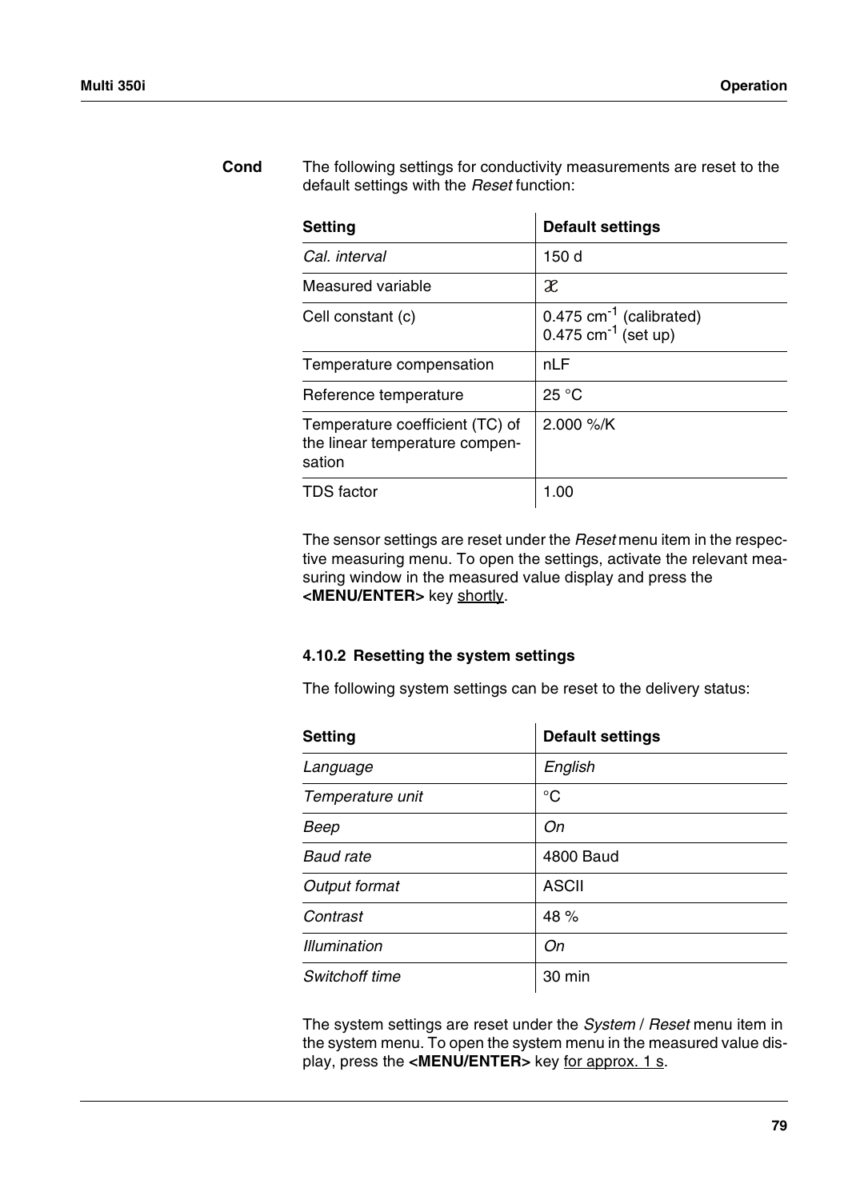**Cond**

The following settings for conductivity measurements are reset to the default settings with the *Reset* function:

| Setting | Default settings |
|---|---|
| *Cal. interval* | 150 d |
| Measured variable | $\chi$ |
| Cell constant (c) | 0.475 $cm^{-1}$ (calibrated)<br>0.475 $cm^{-1}$ (set up) |
| Temperature compensation | nLF |
| Reference temperature | 25 °C |
| Temperature coefficient (TC) of the linear temperature compensation | 2.000 %/K |
| TDS factor | 1.00 |

The sensor settings are reset under the *Reset* menu item in the respective measuring menu. To open the settings, activate the relevant measuring window in the measured value display and press the **<MENU/ENTER>** key shortly.

### 4.10.2 Resetting the system settings

The following system settings can be reset to the delivery status:

| Setting | Default settings |
|---|---|
| *Language* | *English* |
| *Temperature unit* | °C |
| *Beep* | *On* |
| *Baud rate* | 4800 Baud |
| *Output format* | ASCII |
| *Contrast* | 48 % |
| *Illumination* | *On* |
| *Switchoff time* | 30 min |

The system settings are reset under the *System* / *Reset* menu item in the system menu. To open the system menu in the measured value display, press the **<MENU/ENTER>** key for approx. 1 s.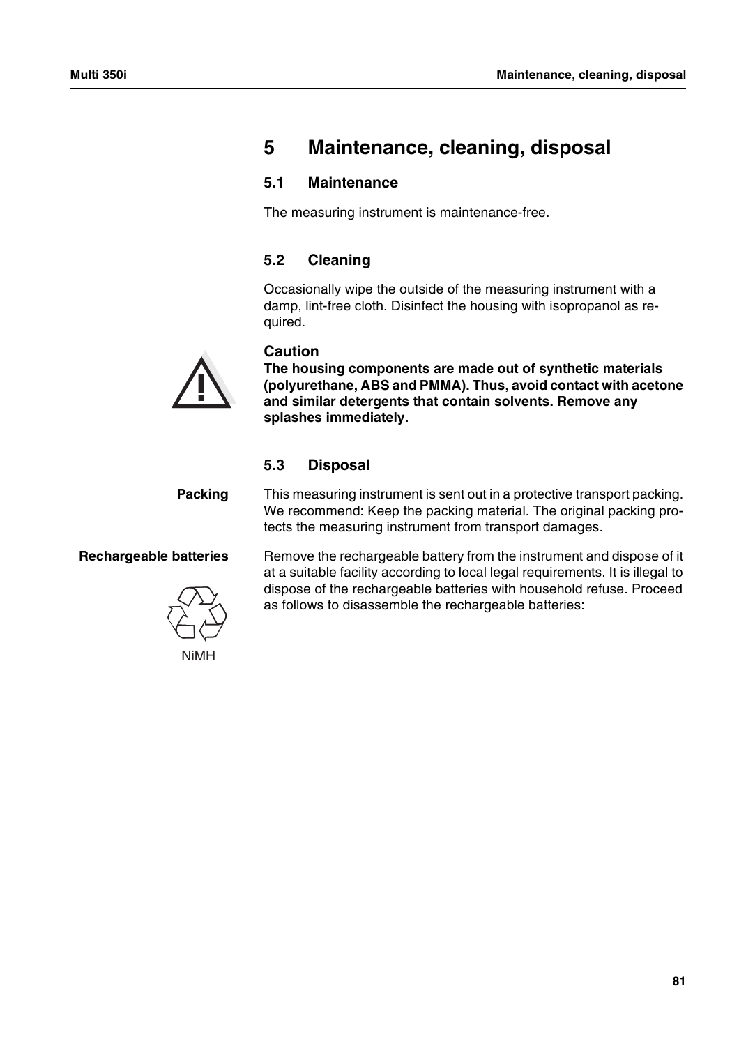# 5 Maintenance, cleaning, disposal

## 5.1 Maintenance

The measuring instrument is maintenance-free.

## 5.2 Cleaning

Occasionally wipe the outside of the measuring instrument with a damp, lint-free cloth. Disinfect the housing with isopropanol as required.

**Caution**
**The housing components are made out of synthetic materials (polyurethane, ABS and PMMA). Thus, avoid contact with acetone and similar detergents that contain solvents. Remove any splashes immediately.**

## 5.3 Disposal

**Packing**

This measuring instrument is sent out in a protective transport packing. We recommend: Keep the packing material. The original packing protects the measuring instrument from transport damages.

**Rechargeable batteries**

NiMH

Remove the rechargeable battery from the instrument and dispose of it at a suitable facility according to local legal requirements. It is illegal to dispose of the rechargeable batteries with household refuse. Proceed as follows to disassemble the rechargeable batteries: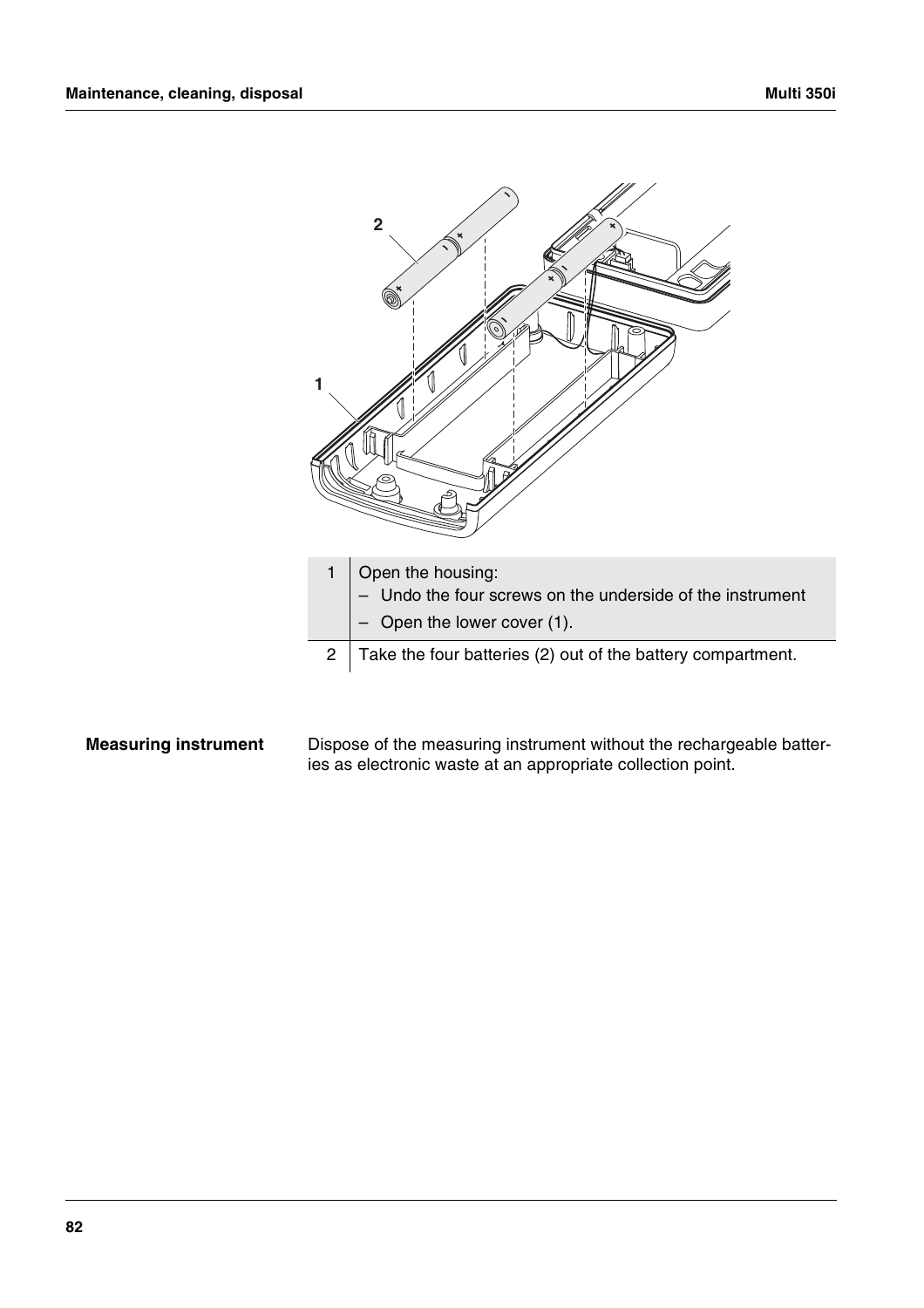| | |
|---|---|
| 1 | Open the housing:<br>– Undo the four screws on the underside of the instrument<br>– Open the lower cover (1). |
| 2 | Take the four batteries (2) out of the battery compartment. |

**Measuring instrument**

Dispose of the measuring instrument without the rechargeable batteries as electronic waste at an appropriate collection point.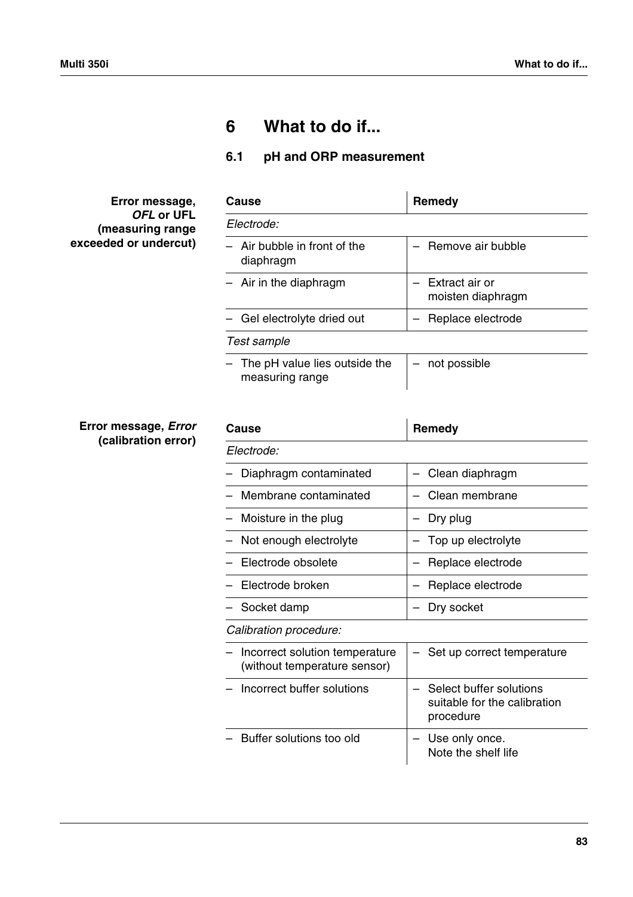# 6 What to do if...

## 6.1 pH and ORP measurement

**Error message, *OFL* or UFL (measuring range exceeded or undercut)**

| Cause | Remedy |
|---|---|
| *Electrode:* | |
| – Air bubble in front of the diaphragm | – Remove air bubble |
| – Air in the diaphragm | – Extract air or moisten diaphragm |
| – Gel electrolyte dried out | – Replace electrode |
| *Test sample* | |
| – The pH value lies outside the measuring range | – not possible |

**Error message, *Error* (calibration error)**

| Cause | Remedy |
|---|---|
| *Electrode:* | |
| – Diaphragm contaminated | – Clean diaphragm |
| – Membrane contaminated | – Clean membrane |
| – Moisture in the plug | – Dry plug |
| – Not enough electrolyte | – Top up electrolyte |
| – Electrode obsolete | – Replace electrode |
| – Electrode broken | – Replace electrode |
| – Socket damp | – Dry socket |
| *Calibration procedure:* | |
| – Incorrect solution temperature (without temperature sensor) | – Set up correct temperature |
| – Incorrect buffer solutions | – Select buffer solutions suitable for the calibration procedure |
| – Buffer solutions too old | – Use only once. Note the shelf life |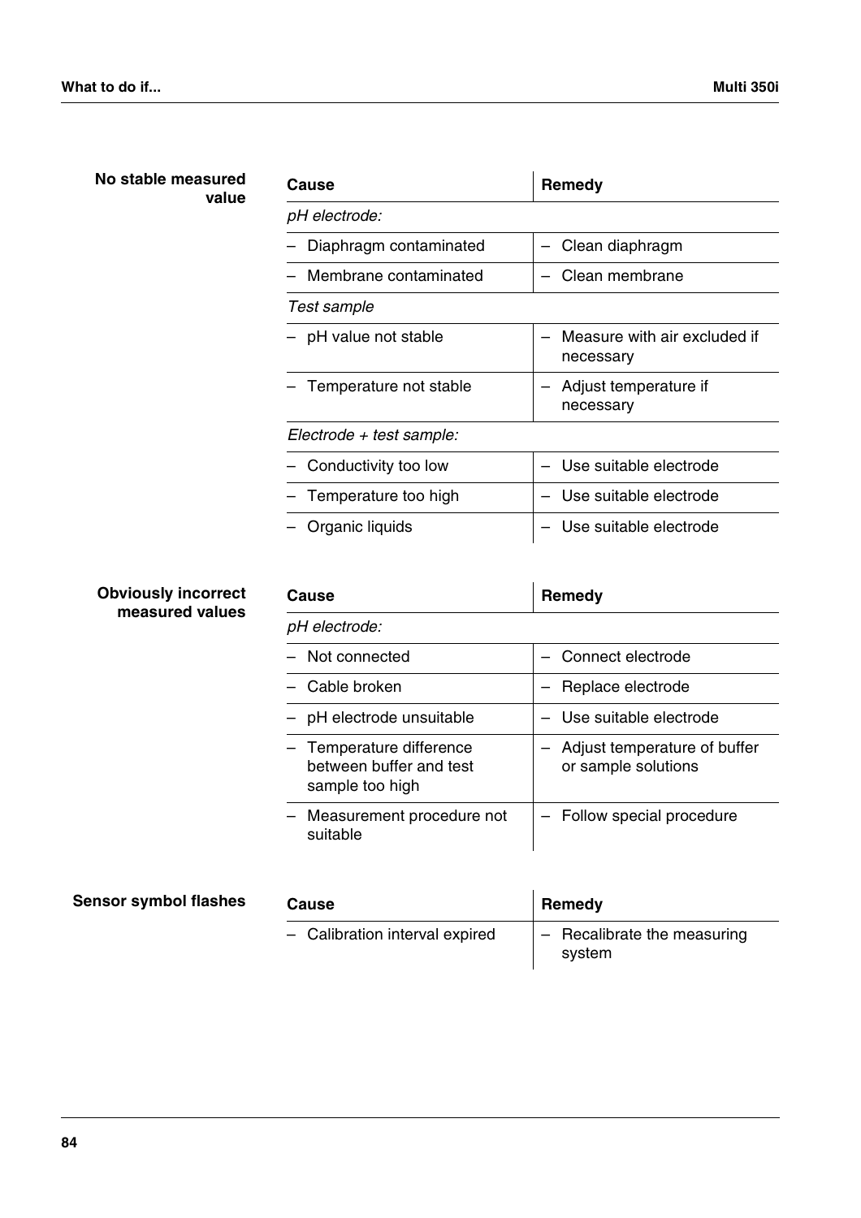**No stable measured value**

| Cause | Remedy |
|---|---|
| *pH electrode:* | |
| – Diaphragm contaminated | – Clean diaphragm |
| – Membrane contaminated | – Clean membrane |
| *Test sample* | |
| – pH value not stable | – Measure with air excluded if necessary |
| – Temperature not stable | – Adjust temperature if necessary |
| *Electrode + test sample:* | |
| – Conductivity too low | – Use suitable electrode |
| – Temperature too high | – Use suitable electrode |
| – Organic liquids | – Use suitable electrode |

**Obviously incorrect measured values**

| Cause | Remedy |
|---|---|
| *pH electrode:* | |
| – Not connected | – Connect electrode |
| – Cable broken | – Replace electrode |
| – pH electrode unsuitable | – Use suitable electrode |
| – Temperature difference between buffer and test sample too high | – Adjust temperature of buffer or sample solutions |
| – Measurement procedure not suitable | – Follow special procedure |

**Sensor symbol flashes**

| Cause | Remedy |
|---|---|
| – Calibration interval expired | – Recalibrate the measuring system |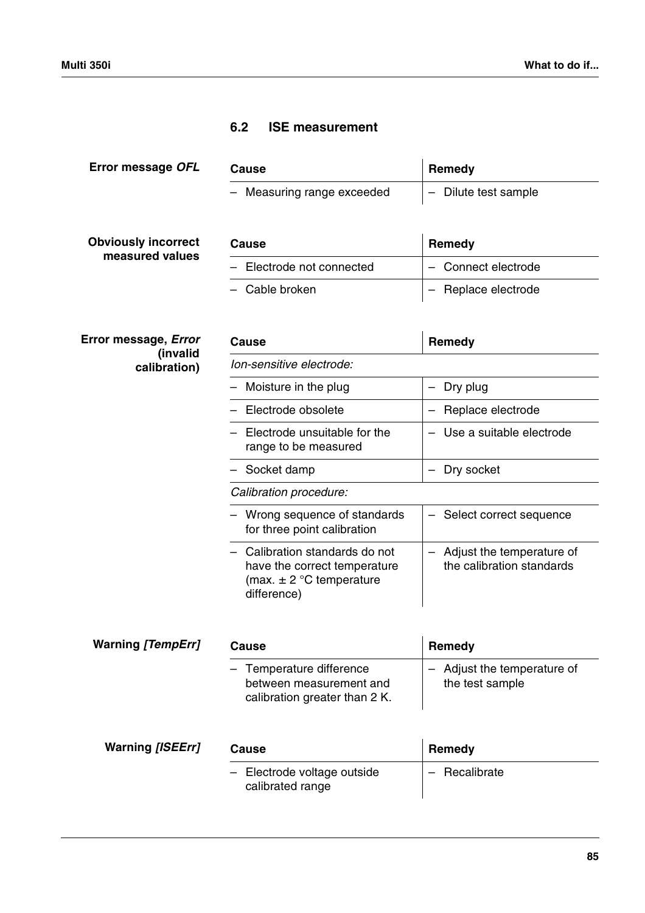## 6.2 ISE measurement

**Error message *OFL***

| Cause | Remedy |
|---|---|
| – Measuring range exceeded | – Dilute test sample |

**Obviously incorrect measured values**

| Cause | Remedy |
|---|---|
| – Electrode not connected | – Connect electrode |
| – Cable broken | – Replace electrode |

**Error message, *Error* (invalid calibration)**

| Cause | Remedy |
|---|---|
| *Ion-sensitive electrode:* | |
| – Moisture in the plug | – Dry plug |
| – Electrode obsolete | – Replace electrode |
| – Electrode unsuitable for the range to be measured | – Use a suitable electrode |
| – Socket damp | – Dry socket |
| *Calibration procedure:* | |
| – Wrong sequence of standards for three point calibration | – Select correct sequence |
| – Calibration standards do not have the correct temperature (max. ± 2 °C temperature difference) | – Adjust the temperature of the calibration standards |

**Warning *[TempErr]***

| Cause | Remedy |
|---|---|
| – Temperature difference between measurement and calibration greater than 2 K. | – Adjust the temperature of the test sample |

**Warning *[ISEErr]***

| Cause | Remedy |
|---|---|
| – Electrode voltage outside calibrated range | – Recalibrate |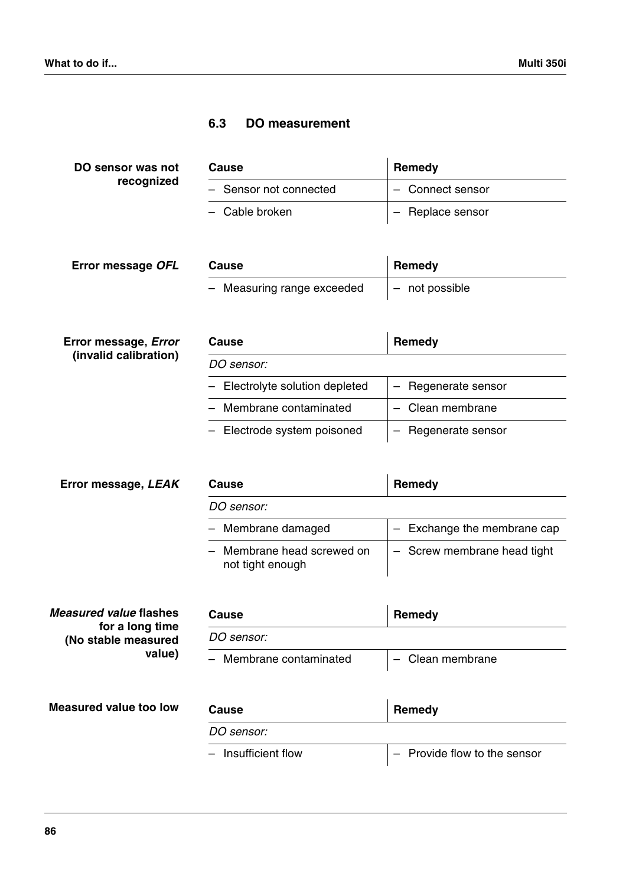## 6.3 DO measurement

**DO sensor was not recognized**

| Cause | Remedy |
|---|---|
| – Sensor not connected | – Connect sensor |
| – Cable broken | – Replace sensor |

**Error message *OFL***

| Cause | Remedy |
|---|---|
| – Measuring range exceeded | – not possible |

**Error message, *Error* (invalid calibration)**

| Cause | Remedy |
|---|---|
| *DO sensor:* | |
| – Electrolyte solution depleted | – Regenerate sensor |
| – Membrane contaminated | – Clean membrane |
| – Electrode system poisoned | – Regenerate sensor |

**Error message, *LEAK***

| Cause | Remedy |
|---|---|
| *DO sensor:* | |
| – Membrane damaged | – Exchange the membrane cap |
| – Membrane head screwed on not tight enough | – Screw membrane head tight |

***Measured value* flashes for a long time (No stable measured value)**

| Cause | Remedy |
|---|---|
| *DO sensor:* | |
| – Membrane contaminated | – Clean membrane |

**Measured value too low**

| Cause | Remedy |
|---|---|
| *DO sensor:* | |
| – Insufficient flow | – Provide flow to the sensor |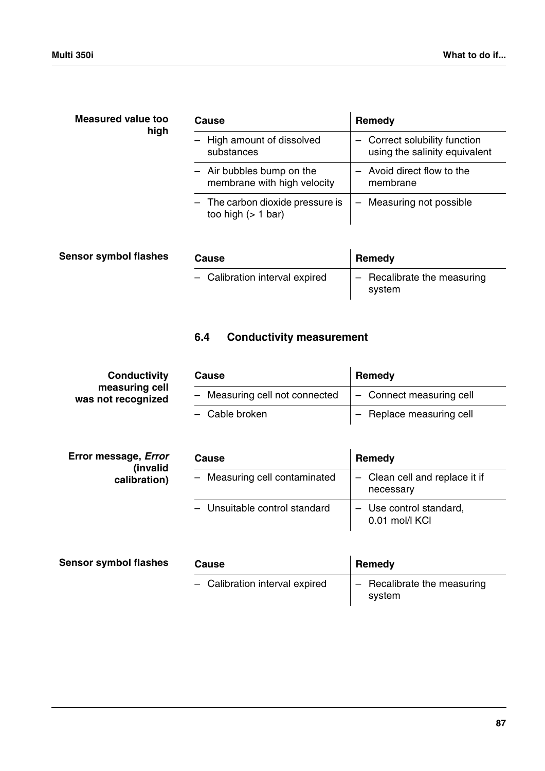**Measured value too high**

| Cause | Remedy |
|---|---|
| – High amount of dissolved substances | – Correct solubility function using the salinity equivalent |
| – Air bubbles bump on the membrane with high velocity | – Avoid direct flow to the membrane |
| – The carbon dioxide pressure is too high (> 1 bar) | – Measuring not possible |

**Sensor symbol flashes**

| Cause | Remedy |
|---|---|
| – Calibration interval expired | – Recalibrate the measuring system |

## 6.4 Conductivity measurement

**Conductivity measuring cell was not recognized**

| Cause | Remedy |
|---|---|
| – Measuring cell not connected | – Connect measuring cell |
| – Cable broken | – Replace measuring cell |

**Error message, *Error* (invalid calibration)**

| Cause | Remedy |
|---|---|
| – Measuring cell contaminated | – Clean cell and replace it if necessary |
| – Unsuitable control standard | – Use control standard, 0.01 mol/l KCl |

**Sensor symbol flashes**

| Cause | Remedy |
|---|---|
| – Calibration interval expired | – Recalibrate the measuring system |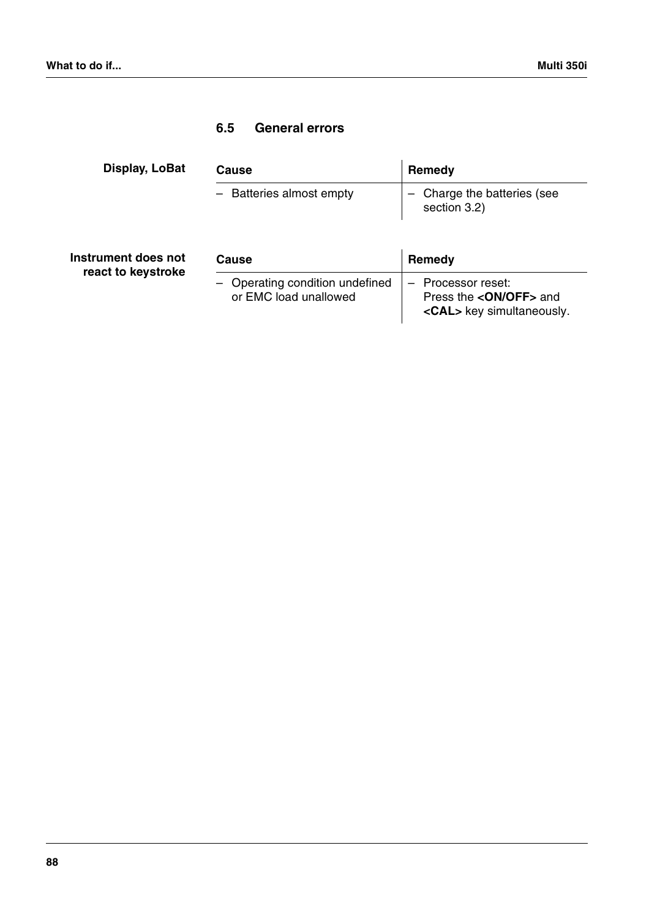## 6.5 General errors

**Display, LoBat**

| Cause | Remedy |
|---|---|
| – Batteries almost empty | – Charge the batteries (see section 3.2) |

**Instrument does not react to keystroke**

| Cause | Remedy |
|---|---|
| – Operating condition undefined or EMC load unallowed | – Processor reset: Press the **<ON/OFF>** and **<CAL>** key simultaneously. |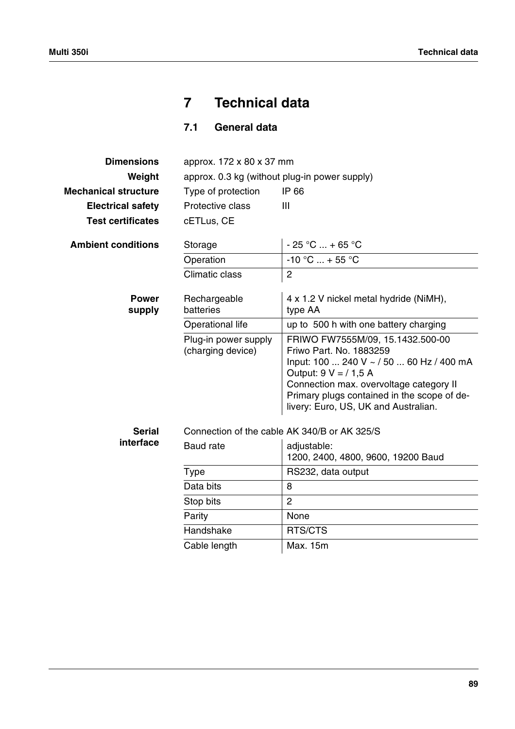# 7 Technical data

## 7.1 General data

| | | |
|---|---|---|
| **Dimensions** | approx. 172 x 80 x 37 mm | |
| **Weight** | approx. 0.3 kg (without plug-in power supply) | |
| **Mechanical structure** | Type of protection | IP 66 |
| **Electrical safety** | Protective class | III |
| **Test certificates** | cETLus, CE | |

**Ambient conditions**

| | |
|---|---|
| Storage | - 25 °C ... + 65 °C |
| Operation | -10 °C ... + 55 °C |
| Climatic class | 2 |

**Power supply**

| | |
|---|---|
| Rechargeable batteries | 4 x 1.2 V nickel metal hydride (NiMH), type AA |
| Operational life | up to 500 h with one battery charging |
| Plug-in power supply (charging device) | FRIWO FW7555M/09, 15.1432.500-00<br>Friwo Part. No. 1883259<br>Input: 100 ... 240 V ~ / 50 ... 60 Hz / 400 mA<br>Output: 9 V = / 1,5 A<br>Connection max. overvoltage category II<br>Primary plugs contained in the scope of delivery: Euro, US, UK and Australian. |

**Serial interface**

Connection of the cable AK 340/B or AK 325/S

| | |
|---|---|
| Baud rate | adjustable:<br>1200, 2400, 4800, 9600, 19200 Baud |
| Type | RS232, data output |
| Data bits | 8 |
| Stop bits | 2 |
| Parity | None |
| Handshake | RTS/CTS |
| Cable length | Max. 15m |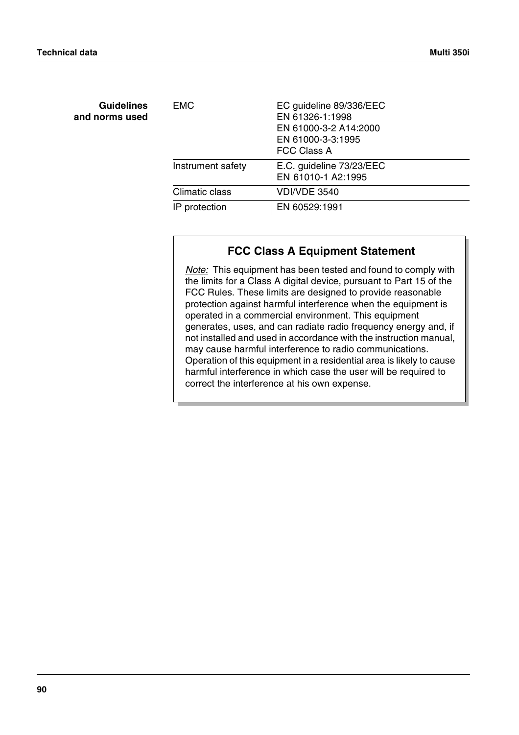**Guidelines and norms used**

| | |
|---|---|
| EMC | EC guideline 89/336/EEC<br>EN 61326-1:1998<br>EN 61000-3-2 A14:2000<br>EN 61000-3-3:1995<br>FCC Class A |
| Instrument safety | E.C. guideline 73/23/EEC<br>EN 61010-1 A2:1995 |
| Climatic class | VDI/VDE 3540 |
| IP protection | EN 60529:1991 |

## FCC Class A Equipment Statement

*Note:* This equipment has been tested and found to comply with the limits for a Class A digital device, pursuant to Part 15 of the FCC Rules. These limits are designed to provide reasonable protection against harmful interference when the equipment is operated in a commercial environment. This equipment generates, uses, and can radiate radio frequency energy and, if not installed and used in accordance with the instruction manual, may cause harmful interference to radio communications. Operation of this equipment in a residential area is likely to cause harmful interference in which case the user will be required to correct the interference at his own expense.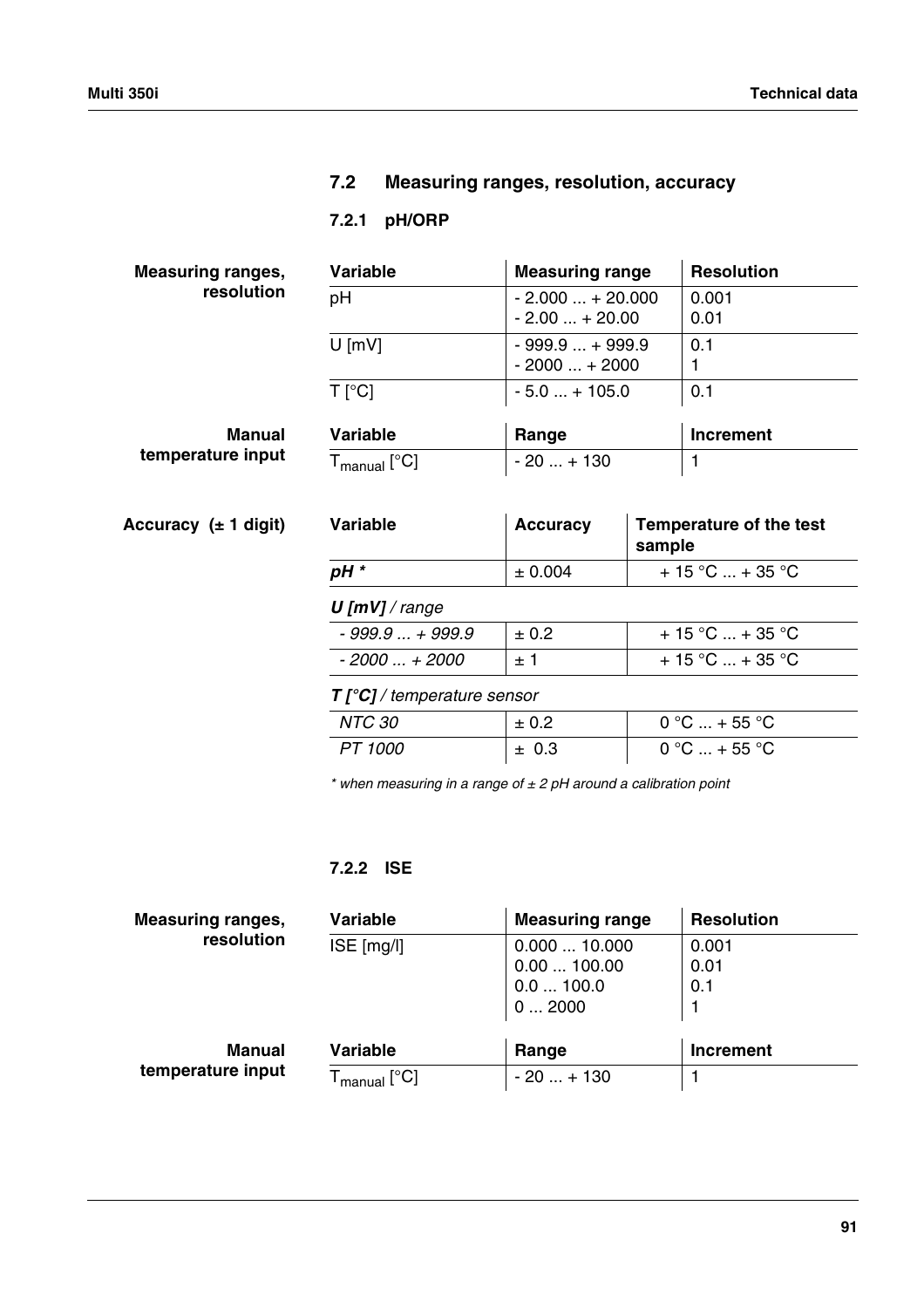## 7.2 Measuring ranges, resolution, accuracy

### 7.2.1 pH/ORP

**Measuring ranges, resolution**

| Variable | Measuring range | Resolution |
|---|---|---|
| pH | - 2.000 ... + 20.000<br>- 2.00 ... + 20.00 | 0.001<br>0.01 |
| U [mV] | - 999.9 ... + 999.9<br>- 2000 ... + 2000 | 0.1<br>1 |
| T [°C] | - 5.0 ... + 105.0 | 0.1 |

**Manual temperature input**

| Variable | Range | Increment |
|---|---|---|
| $T_{manual}$ [°C] | - 20 ... + 130 | 1 |

**Accuracy (± 1 digit)**

| Variable | Accuracy | Temperature of the test sample |
|---|---|---|
| ***pH **** | ± 0.004 | + 15 °C ... + 35 °C |
| ***U [mV]** / range* | | |
| *- 999.9 ... + 999.9* | ± 0.2 | + 15 °C ... + 35 °C |
| *- 2000 ... + 2000* | ± 1 | + 15 °C ... + 35 °C |
| ***T [°C]** / temperature sensor* | | |
| *NTC 30* | ± 0.2 | 0 °C ... + 55 °C |
| *PT 1000* | ± 0.3 | 0 °C ... + 55 °C |

*\* when measuring in a range of ± 2 pH around a calibration point*

### 7.2.2 ISE

**Measuring ranges, resolution**

| Variable | Measuring range | Resolution |
|---|---|---|
| ISE [mg/l] | 0.000 ... 10.000<br>0.00 ... 100.00<br>0.0 ... 100.0<br>0 ... 2000 | 0.001<br>0.01<br>0.1<br>1 |

**Manual temperature input**

| Variable | Range | Increment |
|---|---|---|
| $T_{manual}$ [°C] | - 20 ... + 130 | 1 |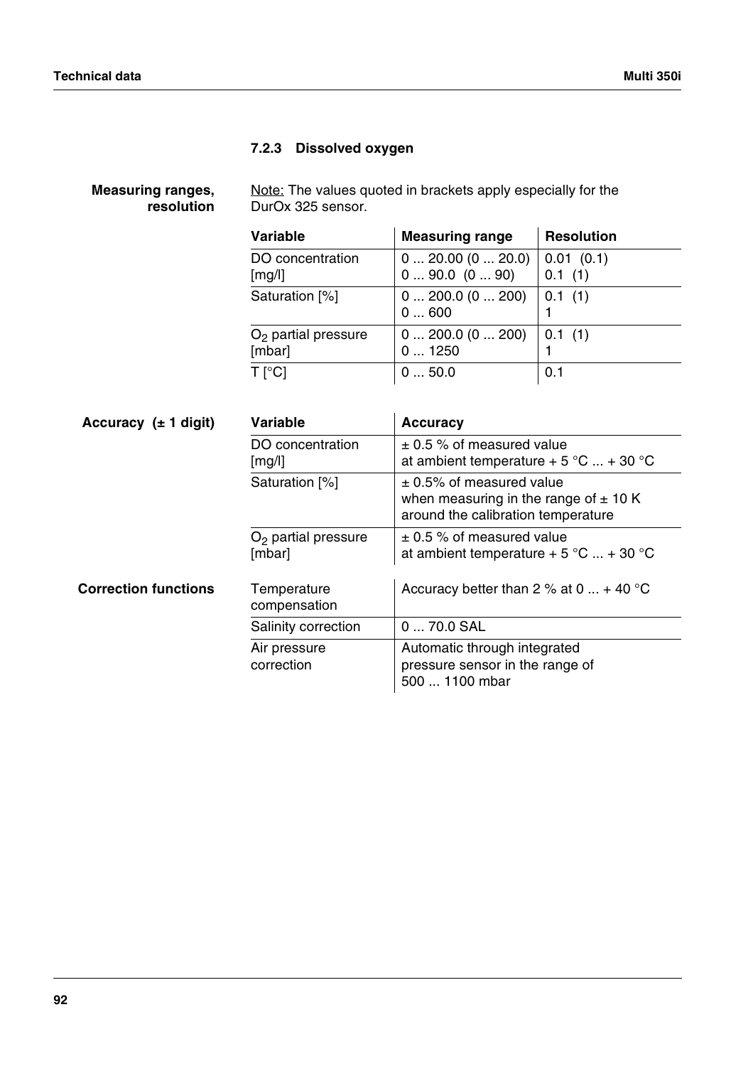### 7.2.3 Dissolved oxygen

**Measuring ranges, resolution**

Note: The values quoted in brackets apply especially for the DurOx 325 sensor.

| Variable | Measuring range | Resolution |
|---|---|---|
| DO concentration [mg/l] | 0 ... 20.00 (0 ... 20.0)<br>0 ... 90.0 (0 ... 90) | 0.01 (0.1)<br>0.1 (1) |
| Saturation [%] | 0 ... 200.0 (0 ... 200)<br>0 ... 600 | 0.1 (1)<br>1 |
| $O_2$ partial pressure [mbar] | 0 ... 200.0 (0 ... 200)<br>0 ... 1250 | 0.1 (1)<br>1 |
| T [°C] | 0 ... 50.0 | 0.1 |

**Accuracy (± 1 digit)**

| Variable | Accuracy |
|---|---|
| DO concentration [mg/l] | ± 0.5 % of measured value at ambient temperature + 5 °C ... + 30 °C |
| Saturation [%] | ± 0.5% of measured value when measuring in the range of ± 10 K around the calibration temperature |
| $O_2$ partial pressure [mbar] | ± 0.5 % of measured value at ambient temperature + 5 °C ... + 30 °C |

**Correction functions**

| | |
|---|---|
| Temperature compensation | Accuracy better than 2 % at 0 ... + 40 °C |
| Salinity correction | 0 ... 70.0 SAL |
| Air pressure correction | Automatic through integrated pressure sensor in the range of 500 ... 1100 mbar |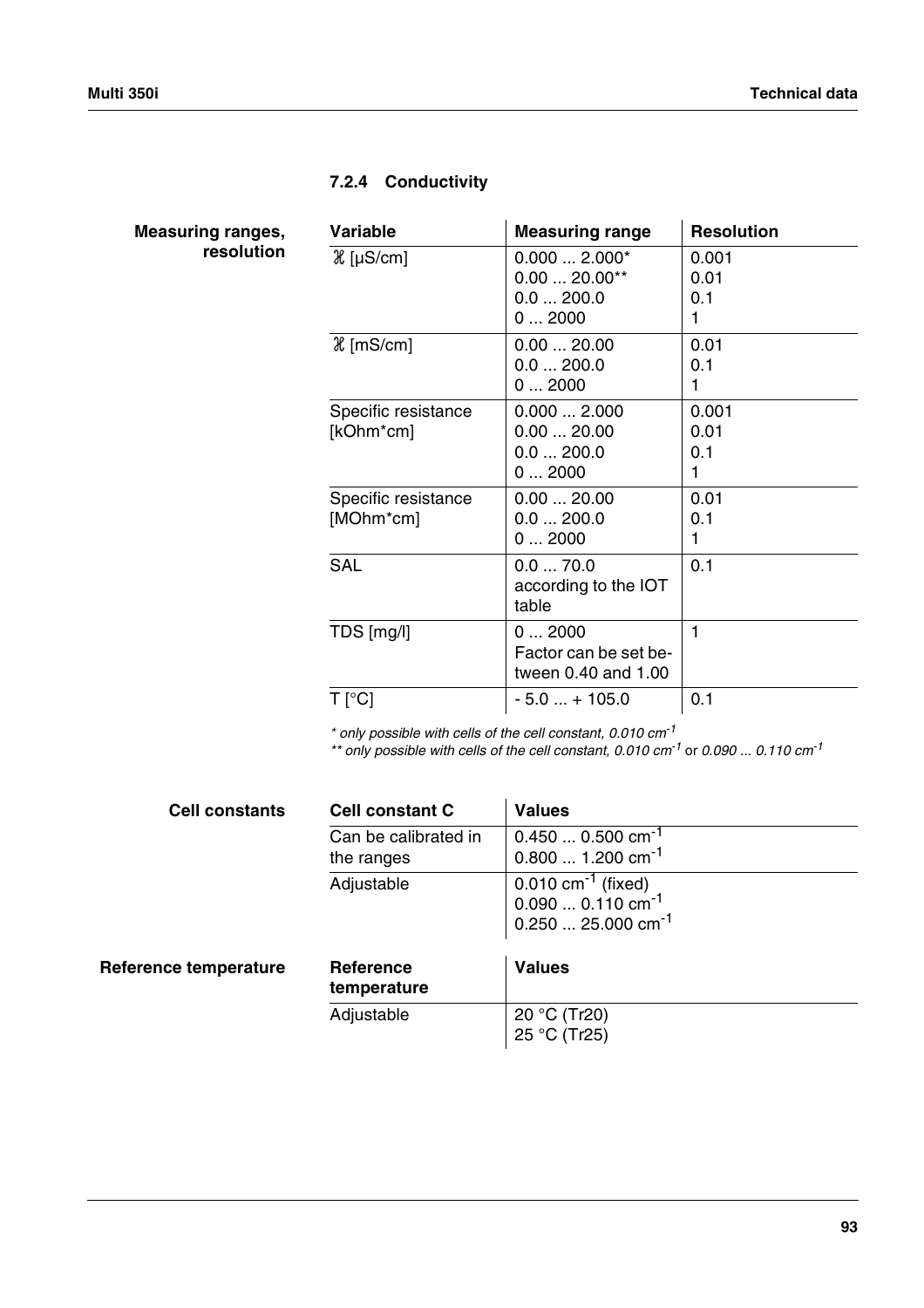### 7.2.4 Conductivity

**Measuring ranges, resolution**

| Variable | Measuring range | Resolution |
|---|---|---|
| ϰ [µS/cm] | 0.000 ... 2.000*<br>0.00 ... 20.00**<br>0.0 ... 200.0<br>0 ... 2000 | 0.001<br>0.01<br>0.1<br>1 |
| ϰ [mS/cm] | 0.00 ... 20.00<br>0.0 ... 200.0<br>0 ... 2000 | 0.01<br>0.1<br>1 |
| Specific resistance [kOhm*cm] | 0.000 ... 2.000<br>0.00 ... 20.00<br>0.0 ... 200.0<br>0 ... 2000 | 0.001<br>0.01<br>0.1<br>1 |
| Specific resistance [MOhm*cm] | 0.00 ... 20.00<br>0.0 ... 200.0<br>0 ... 2000 | 0.01<br>0.1<br>1 |
| SAL | 0.0 ... 70.0<br>according to the IOT table | 0.1 |
| TDS [mg/l] | 0 ... 2000<br>Factor can be set between 0.40 and 1.00 | 1 |
| T [°C] | - 5.0 ... + 105.0 | 0.1 |

*\* only possible with cells of the cell constant, 0.010 $cm^{-1}$*
*\*\* only possible with cells of the cell constant, 0.010 $cm^{-1}$ or 0.090 ... 0.110 $cm^{-1}$*

**Cell constants**

| Cell constant C | Values |
|---|---|
| Can be calibrated in the ranges | 0.450 ... 0.500 $cm^{-1}$<br>0.800 ... 1.200 $cm^{-1}$ |
| Adjustable | 0.010 $cm^{-1}$ (fixed)<br>0.090 ... 0.110 $cm^{-1}$<br>0.250 ... 25.000 $cm^{-1}$ |

**Reference temperature**

| Reference temperature | Values |
|---|---|
| Adjustable | 20 °C (Tr20)<br>25 °C (Tr25) |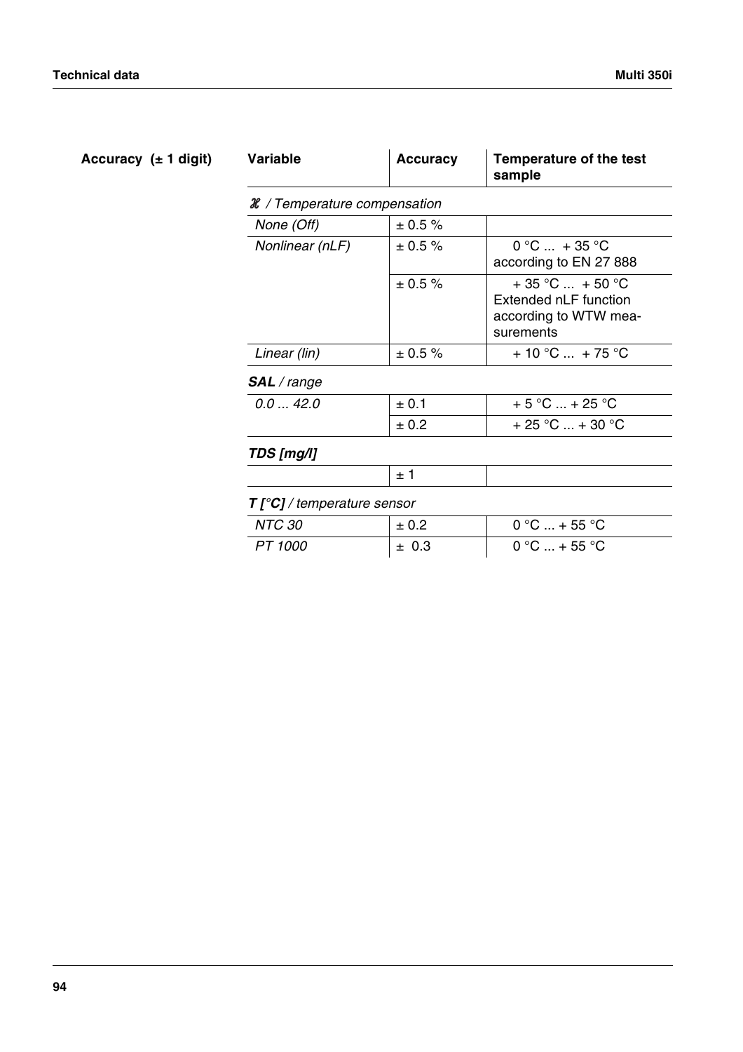**Accuracy (± 1 digit)**

| Variable | Accuracy | Temperature of the test sample |
|---|---|---|
| ***ϰ*** */ Temperature compensation* | | |
| *None (Off)* | ± 0.5 % | |
| *Nonlinear (nLF)* | ± 0.5 % | 0 °C ... + 35 °C according to EN 27 888 |
| | ± 0.5 % | + 35 °C ... + 50 °C Extended nLF function according to WTW measurements |
| *Linear (lin)* | ± 0.5 % | + 10 °C ... + 75 °C |
| ***SAL*** */ range* | | |
| *0.0 ... 42.0* | ± 0.1 | + 5 °C ... + 25 °C |
| | ± 0.2 | + 25 °C ... + 30 °C |
| ***TDS [mg/l]*** | | |
| | ± 1 | |
| ***T [°C]*** */ temperature sensor* | | |
| *NTC 30* | ± 0.2 | 0 °C ... + 55 °C |
| *PT 1000* | ± 0.3 | 0 °C ... + 55 °C |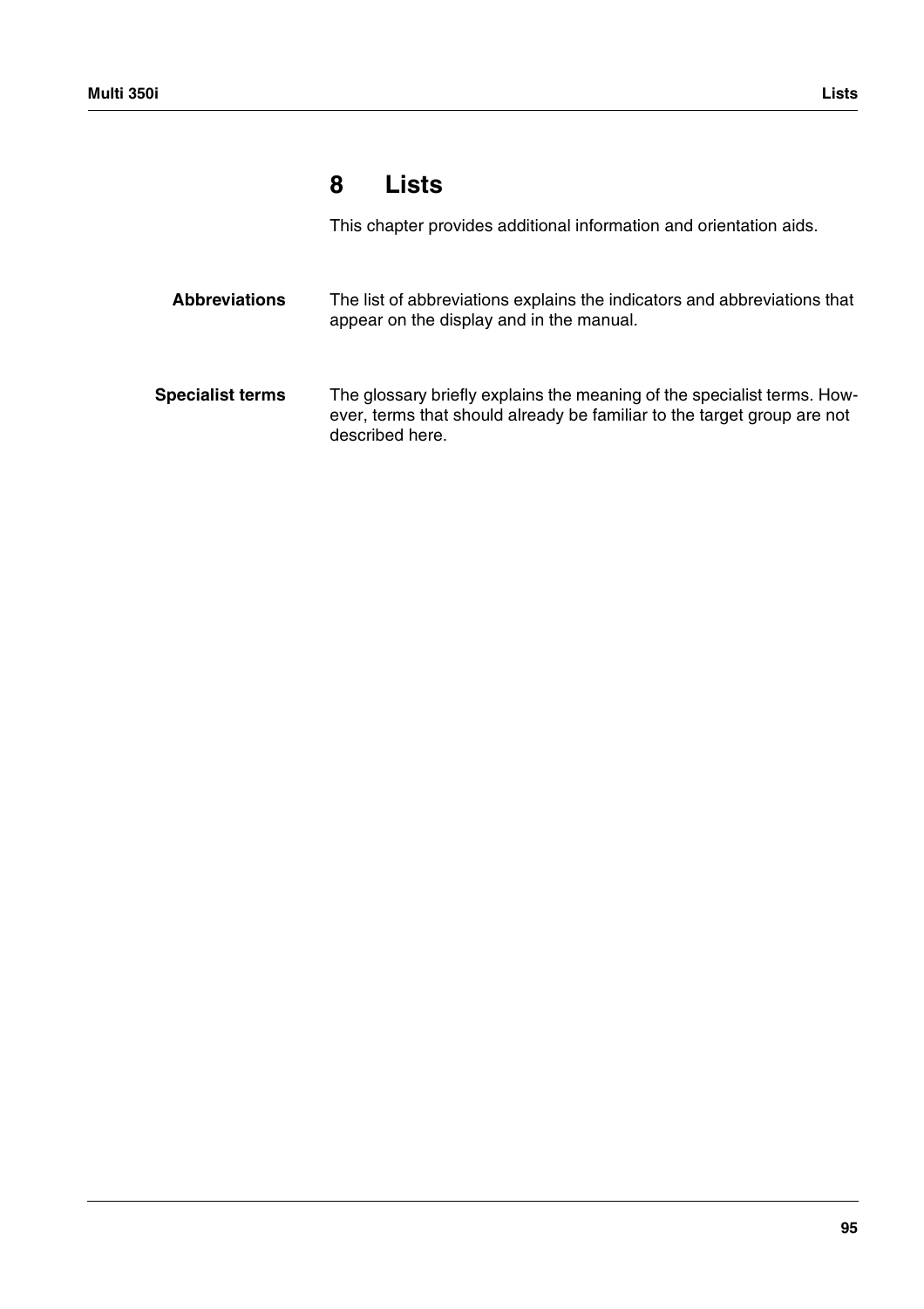# 8 Lists

This chapter provides additional information and orientation aids.

**Abbreviations**

The list of abbreviations explains the indicators and abbreviations that appear on the display and in the manual.

**Specialist terms**

The glossary briefly explains the meaning of the specialist terms. However, terms that should already be familiar to the target group are not described here.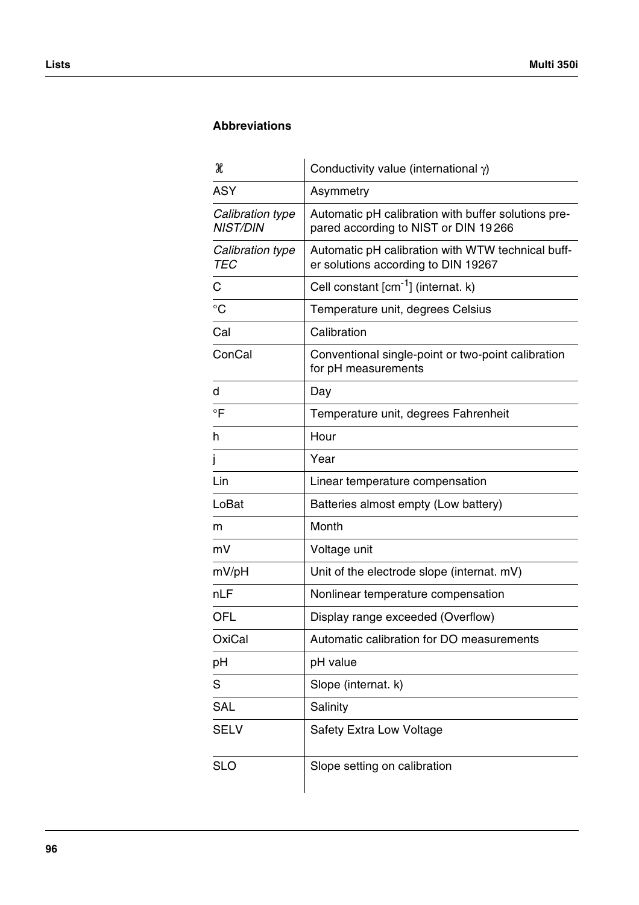## Abbreviations

| | |
|---|---|
| ℋ | Conductivity value (international $\gamma$) |
| ASY | Asymmetry |
| *Calibration type NIST/DIN* | Automatic pH calibration with buffer solutions prepared according to NIST or DIN 19266 |
| *Calibration type TEC* | Automatic pH calibration with WTW technical buffer solutions according to DIN 19267 |
| C | Cell constant [$cm^{-1}$] (internat. k) |
| °C | Temperature unit, degrees Celsius |
| Cal | Calibration |
| ConCal | Conventional single-point or two-point calibration for pH measurements |
| d | Day |
| °F | Temperature unit, degrees Fahrenheit |
| h | Hour |
| j | Year |
| Lin | Linear temperature compensation |
| LoBat | Batteries almost empty (Low battery) |
| m | Month |
| mV | Voltage unit |
| mV/pH | Unit of the electrode slope (internat. mV) |
| nLF | Nonlinear temperature compensation |
| OFL | Display range exceeded (Overflow) |
| OxiCal | Automatic calibration for DO measurements |
| pH | pH value |
| S | Slope (internat. k) |
| SAL | Salinity |
| SELV | Safety Extra Low Voltage |
| SLO | Slope setting on calibration |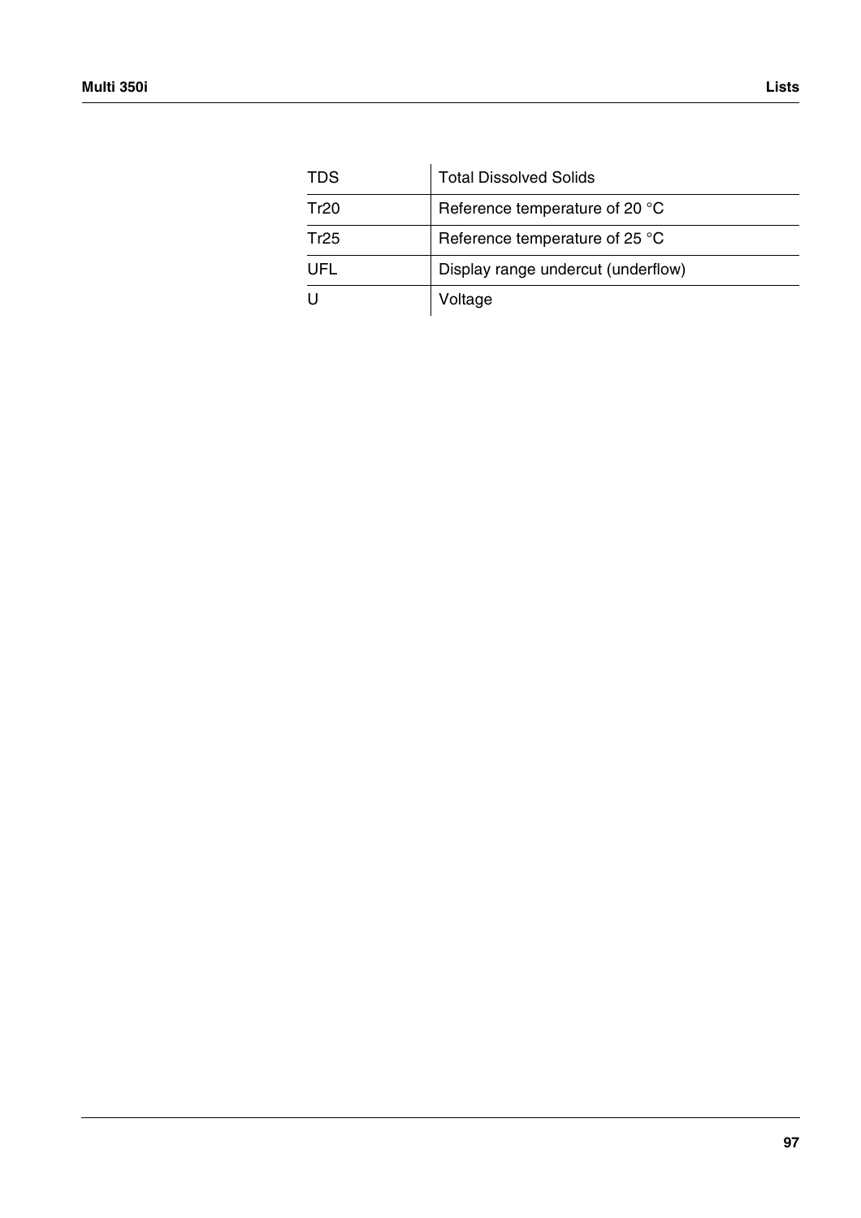| | |
|---|---|
| TDS | Total Dissolved Solids |
| Tr20 | Reference temperature of 20 °C |
| Tr25 | Reference temperature of 25 °C |
| UFL | Display range undercut (underflow) |
| U | Voltage |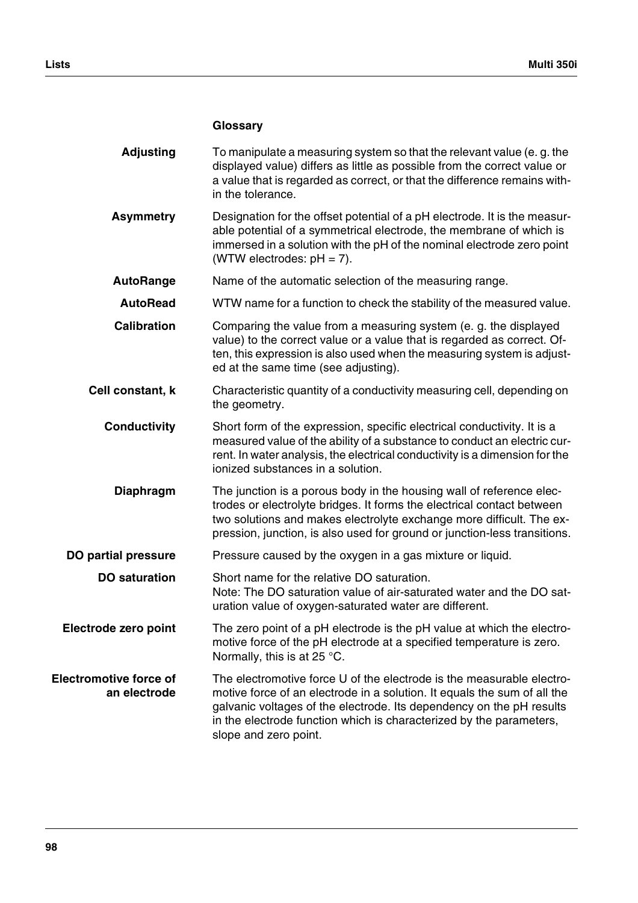## Glossary

**Adjusting**
To manipulate a measuring system so that the relevant value (e. g. the displayed value) differs as little as possible from the correct value or a value that is regarded as correct, or that the difference remains within the tolerance.

**Asymmetry**
Designation for the offset potential of a pH electrode. It is the measurable potential of a symmetrical electrode, the membrane of which is immersed in a solution with the pH of the nominal electrode zero point (WTW electrodes: pH = 7).

**AutoRange**
Name of the automatic selection of the measuring range.

**AutoRead**
WTW name for a function to check the stability of the measured value.

**Calibration**
Comparing the value from a measuring system (e. g. the displayed value) to the correct value or a value that is regarded as correct. Often, this expression is also used when the measuring system is adjusted at the same time (see adjusting).

**Cell constant, k**
Characteristic quantity of a conductivity measuring cell, depending on the geometry.

**Conductivity**
Short form of the expression, specific electrical conductivity. It is a measured value of the ability of a substance to conduct an electric current. In water analysis, the electrical conductivity is a dimension for the ionized substances in a solution.

**Diaphragm**
The junction is a porous body in the housing wall of reference electrodes or electrolyte bridges. It forms the electrical contact between two solutions and makes electrolyte exchange more difficult. The expression, junction, is also used for ground or junction-less transitions.

**DO partial pressure**
Pressure caused by the oxygen in a gas mixture or liquid.

**DO saturation**
Short name for the relative DO saturation.
Note: The DO saturation value of air-saturated water and the DO saturation value of oxygen-saturated water are different.

**Electrode zero point**
The zero point of a pH electrode is the pH value at which the electromotive force of the pH electrode at a specified temperature is zero. Normally, this is at 25 °C.

**Electromotive force of an electrode**
The electromotive force U of the electrode is the measurable electromotive force of an electrode in a solution. It equals the sum of all the galvanic voltages of the electrode. Its dependency on the pH results in the electrode function which is characterized by the parameters, slope and zero point.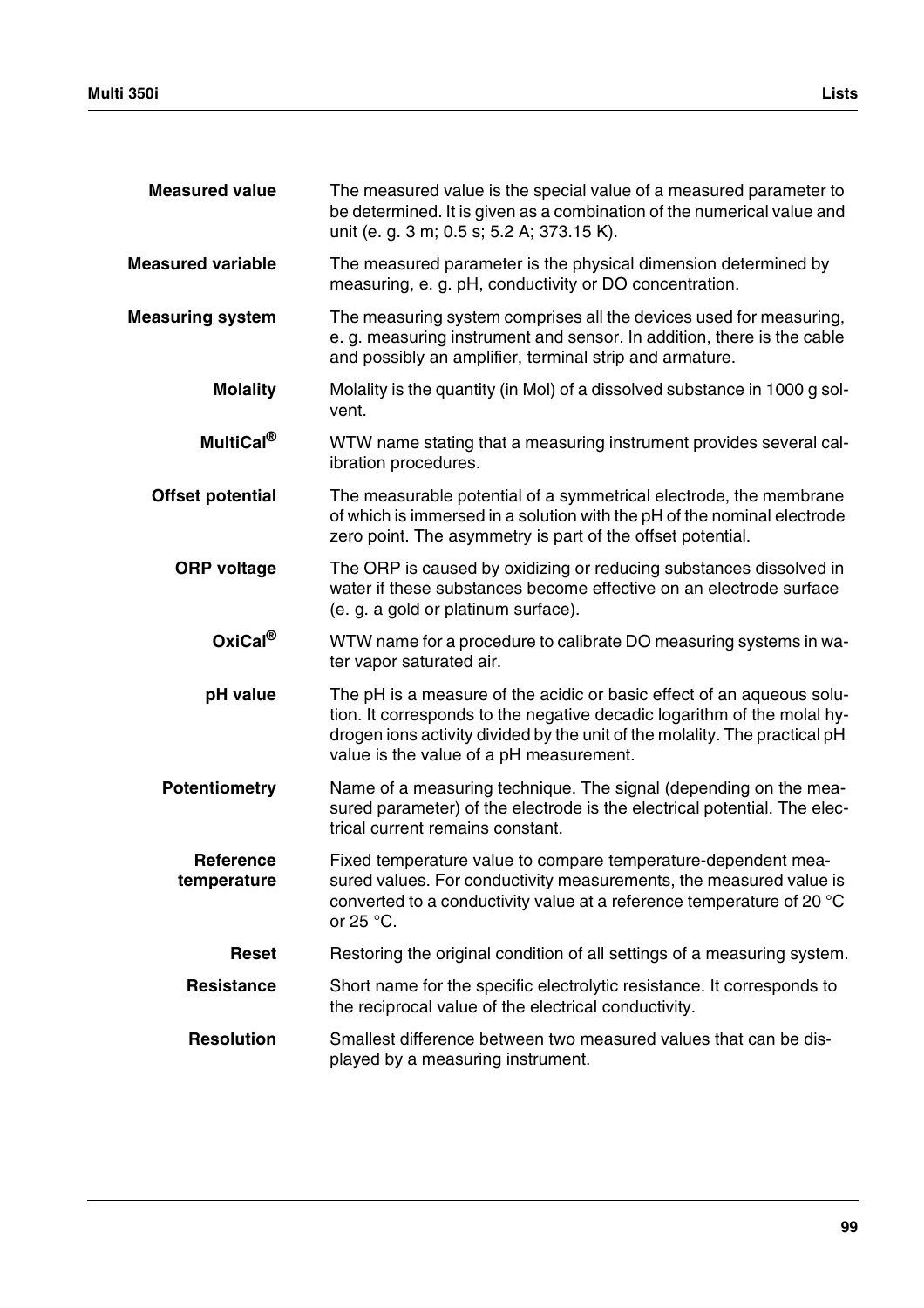**Measured value** The measured value is the special value of a measured parameter to be determined. It is given as a combination of the numerical value and unit (e. g. 3 m; 0.5 s; 5.2 A; 373.15 K).

**Measured variable** The measured parameter is the physical dimension determined by measuring, e. g. pH, conductivity or DO concentration.

**Measuring system** The measuring system comprises all the devices used for measuring, e. g. measuring instrument and sensor. In addition, there is the cable and possibly an amplifier, terminal strip and armature.

**Molality** Molality is the quantity (in Mol) of a dissolved substance in 1000 g solvent.

**MultiCal®** WTW name stating that a measuring instrument provides several calibration procedures.

**Offset potential** The measurable potential of a symmetrical electrode, the membrane of which is immersed in a solution with the pH of the nominal electrode zero point. The asymmetry is part of the offset potential.

**ORP voltage** The ORP is caused by oxidizing or reducing substances dissolved in water if these substances become effective on an electrode surface (e. g. a gold or platinum surface).

**OxiCal®** WTW name for a procedure to calibrate DO measuring systems in water vapor saturated air.

**pH value** The pH is a measure of the acidic or basic effect of an aqueous solution. It corresponds to the negative decadic logarithm of the molal hydrogen ions activity divided by the unit of the molality. The practical pH value is the value of a pH measurement.

**Potentiometry** Name of a measuring technique. The signal (depending on the measured parameter) of the electrode is the electrical potential. The electrical current remains constant.

**Reference temperature** Fixed temperature value to compare temperature-dependent measured values. For conductivity measurements, the measured value is converted to a conductivity value at a reference temperature of 20 °C or 25 °C.

**Reset** Restoring the original condition of all settings of a measuring system.

**Resistance** Short name for the specific electrolytic resistance. It corresponds to the reciprocal value of the electrical conductivity.

**Resolution** Smallest difference between two measured values that can be displayed by a measuring instrument.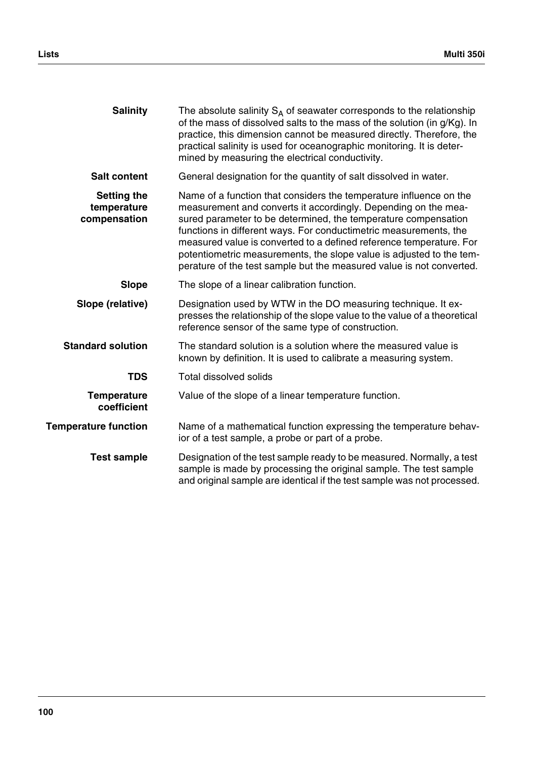**Salinity**
The absolute salinity $S_A$ of seawater corresponds to the relationship of the mass of dissolved salts to the mass of the solution (in g/Kg). In practice, this dimension cannot be measured directly. Therefore, the practical salinity is used for oceanographic monitoring. It is determined by measuring the electrical conductivity.

**Salt content**
General designation for the quantity of salt dissolved in water.

**Setting the temperature compensation**
Name of a function that considers the temperature influence on the measurement and converts it accordingly. Depending on the measured parameter to be determined, the temperature compensation functions in different ways. For conductimetric measurements, the measured value is converted to a defined reference temperature. For potentiometric measurements, the slope value is adjusted to the temperature of the test sample but the measured value is not converted.

**Slope**
The slope of a linear calibration function.

**Slope (relative)**
Designation used by WTW in the DO measuring technique. It expresses the relationship of the slope value to the value of a theoretical reference sensor of the same type of construction.

**Standard solution**
The standard solution is a solution where the measured value is known by definition. It is used to calibrate a measuring system.

**TDS**
Total dissolved solids

**Temperature coefficient**
Value of the slope of a linear temperature function.

**Temperature function**
Name of a mathematical function expressing the temperature behavior of a test sample, a probe or part of a probe.

**Test sample**
Designation of the test sample ready to be measured. Normally, a test sample is made by processing the original sample. The test sample and original sample are identical if the test sample was not processed.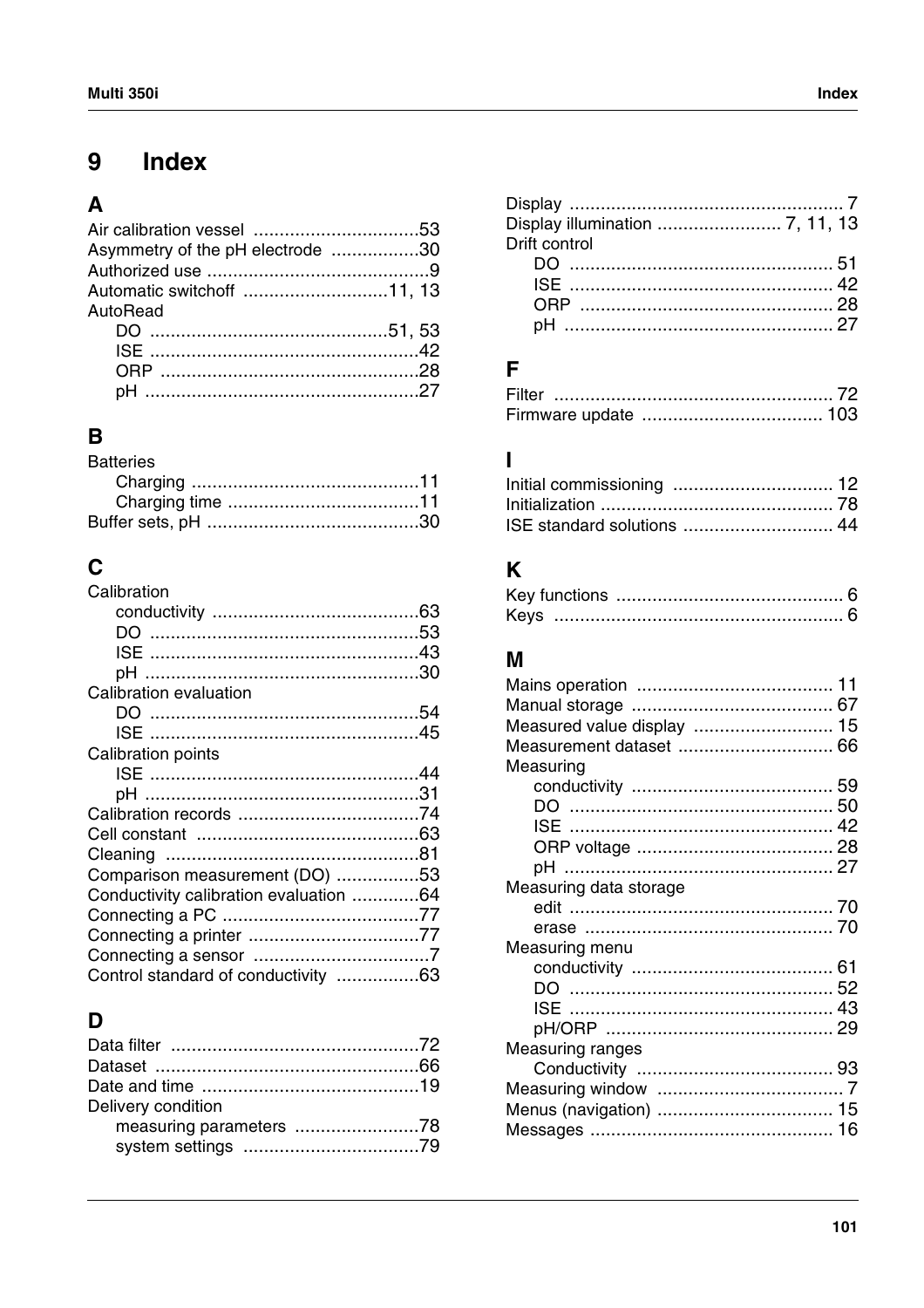# 9 Index

## A

Air calibration vessel ................................53
Asymmetry of the pH electrode .................30
Authorized use ...........................................9
Automatic switchoff ............................11, 13
AutoRead
- DO .............................................51, 53
- ISE ....................................................42
- ORP ..................................................28
- pH .....................................................27

## B

Batteries
- Charging ............................................11
- Charging time .....................................11

Buffer sets, pH .........................................30

## C

Calibration
- conductivity ........................................63
- DO ....................................................53
- ISE ....................................................43
- pH .....................................................30

Calibration evaluation
- DO ....................................................54
- ISE ....................................................45

Calibration points
- ISE ....................................................44
- pH .....................................................31

Calibration records ...................................74
Cell constant ...........................................63
Cleaning .................................................81
Comparison measurement (DO) ................53
Conductivity calibration evaluation .............64
Connecting a PC ......................................77
Connecting a printer .................................77
Connecting a sensor ...................................7
Control standard of conductivity ................63

## D

Data filter ................................................72
Dataset ...................................................66
Date and time ..........................................19
Delivery condition
- measuring parameters ........................78
- system settings ..................................79

Display ..................................................... 7
Display illumination ........................ 7, 11, 13
Drift control
- DO ................................................... 51
- ISE ................................................... 42
- ORP ................................................. 28
- pH .................................................... 27

## F

Filter ...................................................... 72
Firmware update ................................... 103

## I

Initial commissioning ............................... 12
Initialization ............................................. 78
ISE standard solutions ............................. 44

## K

Key functions ............................................ 6
Keys ........................................................ 6

## M

Mains operation ...................................... 11
Manual storage ....................................... 67
Measured value display ........................... 15
Measurement dataset .............................. 66
Measuring
- conductivity ....................................... 59
- DO ................................................... 50
- ISE ................................................... 42
- ORP voltage ...................................... 28
- pH .................................................... 27

Measuring data storage
- edit ................................................... 70
- erase ................................................ 70

Measuring menu
- conductivity ....................................... 61
- DO ................................................... 52
- ISE ................................................... 43
- pH/ORP ............................................ 29

Measuring ranges
- Conductivity ...................................... 93

Measuring window .................................... 7
Menus (navigation) .................................. 15
Messages ............................................... 16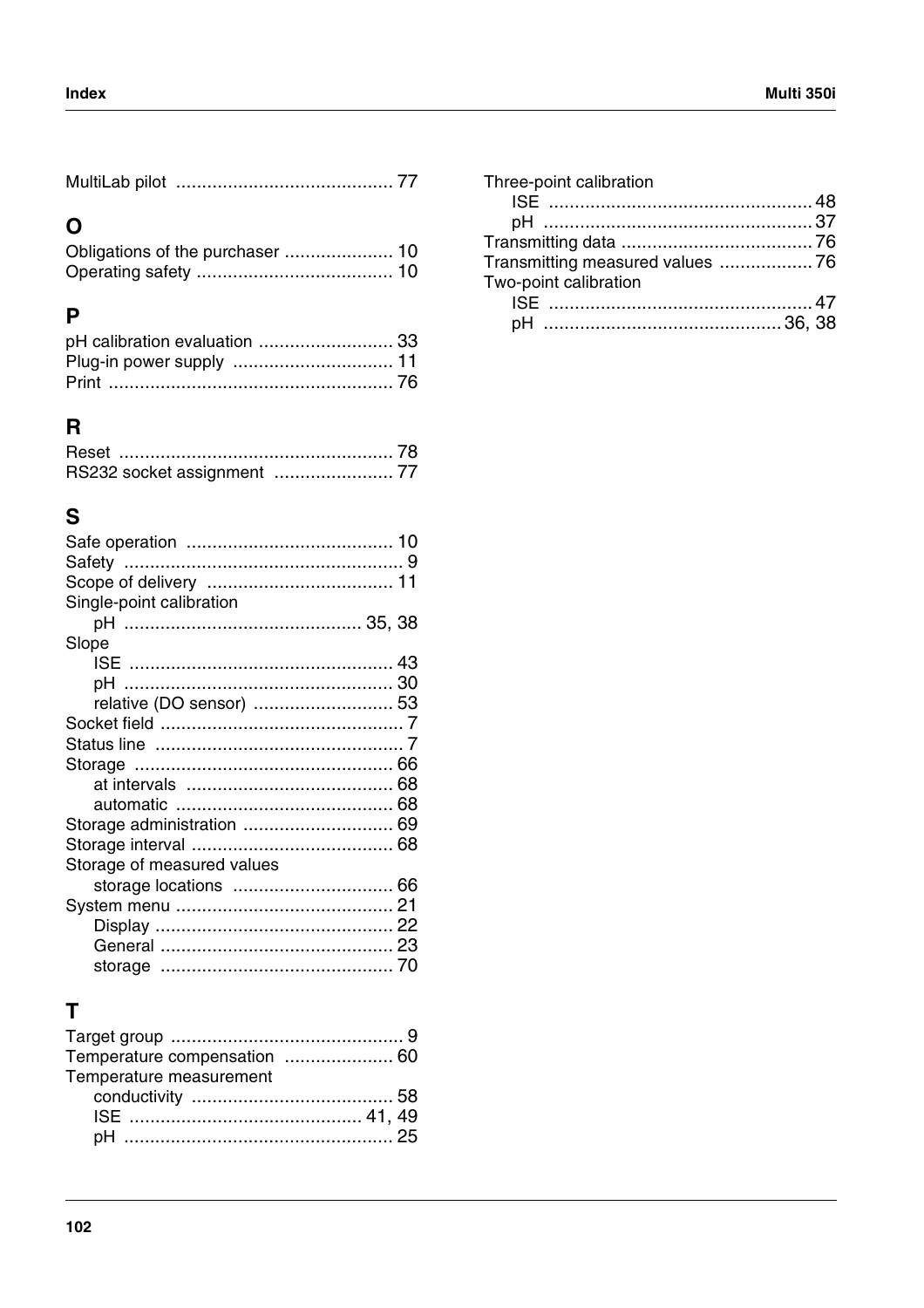MultiLab pilot .......................................... 77

## O

Obligations of the purchaser ..................... 10
Operating safety ...................................... 10

## P

pH calibration evaluation .......................... 33
Plug-in power supply ............................... 11
Print ...................................................... 76

## R

Reset .................................................... 78
RS232 socket assignment ....................... 77

## S

Safe operation ........................................ 10
Safety ...................................................... 9
Scope of delivery .................................... 11
Single-point calibration
    pH ............................................. 35, 38
Slope
    ISE .................................................. 43
    pH ................................................... 30
    relative (DO sensor) ........................... 53
Socket field ............................................... 7
Status line ................................................ 7
Storage .................................................. 66
    at intervals ........................................ 68
    automatic .......................................... 68
Storage administration ............................. 69
Storage interval ....................................... 68
Storage of measured values
    storage locations ............................... 66
System menu .......................................... 21
    Display ............................................. 22
    General ............................................. 23
    storage ............................................ 70

## T

Target group ............................................. 9
Temperature compensation ..................... 60
Temperature measurement
    conductivity ....................................... 58
    ISE ............................................. 41, 49
    pH ................................................... 25

Three-point calibration
    ISE .................................................. 48
    pH ................................................... 37
Transmitting data ..................................... 76
Transmitting measured values .................. 76
Two-point calibration
    ISE .................................................. 47
    pH ............................................. 36, 38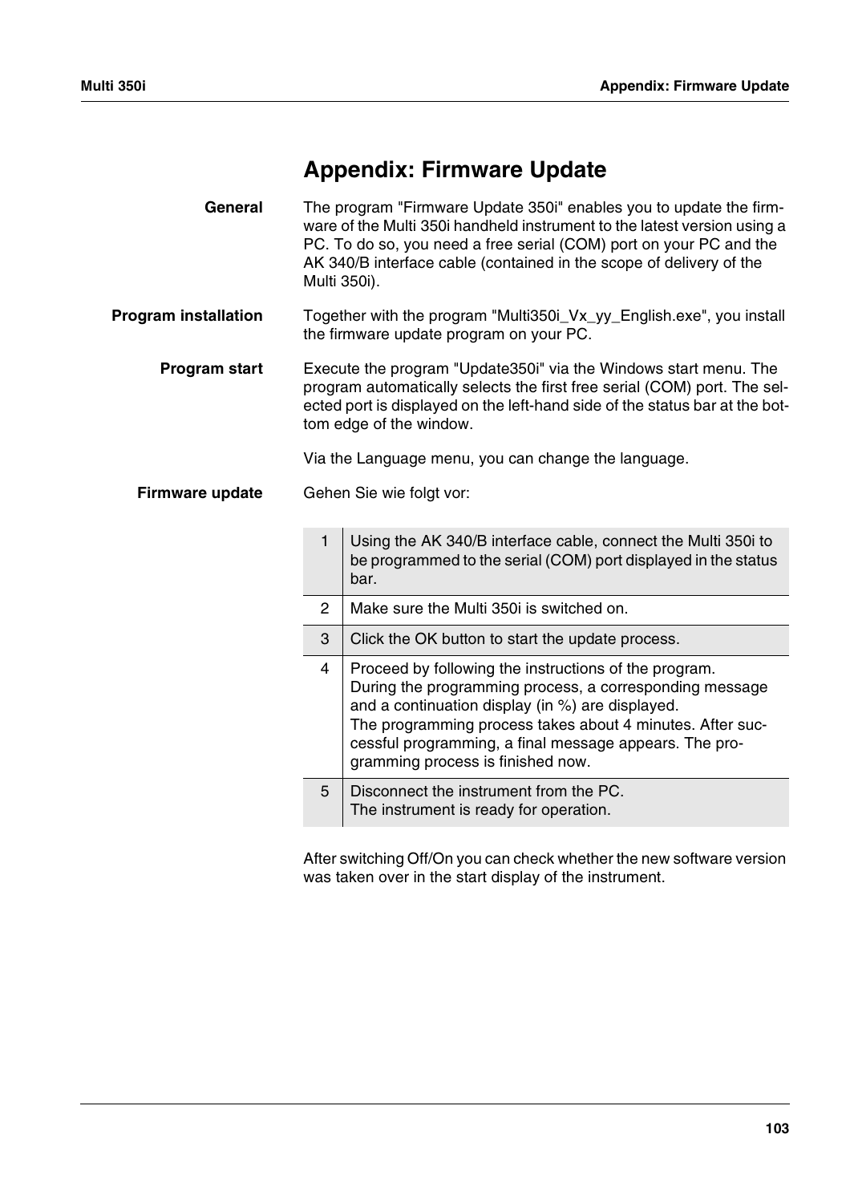# Appendix: Firmware Update

**General**

The program "Firmware Update 350i" enables you to update the firmware of the Multi 350i handheld instrument to the latest version using a PC. To do so, you need a free serial (COM) port on your PC and the AK 340/B interface cable (contained in the scope of delivery of the Multi 350i).

**Program installation**

Together with the program "Multi350i_Vx_yy_English.exe", you install the firmware update program on your PC.

**Program start**

Execute the program "Update350i" via the Windows start menu. The program automatically selects the first free serial (COM) port. The selected port is displayed on the left-hand side of the status bar at the bottom edge of the window.

Via the Language menu, you can change the language.

**Firmware update**

Gehen Sie wie folgt vor:

| | |
|---|---|
| 1 | Using the AK 340/B interface cable, connect the Multi 350i to be programmed to the serial (COM) port displayed in the status bar. |
| 2 | Make sure the Multi 350i is switched on. |
| 3 | Click the OK button to start the update process. |
| 4 | Proceed by following the instructions of the program. During the programming process, a corresponding message and a continuation display (in %) are displayed. The programming process takes about 4 minutes. After successful programming, a final message appears. The programming process is finished now. |
| 5 | Disconnect the instrument from the PC. The instrument is ready for operation. |

After switching Off/On you can check whether the new software version was taken over in the start display of the instrument.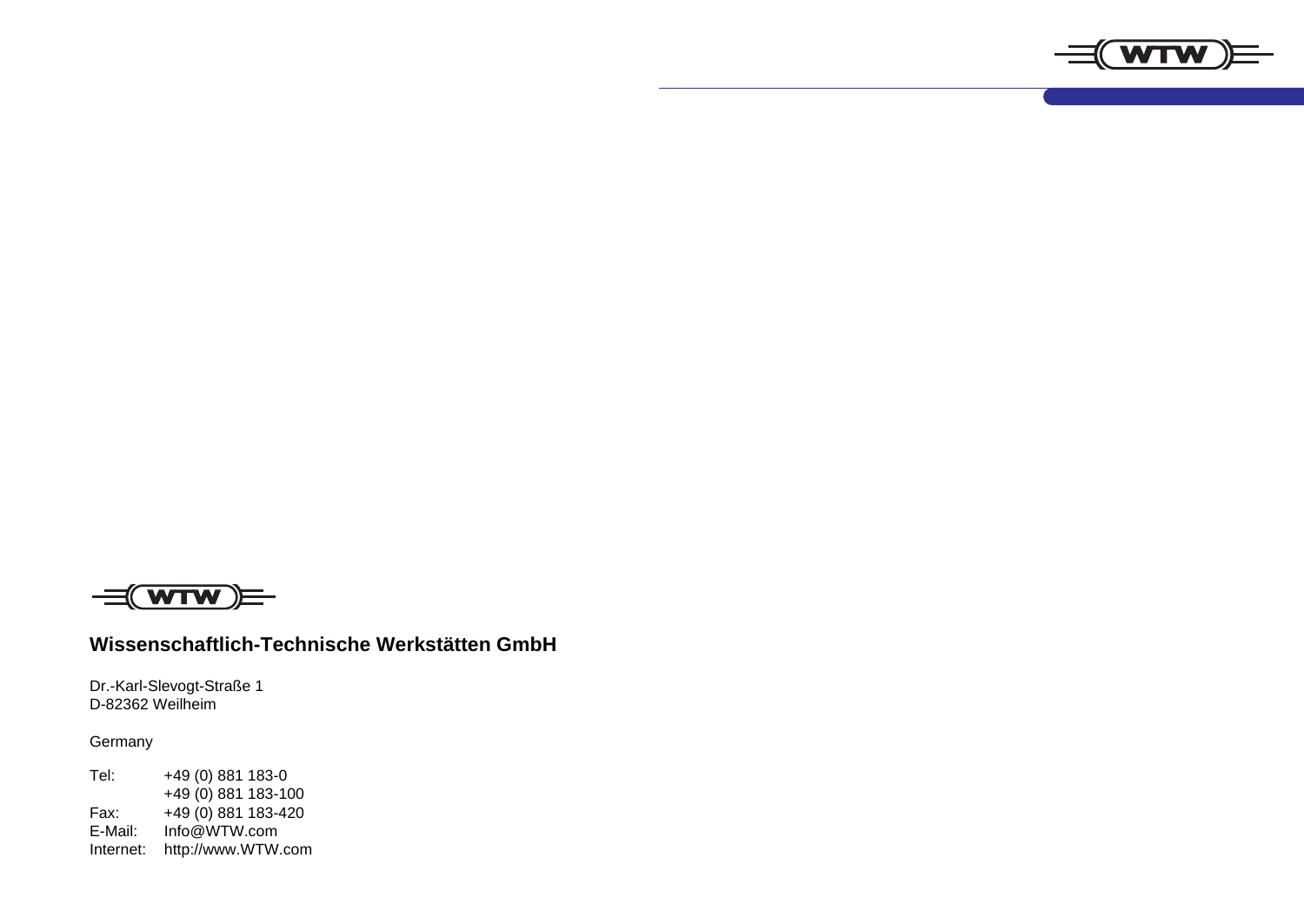**Wissenschaftlich-Technische Werkstätten GmbH**

Dr.-Karl-Slevogt-Straße 1
D-82362 Weilheim

Germany

| | |
|---|---|
| Tel: | +49 (0) 881 183-0 |
| | +49 (0) 881 183-100 |
| Fax: | +49 (0) 881 183-420 |
| E-Mail: | Info@WTW.com |
| Internet: | http://www.WTW.com |